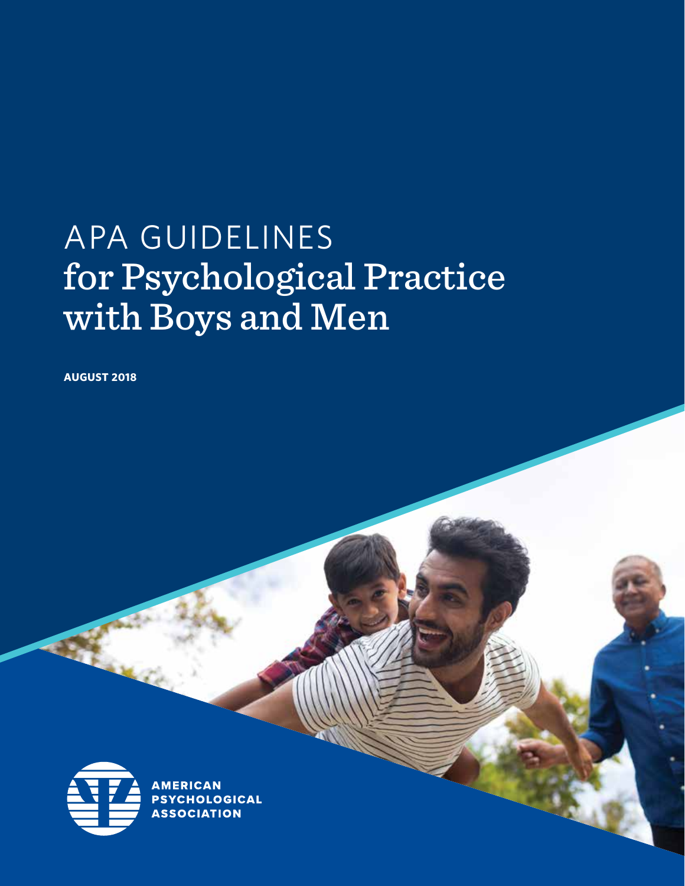# APA GUIDELINES for Psychological Practice with Boys and Men

**AUGUST 2018**

AMERICAN PSYCHOLOGICAL ASSOCIATION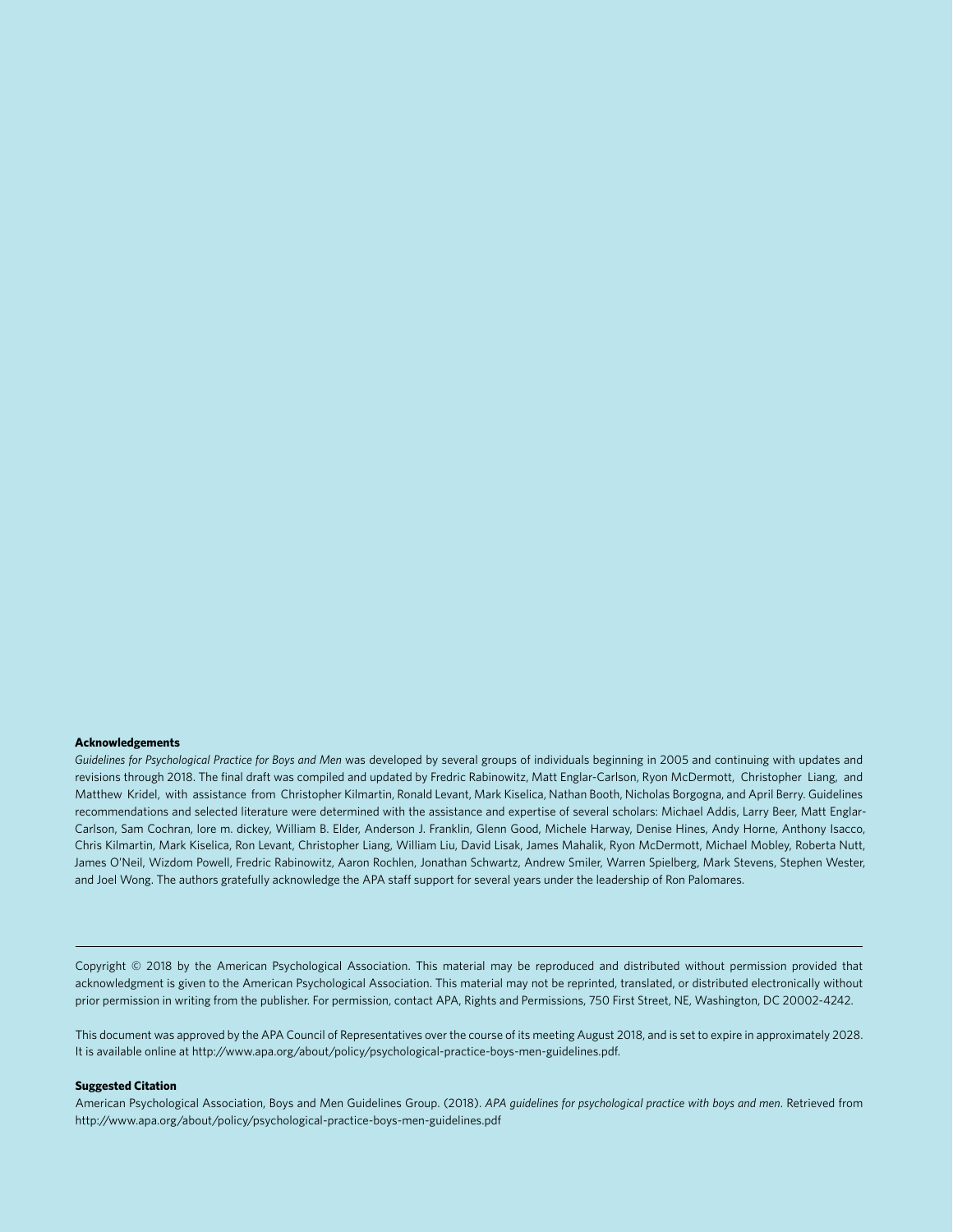**Acknowledgements**

*Guidelines for Psychological Practice for Boys and Men* was developed by several groups of individuals beginning in 2005 and continuing with updates and revisions through 2018. The final draft was compiled and updated by Fredric Rabinowitz, Matt Englar-Carlson, Ryon McDermott, Christopher Liang, and Matthew Kridel, with assistance from Christopher Kilmartin, Ronald Levant, Mark Kiselica, Nathan Booth, Nicholas Borgogna, and April Berry. Guidelines recommendations and selected literature were determined with the assistance and expertise of several scholars: Michael Addis, Larry Beer, Matt Englar-Carlson, Sam Cochran, lore m. dickey, William B. Elder, Anderson J. Franklin, Glenn Good, Michele Harway, Denise Hines, Andy Horne, Anthony Isacco, Chris Kilmartin, Mark Kiselica, Ron Levant, Christopher Liang, William Liu, David Lisak, James Mahalik, Ryon McDermott, Michael Mobley, Roberta Nutt, James O'Neil, Wizdom Powell, Fredric Rabinowitz, Aaron Rochlen, Jonathan Schwartz, Andrew Smiler, Warren Spielberg, Mark Stevens, Stephen Wester, and Joel Wong. The authors gratefully acknowledge the APA staff support for several years under the leadership of Ron Palomares.

---

Copyright © 2018 by the American Psychological Association. This material may be reproduced and distributed without permission provided that acknowledgment is given to the American Psychological Association. This material may not be reprinted, translated, or distributed electronically without prior permission in writing from the publisher. For permission, contact APA, Rights and Permissions, 750 First Street, NE, Washington, DC 20002-4242.

This document was approved by the APA Council of Representatives over the course of its meeting August 2018, and is set to expire in approximately 2028. It is available online at http://www.apa.org/about/policy/psychological-practice-boys-men-guidelines.pdf.

**Suggested Citation**

American Psychological Association, Boys and Men Guidelines Group. (2018). *APA guidelines for psychological practice with boys and men*. Retrieved from http://www.apa.org/about/policy/psychological-practice-boys-men-guidelines.pdf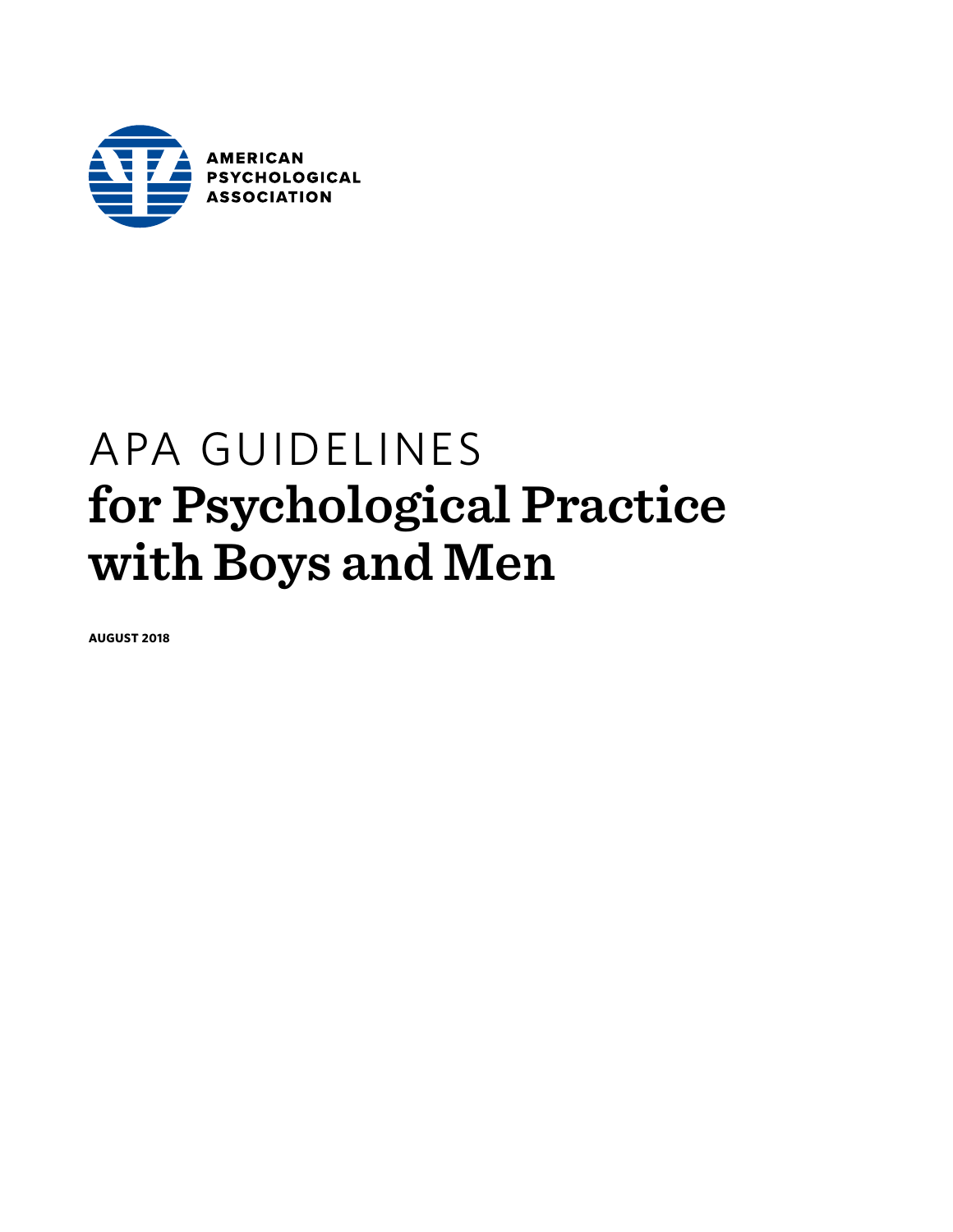AMERICAN PSYCHOLOGICAL ASSOCIATION

# APA GUIDELINES for Psychological Practice with Boys and Men

**AUGUST 2018**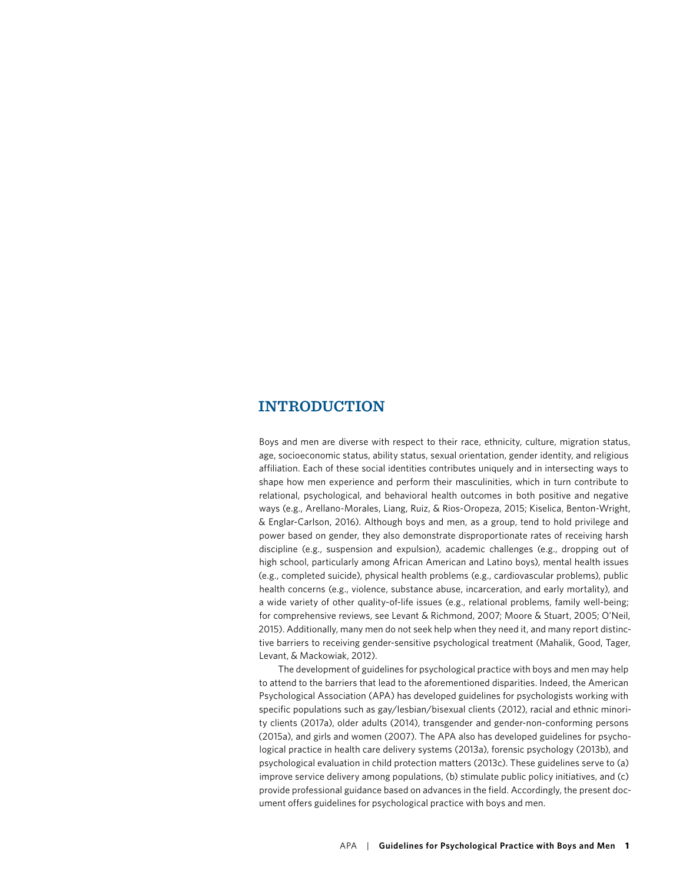# INTRODUCTION

Boys and men are diverse with respect to their race, ethnicity, culture, migration status, age, socioeconomic status, ability status, sexual orientation, gender identity, and religious affiliation. Each of these social identities contributes uniquely and in intersecting ways to shape how men experience and perform their masculinities, which in turn contribute to relational, psychological, and behavioral health outcomes in both positive and negative ways (e.g., Arellano-Morales, Liang, Ruiz, & Rios-Oropeza, 2015; Kiselica, Benton-Wright, & Englar-Carlson, 2016). Although boys and men, as a group, tend to hold privilege and power based on gender, they also demonstrate disproportionate rates of receiving harsh discipline (e.g., suspension and expulsion), academic challenges (e.g., dropping out of high school, particularly among African American and Latino boys), mental health issues (e.g., completed suicide), physical health problems (e.g., cardiovascular problems), public health concerns (e.g., violence, substance abuse, incarceration, and early mortality), and a wide variety of other quality-of-life issues (e.g., relational problems, family well-being; for comprehensive reviews, see Levant & Richmond, 2007; Moore & Stuart, 2005; O'Neil, 2015). Additionally, many men do not seek help when they need it, and many report distinctive barriers to receiving gender-sensitive psychological treatment (Mahalik, Good, Tager, Levant, & Mackowiak, 2012).

The development of guidelines for psychological practice with boys and men may help to attend to the barriers that lead to the aforementioned disparities. Indeed, the American Psychological Association (APA) has developed guidelines for psychologists working with specific populations such as gay/lesbian/bisexual clients (2012), racial and ethnic minority clients (2017a), older adults (2014), transgender and gender-non-conforming persons (2015a), and girls and women (2007). The APA also has developed guidelines for psychological practice in health care delivery systems (2013a), forensic psychology (2013b), and psychological evaluation in child protection matters (2013c). These guidelines serve to (a) improve service delivery among populations, (b) stimulate public policy initiatives, and (c) provide professional guidance based on advances in the field. Accordingly, the present document offers guidelines for psychological practice with boys and men.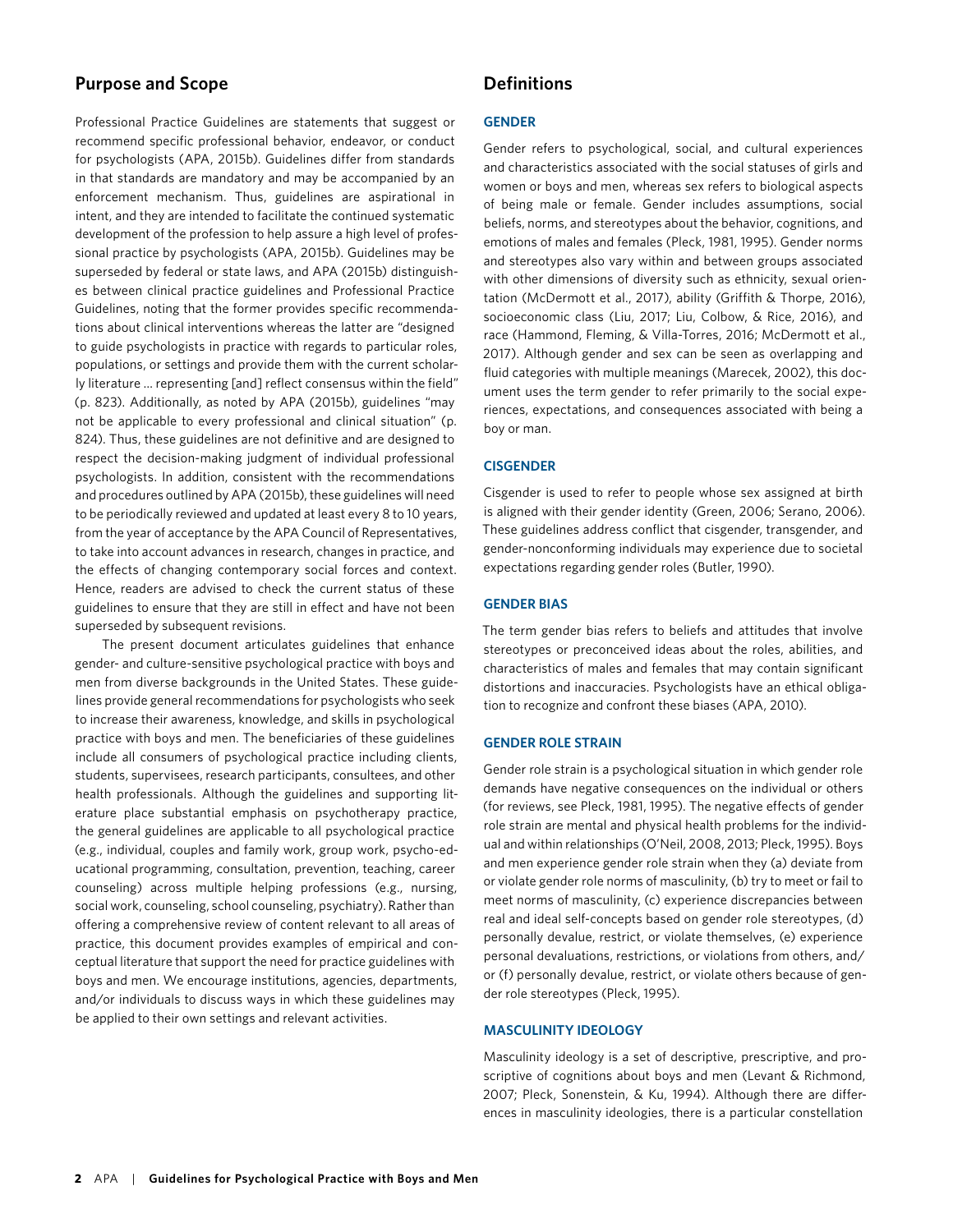## Purpose and Scope

Professional Practice Guidelines are statements that suggest or recommend specific professional behavior, endeavor, or conduct for psychologists (APA, 2015b). Guidelines differ from standards in that standards are mandatory and may be accompanied by an enforcement mechanism. Thus, guidelines are aspirational in intent, and they are intended to facilitate the continued systematic development of the profession to help assure a high level of professional practice by psychologists (APA, 2015b). Guidelines may be superseded by federal or state laws, and APA (2015b) distinguishes between clinical practice guidelines and Professional Practice Guidelines, noting that the former provides specific recommendations about clinical interventions whereas the latter are "designed to guide psychologists in practice with regards to particular roles, populations, or settings and provide them with the current scholarly literature ... representing [and] reflect consensus within the field" (p. 823). Additionally, as noted by APA (2015b), guidelines "may not be applicable to every professional and clinical situation" (p. 824). Thus, these guidelines are not definitive and are designed to respect the decision-making judgment of individual professional psychologists. In addition, consistent with the recommendations and procedures outlined by APA (2015b), these guidelines will need to be periodically reviewed and updated at least every 8 to 10 years, from the year of acceptance by the APA Council of Representatives, to take into account advances in research, changes in practice, and the effects of changing contemporary social forces and context. Hence, readers are advised to check the current status of these guidelines to ensure that they are still in effect and have not been superseded by subsequent revisions.

The present document articulates guidelines that enhance gender- and culture-sensitive psychological practice with boys and men from diverse backgrounds in the United States. These guidelines provide general recommendations for psychologists who seek to increase their awareness, knowledge, and skills in psychological practice with boys and men. The beneficiaries of these guidelines include all consumers of psychological practice including clients, students, supervisees, research participants, consultees, and other health professionals. Although the guidelines and supporting literature place substantial emphasis on psychotherapy practice, the general guidelines are applicable to all psychological practice (e.g., individual, couples and family work, group work, psycho-educational programming, consultation, prevention, teaching, career counseling) across multiple helping professions (e.g., nursing, social work, counseling, school counseling, psychiatry). Rather than offering a comprehensive review of content relevant to all areas of practice, this document provides examples of empirical and conceptual literature that support the need for practice guidelines with boys and men. We encourage institutions, agencies, departments, and/or individuals to discuss ways in which these guidelines may be applied to their own settings and relevant activities.

## Definitions

### GENDER

Gender refers to psychological, social, and cultural experiences and characteristics associated with the social statuses of girls and women or boys and men, whereas sex refers to biological aspects of being male or female. Gender includes assumptions, social beliefs, norms, and stereotypes about the behavior, cognitions, and emotions of males and females (Pleck, 1981, 1995). Gender norms and stereotypes also vary within and between groups associated with other dimensions of diversity such as ethnicity, sexual orientation (McDermott et al., 2017), ability (Griffith & Thorpe, 2016), socioeconomic class (Liu, 2017; Liu, Colbow, & Rice, 2016), and race (Hammond, Fleming, & Villa-Torres, 2016; McDermott et al., 2017). Although gender and sex can be seen as overlapping and fluid categories with multiple meanings (Marecek, 2002), this document uses the term gender to refer primarily to the social experiences, expectations, and consequences associated with being a boy or man.

### CISGENDER

Cisgender is used to refer to people whose sex assigned at birth is aligned with their gender identity (Green, 2006; Serano, 2006). These guidelines address conflict that cisgender, transgender, and gender-nonconforming individuals may experience due to societal expectations regarding gender roles (Butler, 1990).

### GENDER BIAS

The term gender bias refers to beliefs and attitudes that involve stereotypes or preconceived ideas about the roles, abilities, and characteristics of males and females that may contain significant distortions and inaccuracies. Psychologists have an ethical obligation to recognize and confront these biases (APA, 2010).

### GENDER ROLE STRAIN

Gender role strain is a psychological situation in which gender role demands have negative consequences on the individual or others (for reviews, see Pleck, 1981, 1995). The negative effects of gender role strain are mental and physical health problems for the individual and within relationships (O'Neil, 2008, 2013; Pleck, 1995). Boys and men experience gender role strain when they (a) deviate from or violate gender role norms of masculinity, (b) try to meet or fail to meet norms of masculinity, (c) experience discrepancies between real and ideal self-concepts based on gender role stereotypes, (d) personally devalue, restrict, or violate themselves, (e) experience personal devaluations, restrictions, or violations from others, and/or (f) personally devalue, restrict, or violate others because of gender role stereotypes (Pleck, 1995).

### MASCULINITY IDEOLOGY

Masculinity ideology is a set of descriptive, prescriptive, and proscriptive of cognitions about boys and men (Levant & Richmond, 2007; Pleck, Sonenstein, & Ku, 1994). Although there are differences in masculinity ideologies, there is a particular constellation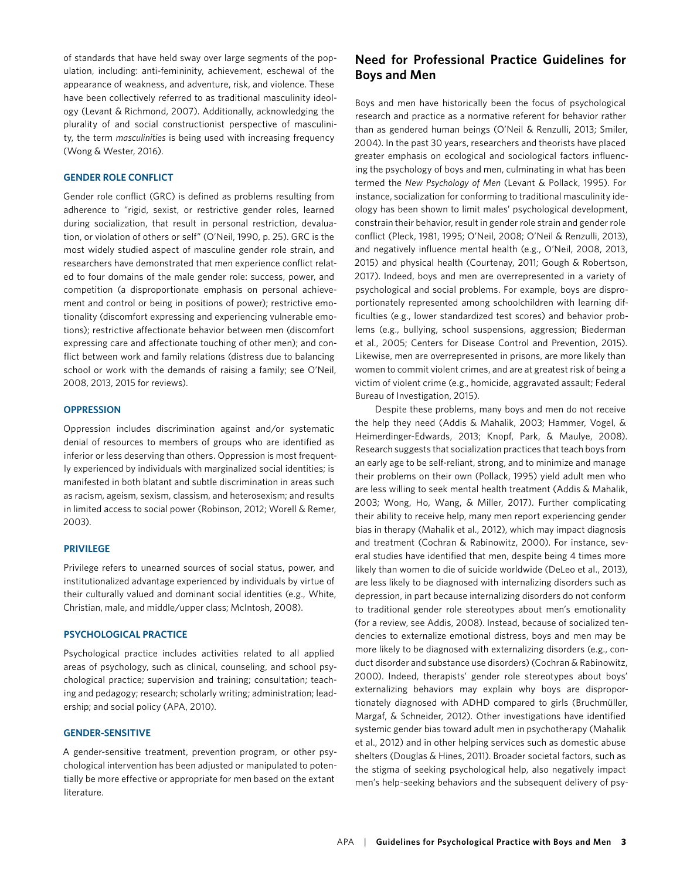of standards that have held sway over large segments of the population, including: anti-femininity, achievement, eschewal of the appearance of weakness, and adventure, risk, and violence. These have been collectively referred to as traditional masculinity ideology (Levant & Richmond, 2007). Additionally, acknowledging the plurality of and social constructionist perspective of masculinity, the term *masculinities* is being used with increasing frequency (Wong & Wester, 2016).

### GENDER ROLE CONFLICT

Gender role conflict (GRC) is defined as problems resulting from adherence to "rigid, sexist, or restrictive gender roles, learned during socialization, that result in personal restriction, devaluation, or violation of others or self" (O'Neil, 1990, p. 25). GRC is the most widely studied aspect of masculine gender role strain, and researchers have demonstrated that men experience conflict related to four domains of the male gender role: success, power, and competition (a disproportionate emphasis on personal achievement and control or being in positions of power); restrictive emotionality (discomfort expressing and experiencing vulnerable emotions); restrictive affectionate behavior between men (discomfort expressing care and affectionate touching of other men); and conflict between work and family relations (distress due to balancing school or work with the demands of raising a family; see O'Neil, 2008, 2013, 2015 for reviews).

### OPPRESSION

Oppression includes discrimination against and/or systematic denial of resources to members of groups who are identified as inferior or less deserving than others. Oppression is most frequently experienced by individuals with marginalized social identities; is manifested in both blatant and subtle discrimination in areas such as racism, ageism, sexism, classism, and heterosexism; and results in limited access to social power (Robinson, 2012; Worell & Remer, 2003).

### PRIVILEGE

Privilege refers to unearned sources of social status, power, and institutionalized advantage experienced by individuals by virtue of their culturally valued and dominant social identities (e.g., White, Christian, male, and middle/upper class; McIntosh, 2008).

### PSYCHOLOGICAL PRACTICE

Psychological practice includes activities related to all applied areas of psychology, such as clinical, counseling, and school psychological practice; supervision and training; consultation; teaching and pedagogy; research; scholarly writing; administration; leadership; and social policy (APA, 2010).

### GENDER-SENSITIVE

A gender-sensitive treatment, prevention program, or other psychological intervention has been adjusted or manipulated to potentially be more effective or appropriate for men based on the extant literature.

## Need for Professional Practice Guidelines for Boys and Men

Boys and men have historically been the focus of psychological research and practice as a normative referent for behavior rather than as gendered human beings (O'Neil & Renzulli, 2013; Smiler, 2004). In the past 30 years, researchers and theorists have placed greater emphasis on ecological and sociological factors influencing the psychology of boys and men, culminating in what has been termed the *New Psychology of Men* (Levant & Pollack, 1995). For instance, socialization for conforming to traditional masculinity ideology has been shown to limit males' psychological development, constrain their behavior, result in gender role strain and gender role conflict (Pleck, 1981, 1995; O'Neil, 2008; O'Neil & Renzulli, 2013), and negatively influence mental health (e.g., O'Neil, 2008, 2013, 2015) and physical health (Courtenay, 2011; Gough & Robertson, 2017). Indeed, boys and men are overrepresented in a variety of psychological and social problems. For example, boys are disproportionately represented among schoolchildren with learning difficulties (e.g., lower standardized test scores) and behavior problems (e.g., bullying, school suspensions, aggression; Biederman et al., 2005; Centers for Disease Control and Prevention, 2015). Likewise, men are overrepresented in prisons, are more likely than women to commit violent crimes, and are at greatest risk of being a victim of violent crime (e.g., homicide, aggravated assault; Federal Bureau of Investigation, 2015).

Despite these problems, many boys and men do not receive the help they need (Addis & Mahalik, 2003; Hammer, Vogel, & Heimerdinger-Edwards, 2013; Knopf, Park, & Maulye, 2008). Research suggests that socialization practices that teach boys from an early age to be self-reliant, strong, and to minimize and manage their problems on their own (Pollack, 1995) yield adult men who are less willing to seek mental health treatment (Addis & Mahalik, 2003; Wong, Ho, Wang, & Miller, 2017). Further complicating their ability to receive help, many men report experiencing gender bias in therapy (Mahalik et al., 2012), which may impact diagnosis and treatment (Cochran & Rabinowitz, 2000). For instance, several studies have identified that men, despite being 4 times more likely than women to die of suicide worldwide (DeLeo et al., 2013), are less likely to be diagnosed with internalizing disorders such as depression, in part because internalizing disorders do not conform to traditional gender role stereotypes about men's emotionality (for a review, see Addis, 2008). Instead, because of socialized tendencies to externalize emotional distress, boys and men may be more likely to be diagnosed with externalizing disorders (e.g., conduct disorder and substance use disorders) (Cochran & Rabinowitz, 2000). Indeed, therapists' gender role stereotypes about boys' externalizing behaviors may explain why boys are disproportionately diagnosed with ADHD compared to girls (Bruchmüller, Margaf, & Schneider, 2012). Other investigations have identified systemic gender bias toward adult men in psychotherapy (Mahalik et al., 2012) and in other helping services such as domestic abuse shelters (Douglas & Hines, 2011). Broader societal factors, such as the stigma of seeking psychological help, also negatively impact men's help-seeking behaviors and the subsequent delivery of psy-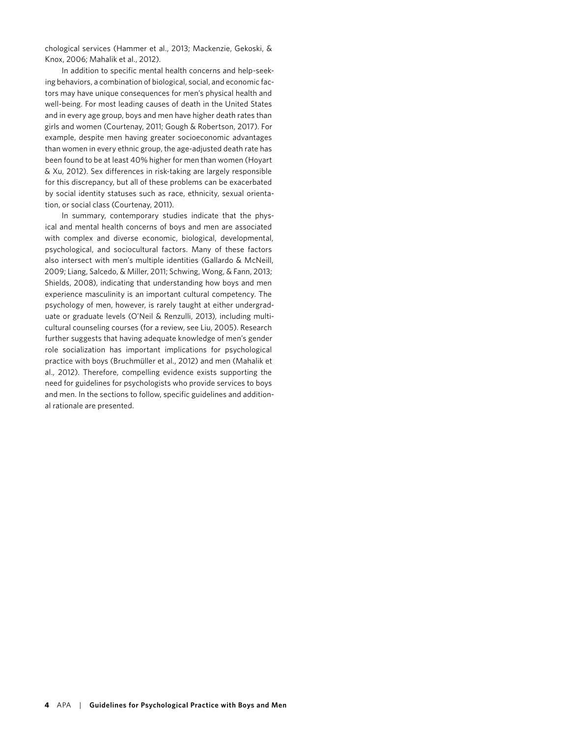chological services (Hammer et al., 2013; Mackenzie, Gekoski, & Knox, 2006; Mahalik et al., 2012).

In addition to specific mental health concerns and help-seeking behaviors, a combination of biological, social, and economic factors may have unique consequences for men's physical health and well-being. For most leading causes of death in the United States and in every age group, boys and men have higher death rates than girls and women (Courtenay, 2011; Gough & Robertson, 2017). For example, despite men having greater socioeconomic advantages than women in every ethnic group, the age-adjusted death rate has been found to be at least 40% higher for men than women (Hoyart & Xu, 2012). Sex differences in risk-taking are largely responsible for this discrepancy, but all of these problems can be exacerbated by social identity statuses such as race, ethnicity, sexual orientation, or social class (Courtenay, 2011).

In summary, contemporary studies indicate that the physical and mental health concerns of boys and men are associated with complex and diverse economic, biological, developmental, psychological, and sociocultural factors. Many of these factors also intersect with men's multiple identities (Gallardo & McNeill, 2009; Liang, Salcedo, & Miller, 2011; Schwing, Wong, & Fann, 2013; Shields, 2008), indicating that understanding how boys and men experience masculinity is an important cultural competency. The psychology of men, however, is rarely taught at either undergraduate or graduate levels (O'Neil & Renzulli, 2013), including multicultural counseling courses (for a review, see Liu, 2005). Research further suggests that having adequate knowledge of men's gender role socialization has important implications for psychological practice with boys (Bruchmüller et al., 2012) and men (Mahalik et al., 2012). Therefore, compelling evidence exists supporting the need for guidelines for psychologists who provide services to boys and men. In the sections to follow, specific guidelines and additional rationale are presented.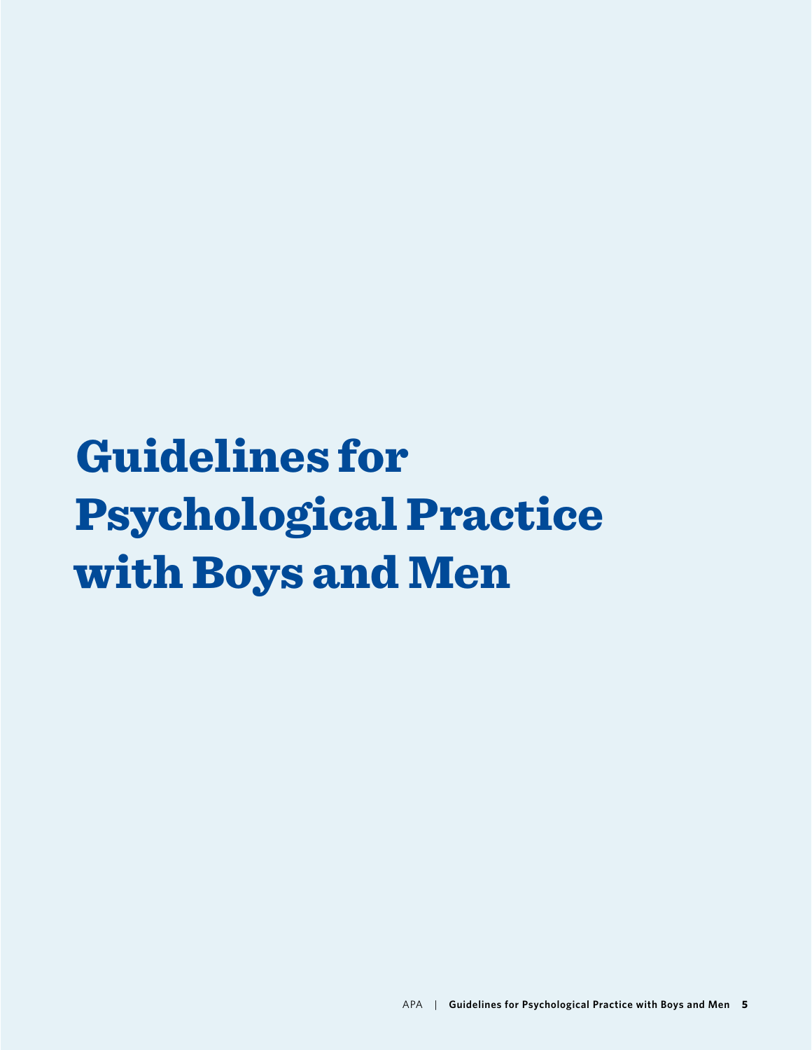# Guidelines for Psychological Practice with Boys and Men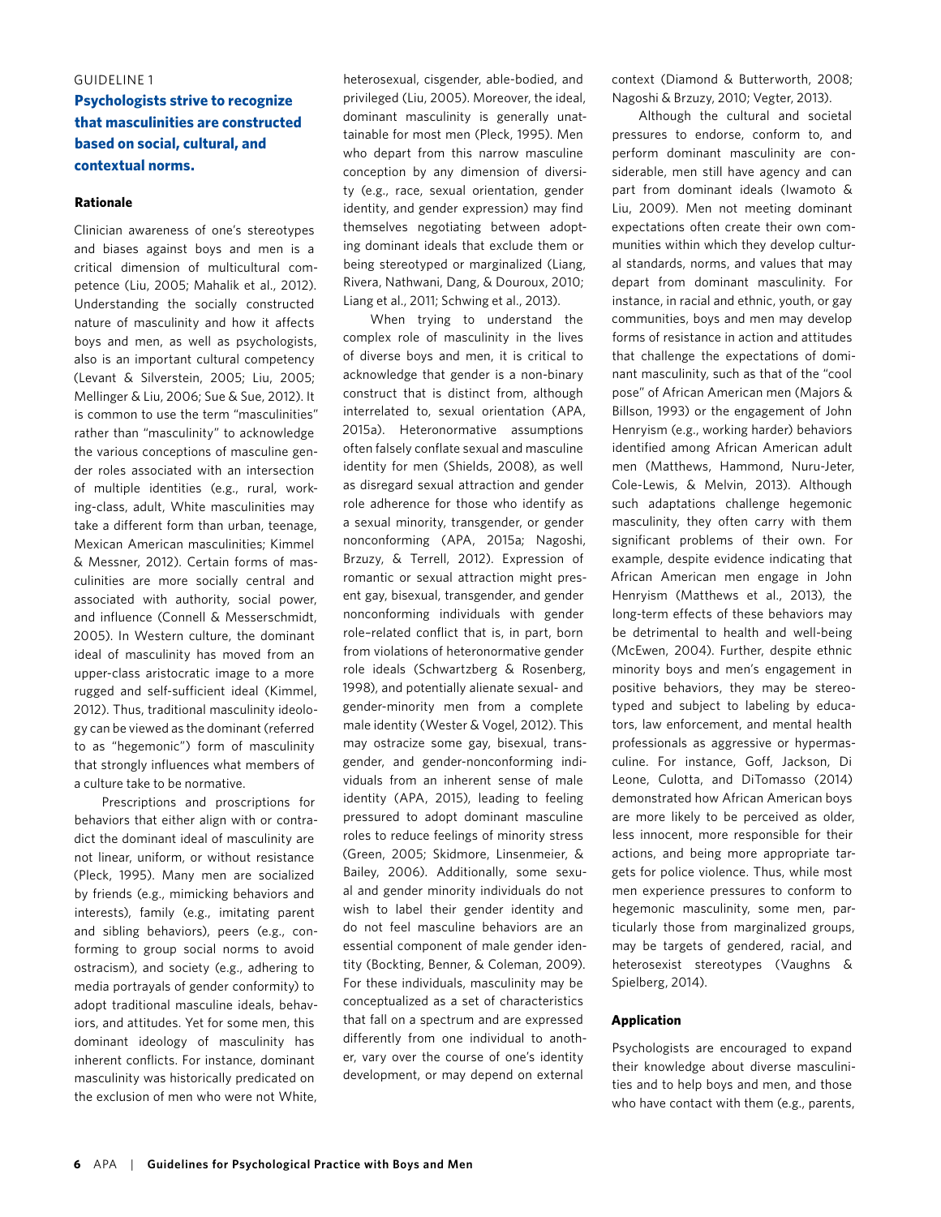GUIDELINE 1

## Psychologists strive to recognize that masculinities are constructed based on social, cultural, and contextual norms.

### Rationale

Clinician awareness of one's stereotypes and biases against boys and men is a critical dimension of multicultural competence (Liu, 2005; Mahalik et al., 2012). Understanding the socially constructed nature of masculinity and how it affects boys and men, as well as psychologists, also is an important cultural competency (Levant & Silverstein, 2005; Liu, 2005; Mellinger & Liu, 2006; Sue & Sue, 2012). It is common to use the term "masculinities" rather than "masculinity" to acknowledge the various conceptions of masculine gender roles associated with an intersection of multiple identities (e.g., rural, working-class, adult, White masculinities may take a different form than urban, teenage, Mexican American masculinities; Kimmel & Messner, 2012). Certain forms of masculinities are more socially central and associated with authority, social power, and influence (Connell & Messerschmidt, 2005). In Western culture, the dominant ideal of masculinity has moved from an upper-class aristocratic image to a more rugged and self-sufficient ideal (Kimmel, 2012). Thus, traditional masculinity ideology can be viewed as the dominant (referred to as "hegemonic") form of masculinity that strongly influences what members of a culture take to be normative.

Prescriptions and proscriptions for behaviors that either align with or contradict the dominant ideal of masculinity are not linear, uniform, or without resistance (Pleck, 1995). Many men are socialized by friends (e.g., mimicking behaviors and interests), family (e.g., imitating parent and sibling behaviors), peers (e.g., conforming to group social norms to avoid ostracism), and society (e.g., adhering to media portrayals of gender conformity) to adopt traditional masculine ideals, behaviors, and attitudes. Yet for some men, this dominant ideology of masculinity has inherent conflicts. For instance, dominant masculinity was historically predicated on the exclusion of men who were not White, heterosexual, cisgender, able-bodied, and privileged (Liu, 2005). Moreover, the ideal, dominant masculinity is generally unattainable for most men (Pleck, 1995). Men who depart from this narrow masculine conception by any dimension of diversity (e.g., race, sexual orientation, gender identity, and gender expression) may find themselves negotiating between adopting dominant ideals that exclude them or being stereotyped or marginalized (Liang, Rivera, Nathwani, Dang, & Douroux, 2010; Liang et al., 2011; Schwing et al., 2013).

When trying to understand the complex role of masculinity in the lives of diverse boys and men, it is critical to acknowledge that gender is a non-binary construct that is distinct from, although interrelated to, sexual orientation (APA, 2015a). Heteronormative assumptions often falsely conflate sexual and masculine identity for men (Shields, 2008), as well as disregard sexual attraction and gender role adherence for those who identify as a sexual minority, transgender, or gender nonconforming (APA, 2015a; Nagoshi, Brzuzy, & Terrell, 2012). Expression of romantic or sexual attraction might present gay, bisexual, transgender, and gender nonconforming individuals with gender role–related conflict that is, in part, born from violations of heteronormative gender role ideals (Schwartzberg & Rosenberg, 1998), and potentially alienate sexual- and gender-minority men from a complete male identity (Wester & Vogel, 2012). This may ostracize some gay, bisexual, transgender, and gender-nonconforming individuals from an inherent sense of male identity (APA, 2015), leading to feeling pressured to adopt dominant masculine roles to reduce feelings of minority stress (Green, 2005; Skidmore, Linsenmeier, & Bailey, 2006). Additionally, some sexual and gender minority individuals do not wish to label their gender identity and do not feel masculine behaviors are an essential component of male gender identity (Bockting, Benner, & Coleman, 2009). For these individuals, masculinity may be conceptualized as a set of characteristics that fall on a spectrum and are expressed differently from one individual to another, vary over the course of one's identity development, or may depend on external context (Diamond & Butterworth, 2008; Nagoshi & Brzuzy, 2010; Vegter, 2013).

Although the cultural and societal pressures to endorse, conform to, and perform dominant masculinity are considerable, men still have agency and can part from dominant ideals (Iwamoto & Liu, 2009). Men not meeting dominant expectations often create their own communities within which they develop cultural standards, norms, and values that may depart from dominant masculinity. For instance, in racial and ethnic, youth, or gay communities, boys and men may develop forms of resistance in action and attitudes that challenge the expectations of dominant masculinity, such as that of the "cool pose" of African American men (Majors & Billson, 1993) or the engagement of John Henryism (e.g., working harder) behaviors identified among African American adult men (Matthews, Hammond, Nuru-Jeter, Cole-Lewis, & Melvin, 2013). Although such adaptations challenge hegemonic masculinity, they often carry with them significant problems of their own. For example, despite evidence indicating that African American men engage in John Henryism (Matthews et al., 2013), the long-term effects of these behaviors may be detrimental to health and well-being (McEwen, 2004). Further, despite ethnic minority boys and men's engagement in positive behaviors, they may be stereotyped and subject to labeling by educators, law enforcement, and mental health professionals as aggressive or hypermasculine. For instance, Goff, Jackson, Di Leone, Culotta, and DiTomasso (2014) demonstrated how African American boys are more likely to be perceived as older, less innocent, more responsible for their actions, and being more appropriate targets for police violence. Thus, while most men experience pressures to conform to hegemonic masculinity, some men, particularly those from marginalized groups, may be targets of gendered, racial, and heterosexist stereotypes (Vaughns & Spielberg, 2014).

### Application

Psychologists are encouraged to expand their knowledge about diverse masculinities and to help boys and men, and those who have contact with them (e.g., parents,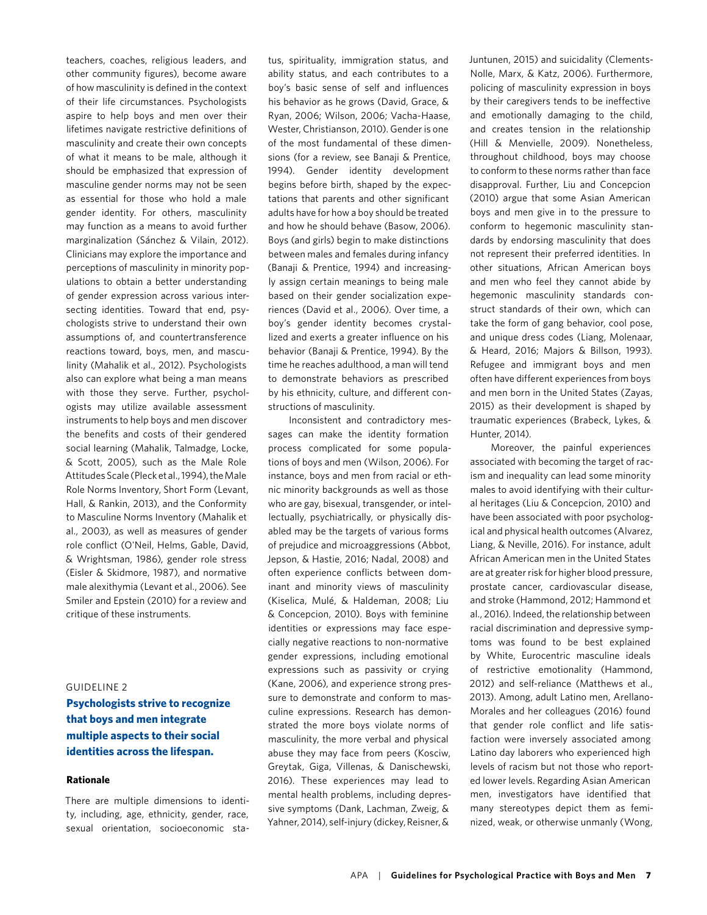teachers, coaches, religious leaders, and other community figures), become aware of how masculinity is defined in the context of their life circumstances. Psychologists aspire to help boys and men over their lifetimes navigate restrictive definitions of masculinity and create their own concepts of what it means to be male, although it should be emphasized that expression of masculine gender norms may not be seen as essential for those who hold a male gender identity. For others, masculinity may function as a means to avoid further marginalization (Sánchez & Vilain, 2012). Clinicians may explore the importance and perceptions of masculinity in minority populations to obtain a better understanding of gender expression across various intersecting identities. Toward that end, psychologists strive to understand their own assumptions of, and countertransference reactions toward, boys, men, and masculinity (Mahalik et al., 2012). Psychologists also can explore what being a man means with those they serve. Further, psychologists may utilize available assessment instruments to help boys and men discover the benefits and costs of their gendered social learning (Mahalik, Talmadge, Locke, & Scott, 2005), such as the Male Role Attitudes Scale (Pleck et al., 1994), the Male Role Norms Inventory, Short Form (Levant, Hall, & Rankin, 2013), and the Conformity to Masculine Norms Inventory (Mahalik et al., 2003), as well as measures of gender role conflict (O'Neil, Helms, Gable, David, & Wrightsman, 1986), gender role stress (Eisler & Skidmore, 1987), and normative male alexithymia (Levant et al., 2006). See Smiler and Epstein (2010) for a review and critique of these instruments.

GUIDELINE 2

## Psychologists strive to recognize that boys and men integrate multiple aspects to their social identities across the lifespan.

#### Rationale

There are multiple dimensions to identity, including, age, ethnicity, gender, race, sexual orientation, socioeconomic status, spirituality, immigration status, and ability status, and each contributes to a boy's basic sense of self and influences his behavior as he grows (David, Grace, & Ryan, 2006; Wilson, 2006; Vacha-Haase, Wester, Christianson, 2010). Gender is one of the most fundamental of these dimensions (for a review, see Banaji & Prentice, 1994). Gender identity development begins before birth, shaped by the expectations that parents and other significant adults have for how a boy should be treated and how he should behave (Basow, 2006). Boys (and girls) begin to make distinctions between males and females during infancy (Banaji & Prentice, 1994) and increasingly assign certain meanings to being male based on their gender socialization experiences (David et al., 2006). Over time, a boy's gender identity becomes crystallized and exerts a greater influence on his behavior (Banaji & Prentice, 1994). By the time he reaches adulthood, a man will tend to demonstrate behaviors as prescribed by his ethnicity, culture, and different constructions of masculinity.

Inconsistent and contradictory messages can make the identity formation process complicated for some populations of boys and men (Wilson, 2006). For instance, boys and men from racial or ethnic minority backgrounds as well as those who are gay, bisexual, transgender, or intellectually, psychiatrically, or physically disabled may be the targets of various forms of prejudice and microaggressions (Abbot, Jepson, & Hastie, 2016; Nadal, 2008) and often experience conflicts between dominant and minority views of masculinity (Kiselica, Mulé, & Haldeman, 2008; Liu & Concepcion, 2010). Boys with feminine identities or expressions may face especially negative reactions to non-normative gender expressions, including emotional expressions such as passivity or crying (Kane, 2006), and experience strong pressure to demonstrate and conform to masculine expressions. Research has demonstrated the more boys violate norms of masculinity, the more verbal and physical abuse they may face from peers (Kosciw, Greytak, Giga, Villenas, & Danischewski, 2016). These experiences may lead to mental health problems, including depressive symptoms (Dank, Lachman, Zweig, & Yahner, 2014), self-injury (dickey, Reisner, & Juntunen, 2015) and suicidality (Clements-Nolle, Marx, & Katz, 2006). Furthermore, policing of masculinity expression in boys by their caregivers tends to be ineffective and emotionally damaging to the child, and creates tension in the relationship (Hill & Menvielle, 2009). Nonetheless, throughout childhood, boys may choose to conform to these norms rather than face disapproval. Further, Liu and Concepcion (2010) argue that some Asian American boys and men give in to the pressure to conform to hegemonic masculinity standards by endorsing masculinity that does not represent their preferred identities. In other situations, African American boys and men who feel they cannot abide by hegemonic masculinity standards construct standards of their own, which can take the form of gang behavior, cool pose, and unique dress codes (Liang, Molenaar, & Heard, 2016; Majors & Billson, 1993). Refugee and immigrant boys and men often have different experiences from boys and men born in the United States (Zayas, 2015) as their development is shaped by traumatic experiences (Brabeck, Lykes, & Hunter, 2014).

Moreover, the painful experiences associated with becoming the target of racism and inequality can lead some minority males to avoid identifying with their cultural heritages (Liu & Concepcion, 2010) and have been associated with poor psychological and physical health outcomes (Alvarez, Liang, & Neville, 2016). For instance, adult African American men in the United States are at greater risk for higher blood pressure, prostate cancer, cardiovascular disease, and stroke (Hammond, 2012; Hammond et al., 2016). Indeed, the relationship between racial discrimination and depressive symptoms was found to be best explained by White, Eurocentric masculine ideals of restrictive emotionality (Hammond, 2012) and self-reliance (Matthews et al., 2013). Among, adult Latino men, Arellano-Morales and her colleagues (2016) found that gender role conflict and life satisfaction were inversely associated among Latino day laborers who experienced high levels of racism but not those who reported lower levels. Regarding Asian American men, investigators have identified that many stereotypes depict them as feminized, weak, or otherwise unmanly (Wong,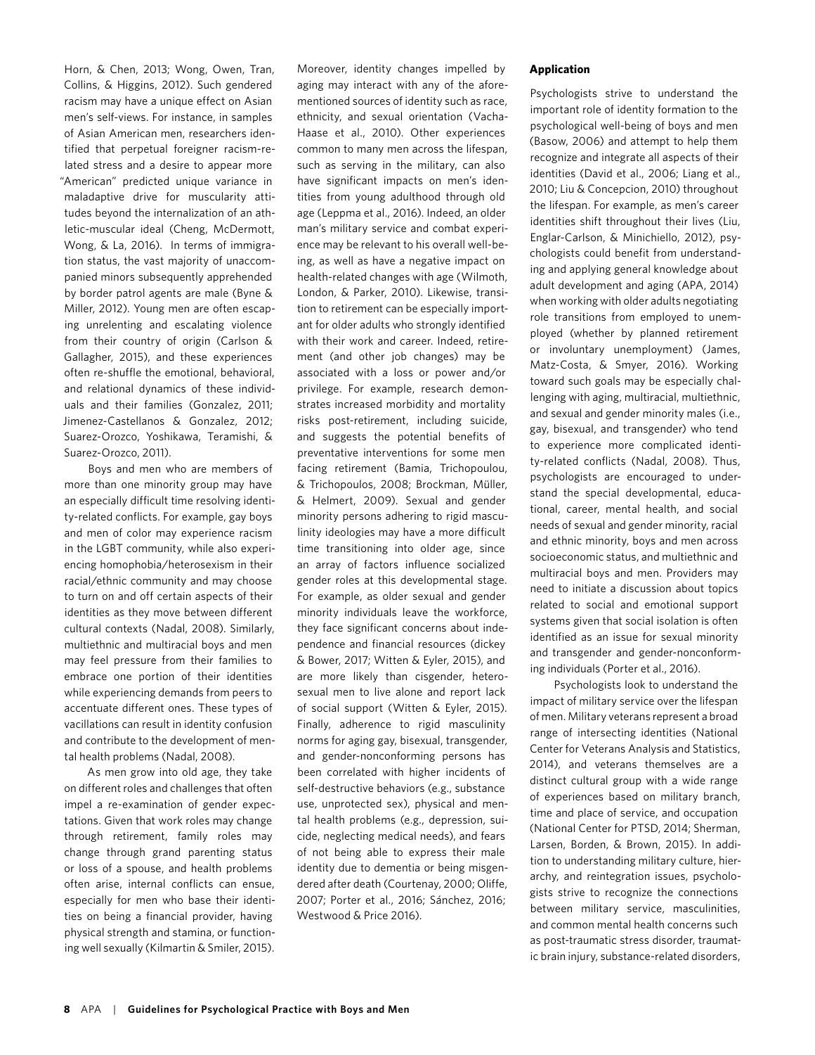Horn, & Chen, 2013; Wong, Owen, Tran, Collins, & Higgins, 2012). Such gendered racism may have a unique effect on Asian men's self-views. For instance, in samples of Asian American men, researchers identified that perpetual foreigner racism-related stress and a desire to appear more "American" predicted unique variance in maladaptive drive for muscularity attitudes beyond the internalization of an athletic-muscular ideal (Cheng, McDermott, Wong, & La, 2016). In terms of immigration status, the vast majority of unaccompanied minors subsequently apprehended by border patrol agents are male (Byne & Miller, 2012). Young men are often escaping unrelenting and escalating violence from their country of origin (Carlson & Gallagher, 2015), and these experiences often re-shuffle the emotional, behavioral, and relational dynamics of these individuals and their families (Gonzalez, 2011; Jimenez-Castellanos & Gonzalez, 2012; Suarez-Orozco, Yoshikawa, Teramishi, & Suarez-Orozco, 2011).

Boys and men who are members of more than one minority group may have an especially difficult time resolving identity-related conflicts. For example, gay boys and men of color may experience racism in the LGBT community, while also experiencing homophobia/heterosexism in their racial/ethnic community and may choose to turn on and off certain aspects of their identities as they move between different cultural contexts (Nadal, 2008). Similarly, multiethnic and multiracial boys and men may feel pressure from their families to embrace one portion of their identities while experiencing demands from peers to accentuate different ones. These types of vacillations can result in identity confusion and contribute to the development of mental health problems (Nadal, 2008).

As men grow into old age, they take on different roles and challenges that often impel a re-examination of gender expectations. Given that work roles may change through retirement, family roles may change through grand parenting status or loss of a spouse, and health problems often arise, internal conflicts can ensue, especially for men who base their identities on being a financial provider, having physical strength and stamina, or functioning well sexually (Kilmartin & Smiler, 2015). Moreover, identity changes impelled by aging may interact with any of the aforementioned sources of identity such as race, ethnicity, and sexual orientation (Vacha-Haase et al., 2010). Other experiences common to many men across the lifespan, such as serving in the military, can also have significant impacts on men's identities from young adulthood through old age (Leppma et al., 2016). Indeed, an older man's military service and combat experience may be relevant to his overall well-being, as well as have a negative impact on health-related changes with age (Wilmoth, London, & Parker, 2010). Likewise, transition to retirement can be especially important for older adults who strongly identified with their work and career. Indeed, retirement (and other job changes) may be associated with a loss or power and/or privilege. For example, research demonstrates increased morbidity and mortality risks post-retirement, including suicide, and suggests the potential benefits of preventative interventions for some men facing retirement (Bamia, Trichopoulou, & Trichopoulos, 2008; Brockman, Müller, & Helmert, 2009). Sexual and gender minority persons adhering to rigid masculinity ideologies may have a more difficult time transitioning into older age, since an array of factors influence socialized gender roles at this developmental stage. For example, as older sexual and gender minority individuals leave the workforce, they face significant concerns about independence and financial resources (dickey & Bower, 2017; Witten & Eyler, 2015), and are more likely than cisgender, heterosexual men to live alone and report lack of social support (Witten & Eyler, 2015). Finally, adherence to rigid masculinity norms for aging gay, bisexual, transgender, and gender-nonconforming persons has been correlated with higher incidents of self-destructive behaviors (e.g., substance use, unprotected sex), physical and mental health problems (e.g., depression, suicide, neglecting medical needs), and fears of not being able to express their male identity due to dementia or being misgendered after death (Courtenay, 2000; Oliffe, 2007; Porter et al., 2016; Sánchez, 2016; Westwood & Price 2016).

#### Application

Psychologists strive to understand the important role of identity formation to the psychological well-being of boys and men (Basow, 2006) and attempt to help them recognize and integrate all aspects of their identities (David et al., 2006; Liang et al., 2010; Liu & Concepcion, 2010) throughout the lifespan. For example, as men's career identities shift throughout their lives (Liu, Englar-Carlson, & Minichiello, 2012), psychologists could benefit from understanding and applying general knowledge about adult development and aging (APA, 2014) when working with older adults negotiating role transitions from employed to unemployed (whether by planned retirement or involuntary unemployment) (James, Matz-Costa, & Smyer, 2016). Working toward such goals may be especially challenging with aging, multiracial, multiethnic, and sexual and gender minority males (i.e., gay, bisexual, and transgender) who tend to experience more complicated identity-related conflicts (Nadal, 2008). Thus, psychologists are encouraged to understand the special developmental, educational, career, mental health, and social needs of sexual and gender minority, racial and ethnic minority, boys and men across socioeconomic status, and multiethnic and multiracial boys and men. Providers may need to initiate a discussion about topics related to social and emotional support systems given that social isolation is often identified as an issue for sexual minority and transgender and gender-nonconforming individuals (Porter et al., 2016).

Psychologists look to understand the impact of military service over the lifespan of men. Military veterans represent a broad range of intersecting identities (National Center for Veterans Analysis and Statistics, 2014), and veterans themselves are a distinct cultural group with a wide range of experiences based on military branch, time and place of service, and occupation (National Center for PTSD, 2014; Sherman, Larsen, Borden, & Brown, 2015). In addition to understanding military culture, hierarchy, and reintegration issues, psychologists strive to recognize the connections between military service, masculinities, and common mental health concerns such as post-traumatic stress disorder, traumatic brain injury, substance-related disorders,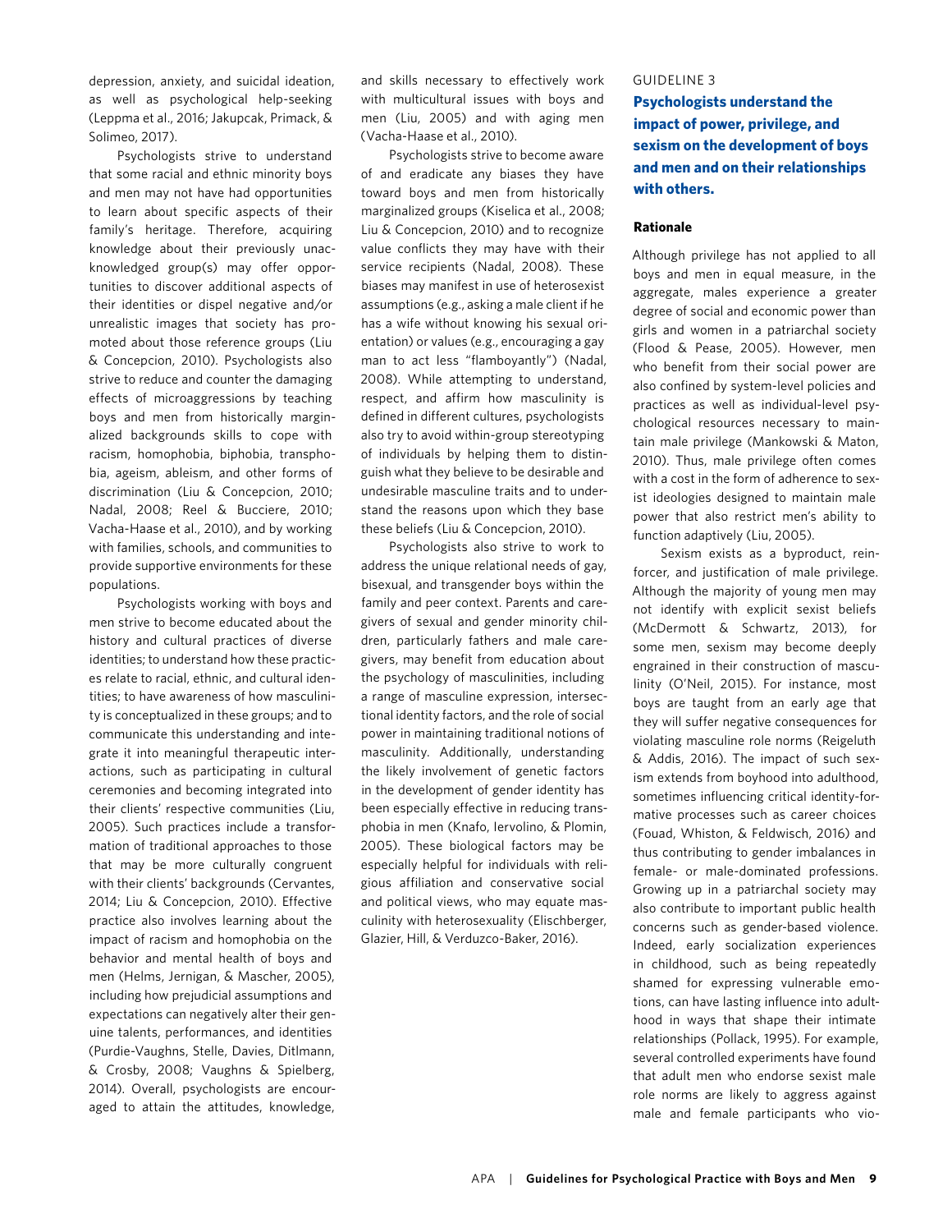depression, anxiety, and suicidal ideation, as well as psychological help-seeking (Leppma et al., 2016; Jakupcak, Primack, & Solimeo, 2017).

Psychologists strive to understand that some racial and ethnic minority boys and men may not have had opportunities to learn about specific aspects of their family's heritage. Therefore, acquiring knowledge about their previously unacknowledged group(s) may offer opportunities to discover additional aspects of their identities or dispel negative and/or unrealistic images that society has promoted about those reference groups (Liu & Concepcion, 2010). Psychologists also strive to reduce and counter the damaging effects of microaggressions by teaching boys and men from historically marginalized backgrounds skills to cope with racism, homophobia, biphobia, transphobia, ageism, ableism, and other forms of discrimination (Liu & Concepcion, 2010; Nadal, 2008; Reel & Bucciere, 2010; Vacha-Haase et al., 2010), and by working with families, schools, and communities to provide supportive environments for these populations.

Psychologists working with boys and men strive to become educated about the history and cultural practices of diverse identities; to understand how these practices relate to racial, ethnic, and cultural identities; to have awareness of how masculinity is conceptualized in these groups; and to communicate this understanding and integrate it into meaningful therapeutic interactions, such as participating in cultural ceremonies and becoming integrated into their clients' respective communities (Liu, 2005). Such practices include a transformation of traditional approaches to those that may be more culturally congruent with their clients' backgrounds (Cervantes, 2014; Liu & Concepcion, 2010). Effective practice also involves learning about the impact of racism and homophobia on the behavior and mental health of boys and men (Helms, Jernigan, & Mascher, 2005), including how prejudicial assumptions and expectations can negatively alter their genuine talents, performances, and identities (Purdie-Vaughns, Stelle, Davies, Ditlmann, & Crosby, 2008; Vaughns & Spielberg, 2014). Overall, psychologists are encouraged to attain the attitudes, knowledge, and skills necessary to effectively work with multicultural issues with boys and men (Liu, 2005) and with aging men (Vacha-Haase et al., 2010).

Psychologists strive to become aware of and eradicate any biases they have toward boys and men from historically marginalized groups (Kiselica et al., 2008; Liu & Concepcion, 2010) and to recognize value conflicts they may have with their service recipients (Nadal, 2008). These biases may manifest in use of heterosexist assumptions (e.g., asking a male client if he has a wife without knowing his sexual orientation) or values (e.g., encouraging a gay man to act less "flamboyantly") (Nadal, 2008). While attempting to understand, respect, and affirm how masculinity is defined in different cultures, psychologists also try to avoid within-group stereotyping of individuals by helping them to distinguish what they believe to be desirable and undesirable masculine traits and to understand the reasons upon which they base these beliefs (Liu & Concepcion, 2010).

Psychologists also strive to work to address the unique relational needs of gay, bisexual, and transgender boys within the family and peer context. Parents and caregivers of sexual and gender minority children, particularly fathers and male caregivers, may benefit from education about the psychology of masculinities, including a range of masculine expression, intersectional identity factors, and the role of social power in maintaining traditional notions of masculinity. Additionally, understanding the likely involvement of genetic factors in the development of gender identity has been especially effective in reducing transphobia in men (Knafo, Iervolino, & Plomin, 2005). These biological factors may be especially helpful for individuals with religious affiliation and conservative social and political views, who may equate masculinity with heterosexuality (Elischberger, Glazier, Hill, & Verduzco-Baker, 2016).

## GUIDELINE 3

**Psychologists understand the impact of power, privilege, and sexism on the development of boys and men and on their relationships with others.**

### Rationale

Although privilege has not applied to all boys and men in equal measure, in the aggregate, males experience a greater degree of social and economic power than girls and women in a patriarchal society (Flood & Pease, 2005). However, men who benefit from their social power are also confined by system-level policies and practices as well as individual-level psychological resources necessary to maintain male privilege (Mankowski & Maton, 2010). Thus, male privilege often comes with a cost in the form of adherence to sexist ideologies designed to maintain male power that also restrict men's ability to function adaptively (Liu, 2005).

Sexism exists as a byproduct, reinforcer, and justification of male privilege. Although the majority of young men may not identify with explicit sexist beliefs (McDermott & Schwartz, 2013), for some men, sexism may become deeply engrained in their construction of masculinity (O'Neil, 2015). For instance, most boys are taught from an early age that they will suffer negative consequences for violating masculine role norms (Reigeluth & Addis, 2016). The impact of such sexism extends from boyhood into adulthood, sometimes influencing critical identity-formative processes such as career choices (Fouad, Whiston, & Feldwisch, 2016) and thus contributing to gender imbalances in female- or male-dominated professions. Growing up in a patriarchal society may also contribute to important public health concerns such as gender-based violence. Indeed, early socialization experiences in childhood, such as being repeatedly shamed for expressing vulnerable emotions, can have lasting influence into adulthood in ways that shape their intimate relationships (Pollack, 1995). For example, several controlled experiments have found that adult men who endorse sexist male role norms are likely to aggress against male and female participants who vio-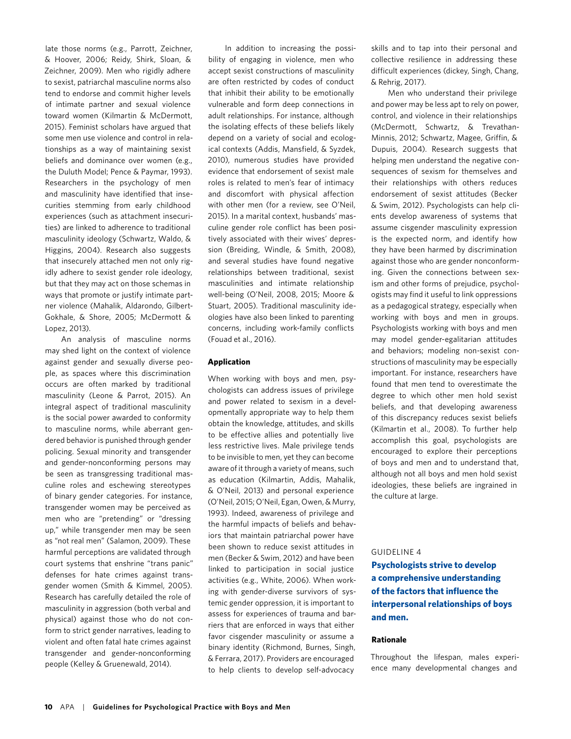late those norms (e.g., Parrott, Zeichner, & Hoover, 2006; Reidy, Shirk, Sloan, & Zeichner, 2009). Men who rigidly adhere to sexist, patriarchal masculine norms also tend to endorse and commit higher levels of intimate partner and sexual violence toward women (Kilmartin & McDermott, 2015). Feminist scholars have argued that some men use violence and control in relationships as a way of maintaining sexist beliefs and dominance over women (e.g., the Duluth Model; Pence & Paymar, 1993). Researchers in the psychology of men and masculinity have identified that insecurities stemming from early childhood experiences (such as attachment insecurities) are linked to adherence to traditional masculinity ideology (Schwartz, Waldo, & Higgins, 2004). Research also suggests that insecurely attached men not only rigidly adhere to sexist gender role ideology, but that they may act on those schemas in ways that promote or justify intimate partner violence (Mahalik, Aldarondo, Gilbert-Gokhale, & Shore, 2005; McDermott & Lopez, 2013).

An analysis of masculine norms may shed light on the context of violence against gender and sexually diverse people, as spaces where this discrimination occurs are often marked by traditional masculinity (Leone & Parrot, 2015). An integral aspect of traditional masculinity is the social power awarded to conformity to masculine norms, while aberrant gendered behavior is punished through gender policing. Sexual minority and transgender and gender-nonconforming persons may be seen as transgressing traditional masculine roles and eschewing stereotypes of binary gender categories. For instance, transgender women may be perceived as men who are "pretending" or "dressing up," while transgender men may be seen as "not real men" (Salamon, 2009). These harmful perceptions are validated through court systems that enshrine "trans panic" defenses for hate crimes against transgender women (Smith & Kimmel, 2005). Research has carefully detailed the role of masculinity in aggression (both verbal and physical) against those who do not conform to strict gender narratives, leading to violent and often fatal hate crimes against transgender and gender-nonconforming people (Kelley & Gruenewald, 2014).

In addition to increasing the possibility of engaging in violence, men who accept sexist constructions of masculinity are often restricted by codes of conduct that inhibit their ability to be emotionally vulnerable and form deep connections in adult relationships. For instance, although the isolating effects of these beliefs likely depend on a variety of social and ecological contexts (Addis, Mansfield, & Syzdek, 2010), numerous studies have provided evidence that endorsement of sexist male roles is related to men's fear of intimacy and discomfort with physical affection with other men (for a review, see O'Neil, 2015). In a marital context, husbands' masculine gender role conflict has been positively associated with their wives' depression (Breiding, Windle, & Smith, 2008), and several studies have found negative relationships between traditional, sexist masculinities and intimate relationship well-being (O'Neil, 2008, 2015; Moore & Stuart, 2005). Traditional masculinity ideologies have also been linked to parenting concerns, including work-family conflicts (Fouad et al., 2016).

#### Application

When working with boys and men, psychologists can address issues of privilege and power related to sexism in a developmentally appropriate way to help them obtain the knowledge, attitudes, and skills to be effective allies and potentially live less restrictive lives. Male privilege tends to be invisible to men, yet they can become aware of it through a variety of means, such as education (Kilmartin, Addis, Mahalik, & O'Neil, 2013) and personal experience (O'Neil, 2015; O'Neil, Egan, Owen, & Murry, 1993). Indeed, awareness of privilege and the harmful impacts of beliefs and behaviors that maintain patriarchal power have been shown to reduce sexist attitudes in men (Becker & Swim, 2012) and have been linked to participation in social justice activities (e.g., White, 2006). When working with gender-diverse survivors of systemic gender oppression, it is important to assess for experiences of trauma and barriers that are enforced in ways that either favor cisgender masculinity or assume a binary identity (Richmond, Burnes, Singh, & Ferrara, 2017). Providers are encouraged to help clients to develop self-advocacy skills and to tap into their personal and collective resilience in addressing these difficult experiences (dickey, Singh, Chang, & Rehrig, 2017).

Men who understand their privilege and power may be less apt to rely on power, control, and violence in their relationships (McDermott, Schwartz, & Trevathan-Minnis, 2012; Schwartz, Magee, Griffin, & Dupuis, 2004). Research suggests that helping men understand the negative consequences of sexism for themselves and their relationships with others reduces endorsement of sexist attitudes (Becker & Swim, 2012). Psychologists can help clients develop awareness of systems that assume cisgender masculinity expression is the expected norm, and identify how they have been harmed by discrimination against those who are gender nonconforming. Given the connections between sexism and other forms of prejudice, psychologists may find it useful to link oppressions as a pedagogical strategy, especially when working with boys and men in groups. Psychologists working with boys and men may model gender-egalitarian attitudes and behaviors; modeling non-sexist constructions of masculinity may be especially important. For instance, researchers have found that men tend to overestimate the degree to which other men hold sexist beliefs, and that developing awareness of this discrepancy reduces sexist beliefs (Kilmartin et al., 2008). To further help accomplish this goal, psychologists are encouraged to explore their perceptions of boys and men and to understand that, although not all boys and men hold sexist ideologies, these beliefs are ingrained in the culture at large.

### GUIDELINE 4

## Psychologists strive to develop a comprehensive understanding of the factors that influence the interpersonal relationships of boys and men.

#### Rationale

Throughout the lifespan, males experience many developmental changes and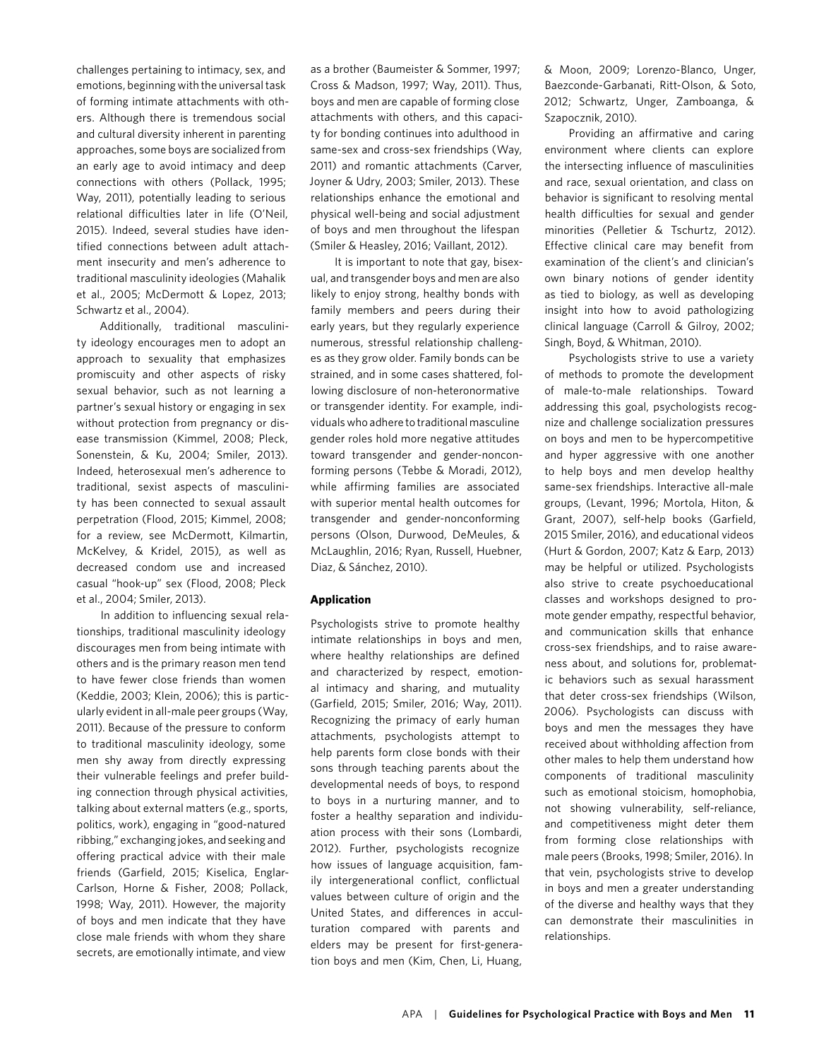challenges pertaining to intimacy, sex, and emotions, beginning with the universal task of forming intimate attachments with others. Although there is tremendous social and cultural diversity inherent in parenting approaches, some boys are socialized from an early age to avoid intimacy and deep connections with others (Pollack, 1995; Way, 2011), potentially leading to serious relational difficulties later in life (O'Neil, 2015). Indeed, several studies have identified connections between adult attachment insecurity and men's adherence to traditional masculinity ideologies (Mahalik et al., 2005; McDermott & Lopez, 2013; Schwartz et al., 2004).

Additionally, traditional masculinity ideology encourages men to adopt an approach to sexuality that emphasizes promiscuity and other aspects of risky sexual behavior, such as not learning a partner's sexual history or engaging in sex without protection from pregnancy or disease transmission (Kimmel, 2008; Pleck, Sonenstein, & Ku, 2004; Smiler, 2013). Indeed, heterosexual men's adherence to traditional, sexist aspects of masculinity has been connected to sexual assault perpetration (Flood, 2015; Kimmel, 2008; for a review, see McDermott, Kilmartin, McKelvey, & Kridel, 2015), as well as decreased condom use and increased casual "hook-up" sex (Flood, 2008; Pleck et al., 2004; Smiler, 2013).

In addition to influencing sexual relationships, traditional masculinity ideology discourages men from being intimate with others and is the primary reason men tend to have fewer close friends than women (Keddie, 2003; Klein, 2006); this is particularly evident in all-male peer groups (Way, 2011). Because of the pressure to conform to traditional masculinity ideology, some men shy away from directly expressing their vulnerable feelings and prefer building connection through physical activities, talking about external matters (e.g., sports, politics, work), engaging in "good-natured ribbing," exchanging jokes, and seeking and offering practical advice with their male friends (Garfield, 2015; Kiselica, Englar-Carlson, Horne & Fisher, 2008; Pollack, 1998; Way, 2011). However, the majority of boys and men indicate that they have close male friends with whom they share secrets, are emotionally intimate, and view as a brother (Baumeister & Sommer, 1997; Cross & Madson, 1997; Way, 2011). Thus, boys and men are capable of forming close attachments with others, and this capacity for bonding continues into adulthood in same-sex and cross-sex friendships (Way, 2011) and romantic attachments (Carver, Joyner & Udry, 2003; Smiler, 2013). These relationships enhance the emotional and physical well-being and social adjustment of boys and men throughout the lifespan (Smiler & Heasley, 2016; Vaillant, 2012).

It is important to note that gay, bisexual, and transgender boys and men are also likely to enjoy strong, healthy bonds with family members and peers during their early years, but they regularly experience numerous, stressful relationship challenges as they grow older. Family bonds can be strained, and in some cases shattered, following disclosure of non-heteronormative or transgender identity. For example, individuals who adhere to traditional masculine gender roles hold more negative attitudes toward transgender and gender-nonconforming persons (Tebbe & Moradi, 2012), while affirming families are associated with superior mental health outcomes for transgender and gender-nonconforming persons (Olson, Durwood, DeMeules, & McLaughlin, 2016; Ryan, Russell, Huebner, Diaz, & Sánchez, 2010).

#### Application

Psychologists strive to promote healthy intimate relationships in boys and men, where healthy relationships are defined and characterized by respect, emotional intimacy and sharing, and mutuality (Garfield, 2015; Smiler, 2016; Way, 2011). Recognizing the primacy of early human attachments, psychologists attempt to help parents form close bonds with their sons through teaching parents about the developmental needs of boys, to respond to boys in a nurturing manner, and to foster a healthy separation and individuation process with their sons (Lombardi, 2012). Further, psychologists recognize how issues of language acquisition, family intergenerational conflict, conflictual values between culture of origin and the United States, and differences in acculturation compared with parents and elders may be present for first-generation boys and men (Kim, Chen, Li, Huang, & Moon, 2009; Lorenzo-Blanco, Unger, Baezconde-Garbanati, Ritt-Olson, & Soto, 2012; Schwartz, Unger, Zamboanga, & Szapocznik, 2010).

Providing an affirmative and caring environment where clients can explore the intersecting influence of masculinities and race, sexual orientation, and class on behavior is significant to resolving mental health difficulties for sexual and gender minorities (Pelletier & Tschurtz, 2012). Effective clinical care may benefit from examination of the client's and clinician's own binary notions of gender identity as tied to biology, as well as developing insight into how to avoid pathologizing clinical language (Carroll & Gilroy, 2002; Singh, Boyd, & Whitman, 2010).

Psychologists strive to use a variety of methods to promote the development of male-to-male relationships. Toward addressing this goal, psychologists recognize and challenge socialization pressures on boys and men to be hypercompetitive and hyper aggressive with one another to help boys and men develop healthy same-sex friendships. Interactive all-male groups, (Levant, 1996; Mortola, Hiton, & Grant, 2007), self-help books (Garfield, 2015 Smiler, 2016), and educational videos (Hurt & Gordon, 2007; Katz & Earp, 2013) may be helpful or utilized. Psychologists also strive to create psychoeducational classes and workshops designed to promote gender empathy, respectful behavior, and communication skills that enhance cross-sex friendships, and to raise awareness about, and solutions for, problematic behaviors such as sexual harassment that deter cross-sex friendships (Wilson, 2006). Psychologists can discuss with boys and men the messages they have received about withholding affection from other males to help them understand how components of traditional masculinity such as emotional stoicism, homophobia, not showing vulnerability, self-reliance, and competitiveness might deter them from forming close relationships with male peers (Brooks, 1998; Smiler, 2016). In that vein, psychologists strive to develop in boys and men a greater understanding of the diverse and healthy ways that they can demonstrate their masculinities in relationships.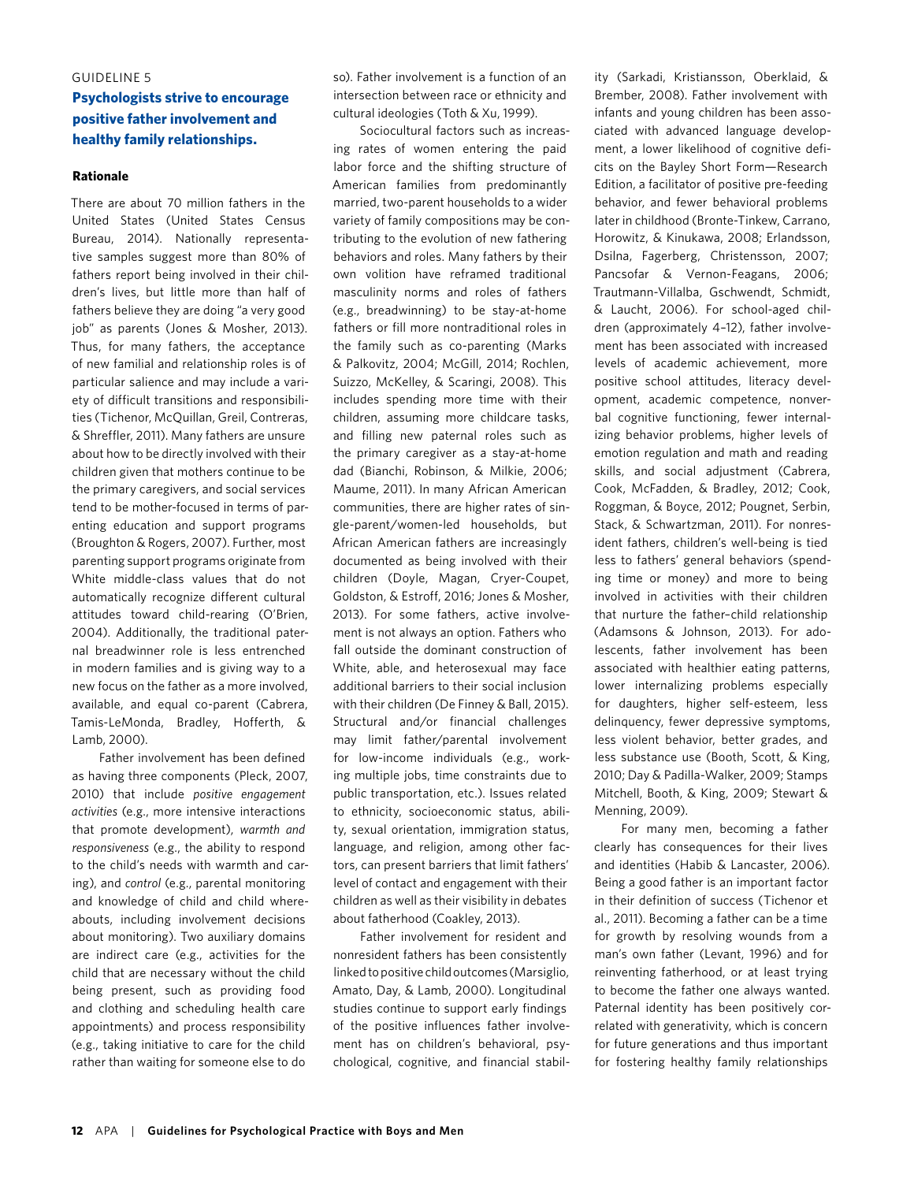GUIDELINE 5

## Psychologists strive to encourage positive father involvement and healthy family relationships.

### Rationale

There are about 70 million fathers in the United States (United States Census Bureau, 2014). Nationally representative samples suggest more than 80% of fathers report being involved in their children's lives, but little more than half of fathers believe they are doing "a very good job" as parents (Jones & Mosher, 2013). Thus, for many fathers, the acceptance of new familial and relationship roles is of particular salience and may include a variety of difficult transitions and responsibilities (Tichenor, McQuillan, Greil, Contreras, & Shreffler, 2011). Many fathers are unsure about how to be directly involved with their children given that mothers continue to be the primary caregivers, and social services tend to be mother-focused in terms of parenting education and support programs (Broughton & Rogers, 2007). Further, most parenting support programs originate from White middle-class values that do not automatically recognize different cultural attitudes toward child-rearing (O'Brien, 2004). Additionally, the traditional paternal breadwinner role is less entrenched in modern families and is giving way to a new focus on the father as a more involved, available, and equal co-parent (Cabrera, Tamis-LeMonda, Bradley, Hofferth, & Lamb, 2000).

Father involvement has been defined as having three components (Pleck, 2007, 2010) that include *positive engagement activities* (e.g., more intensive interactions that promote development), *warmth and responsiveness* (e.g., the ability to respond to the child's needs with warmth and caring), and *control* (e.g., parental monitoring and knowledge of child and child whereabouts, including involvement decisions about monitoring). Two auxiliary domains are indirect care (e.g., activities for the child that are necessary without the child being present, such as providing food and clothing and scheduling health care appointments) and process responsibility (e.g., taking initiative to care for the child rather than waiting for someone else to do so). Father involvement is a function of an intersection between race or ethnicity and cultural ideologies (Toth & Xu, 1999).

Sociocultural factors such as increasing rates of women entering the paid labor force and the shifting structure of American families from predominantly married, two-parent households to a wider variety of family compositions may be contributing to the evolution of new fathering behaviors and roles. Many fathers by their own volition have reframed traditional masculinity norms and roles of fathers (e.g., breadwinning) to be stay-at-home fathers or fill more nontraditional roles in the family such as co-parenting (Marks & Palkovitz, 2004; McGill, 2014; Rochlen, Suizzo, McKelley, & Scaringi, 2008). This includes spending more time with their children, assuming more childcare tasks, and filling new paternal roles such as the primary caregiver as a stay-at-home dad (Bianchi, Robinson, & Milkie, 2006; Maume, 2011). In many African American communities, there are higher rates of single-parent/women-led households, but African American fathers are increasingly documented as being involved with their children (Doyle, Magan, Cryer-Coupet, Goldston, & Estroff, 2016; Jones & Mosher, 2013). For some fathers, active involvement is not always an option. Fathers who fall outside the dominant construction of White, able, and heterosexual may face additional barriers to their social inclusion with their children (De Finney & Ball, 2015). Structural and/or financial challenges may limit father/parental involvement for low-income individuals (e.g., working multiple jobs, time constraints due to public transportation, etc.). Issues related to ethnicity, socioeconomic status, ability, sexual orientation, immigration status, language, and religion, among other factors, can present barriers that limit fathers' level of contact and engagement with their children as well as their visibility in debates about fatherhood (Coakley, 2013).

Father involvement for resident and nonresident fathers has been consistently linked to positive child outcomes (Marsiglio, Amato, Day, & Lamb, 2000). Longitudinal studies continue to support early findings of the positive influences father involvement has on children's behavioral, psychological, cognitive, and financial stability (Sarkadi, Kristiansson, Oberklaid, & Bremberg, 2008). Father involvement with infants and young children has been associated with advanced language development, a lower likelihood of cognitive deficits on the Bayley Short Form—Research Edition, a facilitator of positive pre-feeding behavior, and fewer behavioral problems later in childhood (Bronte-Tinkew, Carrano, Horowitz, & Kinukawa, 2008; Erlandsson, Dsilna, Fagerberg, Christensson, 2007; Pancsofar & Vernon-Feagans, 2006; Trautmann-Villalba, Gschwendt, Schmidt, & Laucht, 2006). For school-aged children (approximately 4–12), father involvement has been associated with increased levels of academic achievement, more positive school attitudes, literacy development, academic competence, nonverbal cognitive functioning, fewer internalizing behavior problems, higher levels of emotion regulation and math and reading skills, and social adjustment (Cabrera, Cook, McFadden, & Bradley, 2012; Cook, Roggman, & Boyce, 2012; Pougnet, Serbin, Stack, & Schwartzman, 2011). For nonresident fathers, children's well-being is tied less to fathers' general behaviors (spending time or money) and more to being involved in activities with their children that nurture the father–child relationship (Adamsons & Johnson, 2013). For adolescents, father involvement has been associated with healthier eating patterns, lower internalizing problems especially for daughters, higher self-esteem, less delinquency, fewer depressive symptoms, less violent behavior, better grades, and less substance use (Booth, Scott, & King, 2010; Day & Padilla-Walker, 2009; Stamps Mitchell, Booth, & King, 2009; Stewart & Menning, 2009).

For many men, becoming a father clearly has consequences for their lives and identities (Habib & Lancaster, 2006). Being a good father is an important factor in their definition of success (Tichenor et al., 2011). Becoming a father can be a time for growth by resolving wounds from a man's own father (Levant, 1996) and for reinventing fatherhood, or at least trying to become the father one always wanted. Paternal identity has been positively correlated with generativity, which is concern for future generations and thus important for fostering healthy family relationships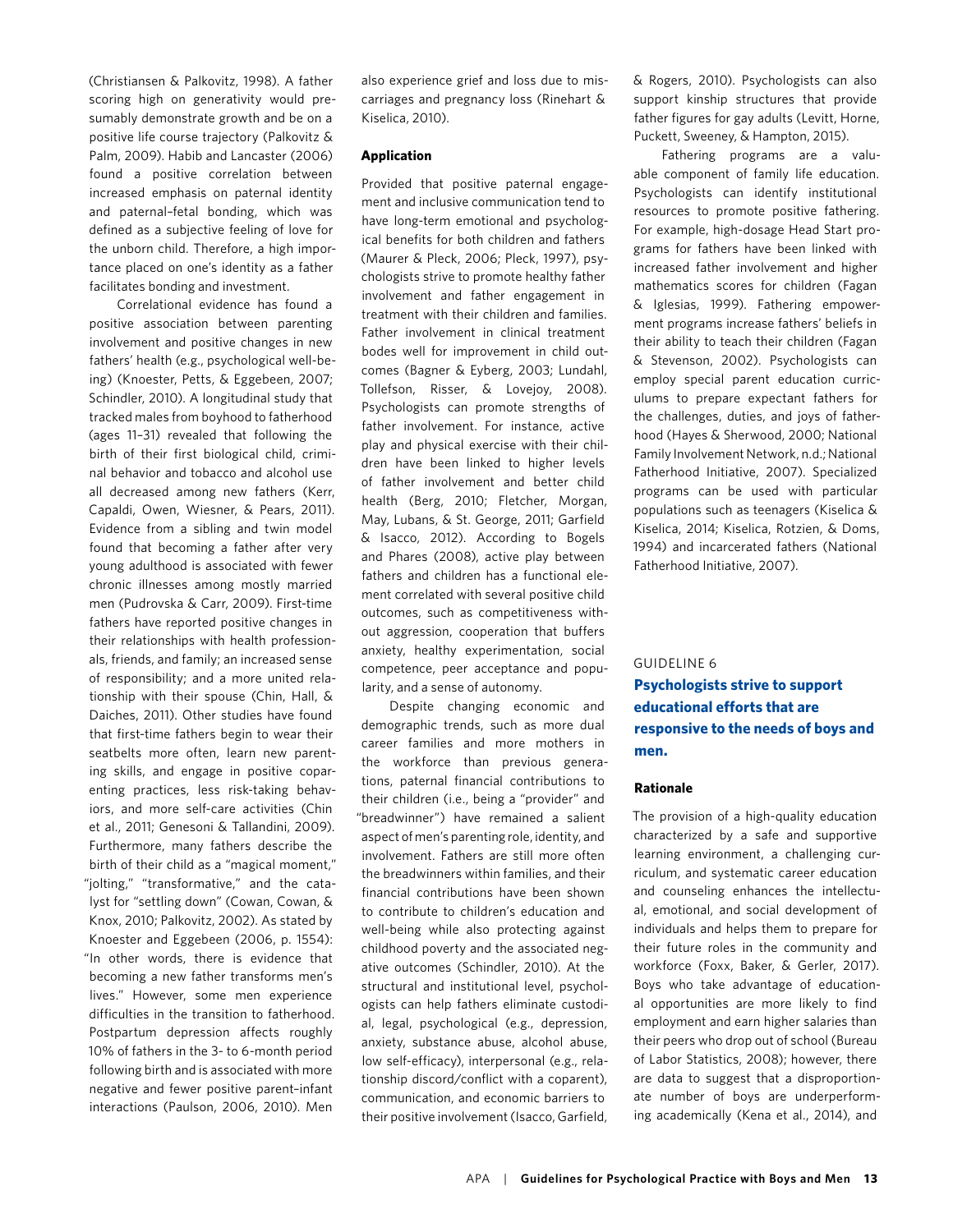(Christiansen & Palkovitz, 1998). A father scoring high on generativity would presumably demonstrate growth and be on a positive life course trajectory (Palkovitz & Palm, 2009). Habib and Lancaster (2006) found a positive correlation between increased emphasis on paternal identity and paternal–fetal bonding, which was defined as a subjective feeling of love for the unborn child. Therefore, a high importance placed on one's identity as a father facilitates bonding and investment.

Correlational evidence has found a positive association between parenting involvement and positive changes in new fathers' health (e.g., psychological well-being) (Knoester, Petts, & Eggebeen, 2007; Schindler, 2010). A longitudinal study that tracked males from boyhood to fatherhood (ages 11–31) revealed that following the birth of their first biological child, criminal behavior and tobacco and alcohol use all decreased among new fathers (Kerr, Capaldi, Owen, Wiesner, & Pears, 2011). Evidence from a sibling and twin model found that becoming a father after very young adulthood is associated with fewer chronic illnesses among mostly married men (Pudrovska & Carr, 2009). First-time fathers have reported positive changes in their relationships with health professionals, friends, and family; an increased sense of responsibility; and a more united relationship with their spouse (Chin, Hall, & Daiches, 2011). Other studies have found that first-time fathers begin to wear their seatbelts more often, learn new parenting skills, and engage in positive coparenting practices, less risk-taking behaviors, and more self-care activities (Chin et al., 2011; Genesoni & Tallandini, 2009). Furthermore, many fathers describe the birth of their child as a "magical moment," "jolting," "transformative," and the catalyst for "settling down" (Cowan, Cowan, & Knox, 2010; Palkovitz, 2002). As stated by Knoester and Eggebeen (2006, p. 1554): "In other words, there is evidence that becoming a new father transforms men's lives." However, some men experience difficulties in the transition to fatherhood. Postpartum depression affects roughly 10% of fathers in the 3- to 6-month period following birth and is associated with more negative and fewer positive parent–infant interactions (Paulson, 2006, 2010). Men also experience grief and loss due to miscarriages and pregnancy loss (Rinehart & Kiselica, 2010).

**Application**

Provided that positive paternal engagement and inclusive communication tend to have long-term emotional and psychological benefits for both children and fathers (Maurer & Pleck, 2006; Pleck, 1997), psychologists strive to promote healthy father involvement and father engagement in treatment with their children and families. Father involvement in clinical treatment bodes well for improvement in child outcomes (Bagner & Eyberg, 2003; Lundahl, Tollefson, Risser, & Lovejoy, 2008). Psychologists can promote strengths of father involvement. For instance, active play and physical exercise with their children have been linked to higher levels of father involvement and better child health (Berg, 2010; Fletcher, Morgan, May, Lubans, & St. George, 2011; Garfield & Isacco, 2012). According to Bogels and Phares (2008), active play between fathers and children has a functional element correlated with several positive child outcomes, such as competitiveness without aggression, cooperation that buffers anxiety, healthy experimentation, social competence, peer acceptance and popularity, and a sense of autonomy.

Despite changing economic and demographic trends, such as more dual career families and more mothers in the workforce than previous generations, paternal financial contributions to their children (i.e., being a "provider" and "breadwinner") have remained a salient aspect of men's parenting role, identity, and involvement. Fathers are still more often the breadwinners within families, and their financial contributions have been shown to contribute to children's education and well-being while also protecting against childhood poverty and the associated negative outcomes (Schindler, 2010). At the structural and institutional level, psychologists can help fathers eliminate custodial, legal, psychological (e.g., depression, anxiety, substance abuse, alcohol abuse, low self-efficacy), interpersonal (e.g., relationship discord/conflict with a coparent), communication, and economic barriers to their positive involvement (Isacco, Garfield, & Rogers, 2010). Psychologists can also support kinship structures that provide father figures for gay adults (Levitt, Horne, Puckett, Sweeney, & Hampton, 2015).

Fathering programs are a valuable component of family life education. Psychologists can identify institutional resources to promote positive fathering. For example, high-dosage Head Start programs for fathers have been linked with increased father involvement and higher mathematics scores for children (Fagan & Iglesias, 1999). Fathering empowerment programs increase fathers' beliefs in their ability to teach their children (Fagan & Stevenson, 2002). Psychologists can employ special parent education curriculums to prepare expectant fathers for the challenges, duties, and joys of fatherhood (Hayes & Sherwood, 2000; National Family Involvement Network, n.d.; National Fatherhood Initiative, 2007). Specialized programs can be used with particular populations such as teenagers (Kiselica & Kiselica, 2014; Kiselica, Rotzien, & Doms, 1994) and incarcerated fathers (National Fatherhood Initiative, 2007).

GUIDELINE 6

## Psychologists strive to support educational efforts that are responsive to the needs of boys and men.

**Rationale**

The provision of a high-quality education characterized by a safe and supportive learning environment, a challenging curriculum, and systematic career education and counseling enhances the intellectual, emotional, and social development of individuals and helps them to prepare for their future roles in the community and workforce (Foxx, Baker, & Gerler, 2017). Boys who take advantage of educational opportunities are more likely to find employment and earn higher salaries than their peers who drop out of school (Bureau of Labor Statistics, 2008); however, there are data to suggest that a disproportionate number of boys are underperforming academically (Kena et al., 2014), and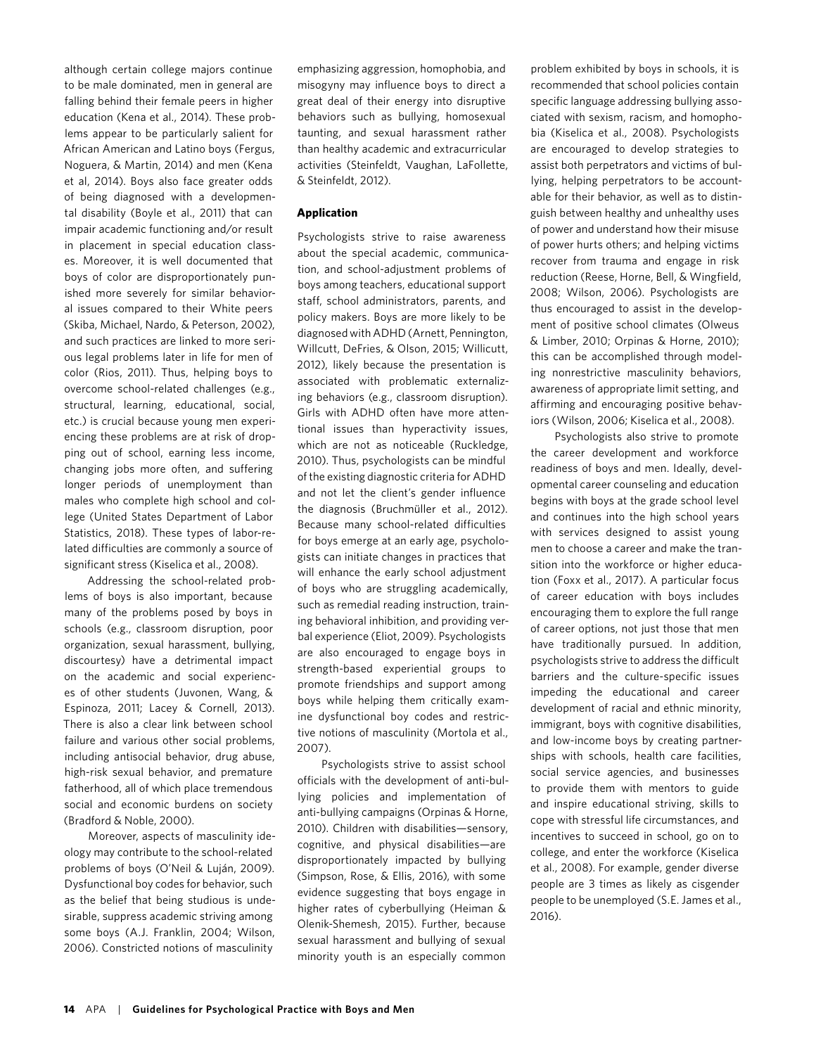although certain college majors continue to be male dominated, men in general are falling behind their female peers in higher education (Kena et al., 2014). These problems appear to be particularly salient for African American and Latino boys (Fergus, Noguera, & Martin, 2014) and men (Kena et al, 2014). Boys also face greater odds of being diagnosed with a developmental disability (Boyle et al., 2011) that can impair academic functioning and/or result in placement in special education classes. Moreover, it is well documented that boys of color are disproportionately punished more severely for similar behavioral issues compared to their White peers (Skiba, Michael, Nardo, & Peterson, 2002), and such practices are linked to more serious legal problems later in life for men of color (Rios, 2011). Thus, helping boys to overcome school-related challenges (e.g., structural, learning, educational, social, etc.) is crucial because young men experiencing these problems are at risk of dropping out of school, earning less income, changing jobs more often, and suffering longer periods of unemployment than males who complete high school and college (United States Department of Labor Statistics, 2018). These types of labor-related difficulties are commonly a source of significant stress (Kiselica et al., 2008).

Addressing the school-related problems of boys is also important, because many of the problems posed by boys in schools (e.g., classroom disruption, poor organization, sexual harassment, bullying, discourtesy) have a detrimental impact on the academic and social experiences of other students (Juvonen, Wang, & Espinoza, 2011; Lacey & Cornell, 2013). There is also a clear link between school failure and various other social problems, including antisocial behavior, drug abuse, high-risk sexual behavior, and premature fatherhood, all of which place tremendous social and economic burdens on society (Bradford & Noble, 2000).

Moreover, aspects of masculinity ideology may contribute to the school-related problems of boys (O'Neil & Luján, 2009). Dysfunctional boy codes for behavior, such as the belief that being studious is undesirable, suppress academic striving among some boys (A.J. Franklin, 2004; Wilson, 2006). Constricted notions of masculinity emphasizing aggression, homophobia, and misogyny may influence boys to direct a great deal of their energy into disruptive behaviors such as bullying, homosexual taunting, and sexual harassment rather than healthy academic and extracurricular activities (Steinfeldt, Vaughan, LaFollette, & Steinfeldt, 2012).

**Application**

Psychologists strive to raise awareness about the special academic, communication, and school-adjustment problems of boys among teachers, educational support staff, school administrators, parents, and policy makers. Boys are more likely to be diagnosed with ADHD (Arnett, Pennington, Willcutt, DeFries, & Olson, 2015; Willicutt, 2012), likely because the presentation is associated with problematic externalizing behaviors (e.g., classroom disruption). Girls with ADHD often have more attentional issues than hyperactivity issues, which are not as noticeable (Ruckledge, 2010). Thus, psychologists can be mindful of the existing diagnostic criteria for ADHD and not let the client's gender influence the diagnosis (Bruchmüller et al., 2012). Because many school-related difficulties for boys emerge at an early age, psychologists can initiate changes in practices that will enhance the early school adjustment of boys who are struggling academically, such as remedial reading instruction, training behavioral inhibition, and providing verbal experience (Eliot, 2009). Psychologists are also encouraged to engage boys in strength-based experiential groups to promote friendships and support among boys while helping them critically examine dysfunctional boy codes and restrictive notions of masculinity (Mortola et al., 2007).

Psychologists strive to assist school officials with the development of anti-bullying policies and implementation of anti-bullying campaigns (Orpinas & Horne, 2010). Children with disabilities—sensory, cognitive, and physical disabilities—are disproportionately impacted by bullying (Simpson, Rose, & Ellis, 2016), with some evidence suggesting that boys engage in higher rates of cyberbullying (Heiman & Olenik-Shemesh, 2015). Further, because sexual harassment and bullying of sexual minority youth is an especially common problem exhibited by boys in schools, it is recommended that school policies contain specific language addressing bullying associated with sexism, racism, and homophobia (Kiselica et al., 2008). Psychologists are encouraged to develop strategies to assist both perpetrators and victims of bullying, helping perpetrators to be accountable for their behavior, as well as to distinguish between healthy and unhealthy uses of power and understand how their misuse of power hurts others; and helping victims recover from trauma and engage in risk reduction (Reese, Horne, Bell, & Wingfield, 2008; Wilson, 2006). Psychologists are thus encouraged to assist in the development of positive school climates (Olweus & Limber, 2010; Orpinas & Horne, 2010); this can be accomplished through modeling nonrestrictive masculinity behaviors, awareness of appropriate limit setting, and affirming and encouraging positive behaviors (Wilson, 2006; Kiselica et al., 2008).

Psychologists also strive to promote the career development and workforce readiness of boys and men. Ideally, developmental career counseling and education begins with boys at the grade school level and continues into the high school years with services designed to assist young men to choose a career and make the transition into the workforce or higher education (Foxx et al., 2017). A particular focus of career education with boys includes encouraging them to explore the full range of career options, not just those that men have traditionally pursued. In addition, psychologists strive to address the difficult barriers and the culture-specific issues impeding the educational and career development of racial and ethnic minority, immigrant, boys with cognitive disabilities, and low-income boys by creating partnerships with schools, health care facilities, social service agencies, and businesses to provide them with mentors to guide and inspire educational striving, skills to cope with stressful life circumstances, and incentives to succeed in school, go on to college, and enter the workforce (Kiselica et al., 2008). For example, gender diverse people are 3 times as likely as cisgender people to be unemployed (S.E. James et al., 2016).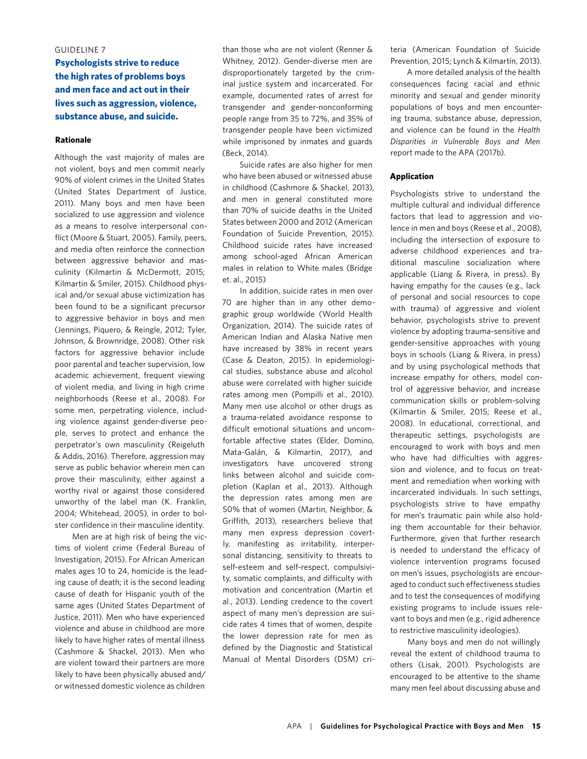GUIDELINE 7

## Psychologists strive to reduce the high rates of problems boys and men face and act out in their lives such as aggression, violence, substance abuse, and suicide.

### Rationale

Although the vast majority of males are not violent, boys and men commit nearly 90% of violent crimes in the United States (United States Department of Justice, 2011). Many boys and men have been socialized to use aggression and violence as a means to resolve interpersonal conflict (Moore & Stuart, 2005). Family, peers, and media often reinforce the connection between aggressive behavior and masculinity (Kilmartin & McDermott, 2015; Kilmartin & Smiler, 2015). Childhood physical and/or sexual abuse victimization has been found to be a significant precursor to aggressive behavior in boys and men (Jennings, Piquero, & Reingle, 2012; Tyler, Johnson, & Brownridge, 2008). Other risk factors for aggressive behavior include poor parental and teacher supervision, low academic achievement, frequent viewing of violent media, and living in high crime neighborhoods (Reese et al., 2008). For some men, perpetrating violence, including violence against gender-diverse people, serves to protect and enhance the perpetrator's own masculinity (Reigeluth & Addis, 2016). Therefore, aggression may serve as public behavior wherein men can prove their masculinity, either against a worthy rival or against those considered unworthy of the label man (K. Franklin, 2004; Whitehead, 2005), in order to bolster confidence in their masculine identity.

Men are at high risk of being the victims of violent crime (Federal Bureau of Investigation, 2015). For African American males ages 10 to 24, homicide is the leading cause of death; it is the second leading cause of death for Hispanic youth of the same ages (United States Department of Justice, 2011). Men who have experienced violence and abuse in childhood are more likely to have higher rates of mental illness (Cashmore & Shackel, 2013). Men who are violent toward their partners are more likely to have been physically abused and/or witnessed domestic violence as children than those who are not violent (Renner & Whitney, 2012). Gender-diverse men are disproportionately targeted by the criminal justice system and incarcerated. For example, documented rates of arrest for transgender and gender-nonconforming people range from 35 to 72%, and 35% of transgender people have been victimized while imprisoned by inmates and guards (Beck, 2014).

Suicide rates are also higher for men who have been abused or witnessed abuse in childhood (Cashmore & Shackel, 2013), and men in general constituted more than 70% of suicide deaths in the United States between 2000 and 2012 (American Foundation of Suicide Prevention, 2015). Childhood suicide rates have increased among school-aged African American males in relation to White males (Bridge et. al., 2015)

In addition, suicide rates in men over 70 are higher than in any other demographic group worldwide (World Health Organization, 2014). The suicide rates of American Indian and Alaska Native men have increased by 38% in recent years (Case & Deaton, 2015). In epidemiological studies, substance abuse and alcohol abuse were correlated with higher suicide rates among men (Pompilli et al., 2010). Many men use alcohol or other drugs as a trauma-related avoidance response to difficult emotional situations and uncomfortable affective states (Elder, Domino, Mata-Galán, & Kilmartin, 2017), and investigators have uncovered strong links between alcohol and suicide completion (Kaplan et al., 2013). Although the depression rates among men are 50% that of women (Martin, Neighbor, & Griffith, 2013), researchers believe that many men express depression covertly, manifesting as irritability, interpersonal distancing, sensitivity to threats to self-esteem and self-respect, compulsivity, somatic complaints, and difficulty with motivation and concentration (Martin et al., 2013). Lending credence to the covert aspect of many men's depression are suicide rates 4 times that of women, despite the lower depression rate for men as defined by the Diagnostic and Statistical Manual of Mental Disorders (DSM) criteria (American Foundation of Suicide Prevention, 2015; Lynch & Kilmartin, 2013).

A more detailed analysis of the health consequences facing racial and ethnic minority and sexual and gender minority populations of boys and men encountering trauma, substance abuse, depression, and violence can be found in the *Health Disparities in Vulnerable Boys and Men* report made to the APA (2017b).

### Application

Psychologists strive to understand the multiple cultural and individual difference factors that lead to aggression and violence in men and boys (Reese et al., 2008), including the intersection of exposure to adverse childhood experiences and traditional masculine socialization where applicable (Liang & Rivera, in press). By having empathy for the causes (e.g., lack of personal and social resources to cope with trauma) of aggressive and violent behavior, psychologists strive to prevent violence by adopting trauma-sensitive and gender-sensitive approaches with young boys in schools (Liang & Rivera, in press) and by using psychological methods that increase empathy for others, model control of aggressive behavior, and increase communication skills or problem-solving (Kilmartin & Smiler, 2015; Reese et al., 2008). In educational, correctional, and therapeutic settings, psychologists are encouraged to work with boys and men who have had difficulties with aggression and violence, and to focus on treatment and remediation when working with incarcerated individuals. In such settings, psychologists strive to have empathy for men's traumatic pain while also holding them accountable for their behavior. Furthermore, given that further research is needed to understand the efficacy of violence intervention programs focused on men's issues, psychologists are encouraged to conduct such effectiveness studies and to test the consequences of modifying existing programs to include issues relevant to boys and men (e.g., rigid adherence to restrictive masculinity ideologies).

Many boys and men do not willingly reveal the extent of childhood trauma to others (Lisak, 2001). Psychologists are encouraged to be attentive to the shame many men feel about discussing abuse and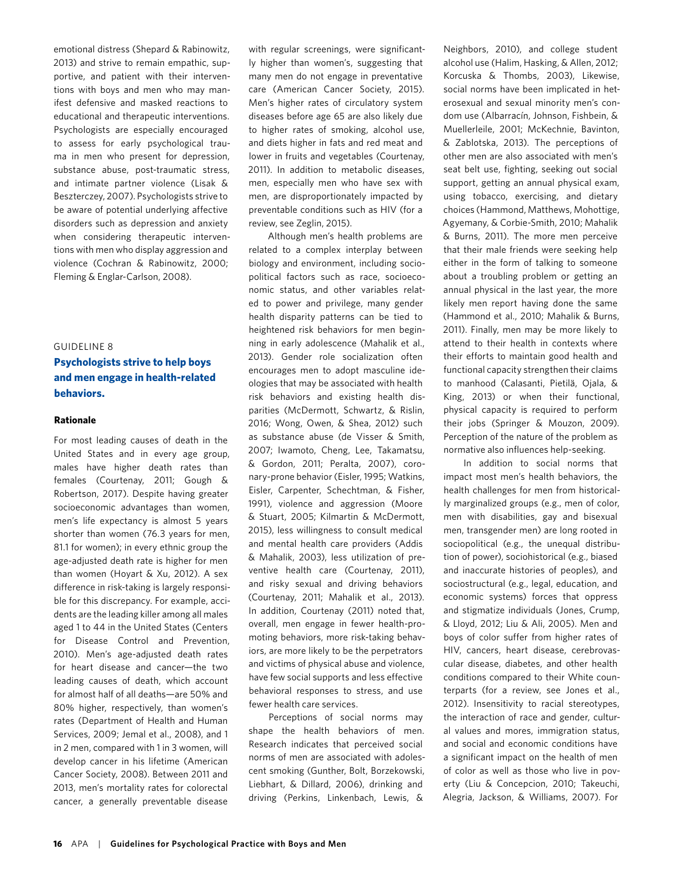emotional distress (Shepard & Rabinowitz, 2013) and strive to remain empathic, supportive, and patient with their interventions with boys and men who may manifest defensive and masked reactions to educational and therapeutic interventions. Psychologists are especially encouraged to assess for early psychological trauma in men who present for depression, substance abuse, post-traumatic stress, and intimate partner violence (Lisak & Beszterczey, 2007). Psychologists strive to be aware of potential underlying affective disorders such as depression and anxiety when considering therapeutic interventions with men who display aggression and violence (Cochran & Rabinowitz, 2000; Fleming & Englar-Carlson, 2008).

GUIDELINE 8

## Psychologists strive to help boys and men engage in health-related behaviors.

### Rationale

For most leading causes of death in the United States and in every age group, males have higher death rates than females (Courtenay, 2011; Gough & Robertson, 2017). Despite having greater socioeconomic advantages than women, men's life expectancy is almost 5 years shorter than women (76.3 years for men, 81.1 for women); in every ethnic group the age-adjusted death rate is higher for men than women (Hoyart & Xu, 2012). A sex difference in risk-taking is largely responsible for this discrepancy. For example, accidents are the leading killer among all males aged 1 to 44 in the United States (Centers for Disease Control and Prevention, 2010). Men's age-adjusted death rates for heart disease and cancer—the two leading causes of death, which account for almost half of all deaths—are 50% and 80% higher, respectively, than women's rates (Department of Health and Human Services, 2009; Jemal et al., 2008), and 1 in 2 men, compared with 1 in 3 women, will develop cancer in his lifetime (American Cancer Society, 2008). Between 2011 and 2013, men's mortality rates for colorectal cancer, a generally preventable disease with regular screenings, were significantly higher than women's, suggesting that many men do not engage in preventative care (American Cancer Society, 2015). Men's higher rates of circulatory system diseases before age 65 are also likely due to higher rates of smoking, alcohol use, and diets higher in fats and red meat and lower in fruits and vegetables (Courtenay, 2011). In addition to metabolic diseases, men, especially men who have sex with men, are disproportionately impacted by preventable conditions such as HIV (for a review, see Zeglin, 2015).

Although men's health problems are related to a complex interplay between biology and environment, including sociopolitical factors such as race, socioeconomic status, and other variables related to power and privilege, many gender health disparity patterns can be tied to heightened risk behaviors for men beginning in early adolescence (Mahalik et al., 2013). Gender role socialization often encourages men to adopt masculine ideologies that may be associated with health risk behaviors and existing health disparities (McDermott, Schwartz, & Rislin, 2016; Wong, Owen, & Shea, 2012) such as substance abuse (de Visser & Smith, 2007; Iwamoto, Cheng, Lee, Takamatsu, & Gordon, 2011; Peralta, 2007), coronary-prone behavior (Eisler, 1995; Watkins, Eisler, Carpenter, Schechtman, & Fisher, 1991), violence and aggression (Moore & Stuart, 2005; Kilmartin & McDermott, 2015), less willingness to consult medical and mental health care providers (Addis & Mahalik, 2003), less utilization of preventive health care (Courtenay, 2011), and risky sexual and driving behaviors (Courtenay, 2011; Mahalik et al., 2013). In addition, Courtenay (2011) noted that, overall, men engage in fewer health-promoting behaviors, more risk-taking behaviors, are more likely to be the perpetrators and victims of physical abuse and violence, have few social supports and less effective behavioral responses to stress, and use fewer health care services.

Perceptions of social norms may shape the health behaviors of men. Research indicates that perceived social norms of men are associated with adolescent smoking (Gunther, Bolt, Borzekowski, Liebhart, & Dillard, 2006), drinking and driving (Perkins, Linkenbach, Lewis, & Neighbors, 2010), and college student alcohol use (Halim, Hasking, & Allen, 2012; Korcuska & Thombs, 2003), Likewise, social norms have been implicated in heterosexual and sexual minority men's condom use (Albarracín, Johnson, Fishbein, & Muellerleile, 2001; McKechnie, Bavinton, & Zablotska, 2013). The perceptions of other men are also associated with men's seat belt use, fighting, seeking out social support, getting an annual physical exam, using tobacco, exercising, and dietary choices (Hammond, Matthews, Mohottige, Agyemany, & Corbie-Smith, 2010; Mahalik & Burns, 2011). The more men perceive that their male friends were seeking help either in the form of talking to someone about a troubling problem or getting an annual physical in the last year, the more likely men report having done the same (Hammond et al., 2010; Mahalik & Burns, 2011). Finally, men may be more likely to attend to their health in contexts where their efforts to maintain good health and functional capacity strengthen their claims to manhood (Calasanti, Pietilä, Ojala, & King, 2013) or when their functional, physical capacity is required to perform their jobs (Springer & Mouzon, 2009). Perception of the nature of the problem as normative also influences help-seeking.

In addition to social norms that impact most men's health behaviors, the health challenges for men from historically marginalized groups (e.g., men of color, men with disabilities, gay and bisexual men, transgender men) are long rooted in sociopolitical (e.g., the unequal distribution of power), sociohistorical (e.g., biased and inaccurate histories of peoples), and sociostructural (e.g., legal, education, and economic systems) forces that oppress and stigmatize individuals (Jones, Crump, & Lloyd, 2012; Liu & Ali, 2005). Men and boys of color suffer from higher rates of HIV, cancers, heart disease, cerebrovascular disease, diabetes, and other health conditions compared to their White counterparts (for a review, see Jones et al., 2012). Insensitivity to racial stereotypes, the interaction of race and gender, cultural values and mores, immigration status, and social and economic conditions have a significant impact on the health of men of color as well as those who live in poverty (Liu & Concepcion, 2010; Takeuchi, Alegria, Jackson, & Williams, 2007). For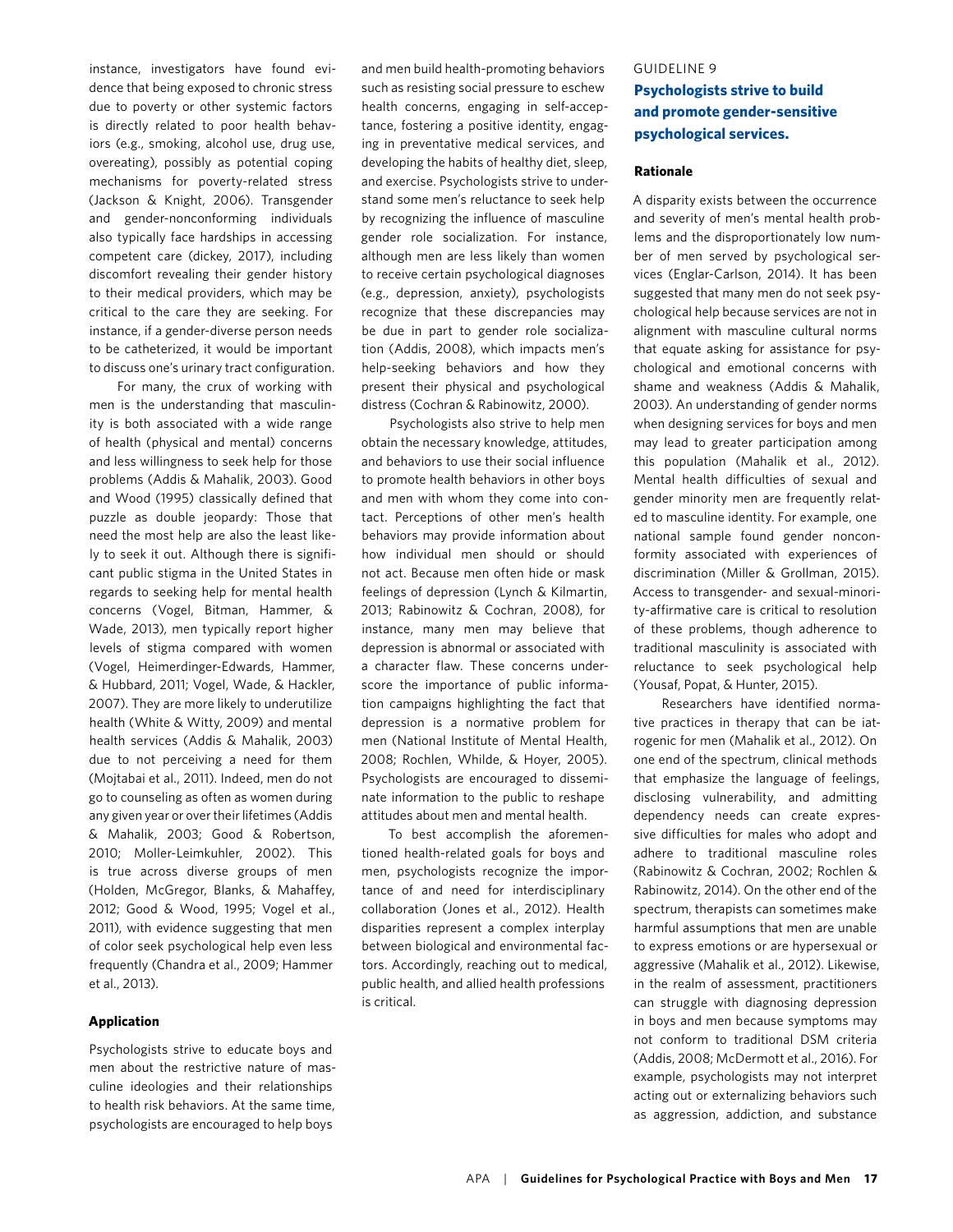instance, investigators have found evidence that being exposed to chronic stress due to poverty or other systemic factors is directly related to poor health behaviors (e.g., smoking, alcohol use, drug use, overeating), possibly as potential coping mechanisms for poverty-related stress (Jackson & Knight, 2006). Transgender and gender-nonconforming individuals also typically face hardships in accessing competent care (dickey, 2017), including discomfort revealing their gender history to their medical providers, which may be critical to the care they are seeking. For instance, if a gender-diverse person needs to be catheterized, it would be important to discuss one's urinary tract configuration.

For many, the crux of working with men is the understanding that masculinity is both associated with a wide range of health (physical and mental) concerns and less willingness to seek help for those problems (Addis & Mahalik, 2003). Good and Wood (1995) classically defined that puzzle as double jeopardy: Those that need the most help are also the least likely to seek it out. Although there is significant public stigma in the United States in regards to seeking help for mental health concerns (Vogel, Bitman, Hammer, & Wade, 2013), men typically report higher levels of stigma compared with women (Vogel, Heimerdinger-Edwards, Hammer, & Hubbard, 2011; Vogel, Wade, & Hackler, 2007). They are more likely to underutilize health (White & Witty, 2009) and mental health services (Addis & Mahalik, 2003) due to not perceiving a need for them (Mojtabai et al., 2011). Indeed, men do not go to counseling as often as women during any given year or over their lifetimes (Addis & Mahalik, 2003; Good & Robertson, 2010; Moller-Leimkuhler, 2002). This is true across diverse groups of men (Holden, McGregor, Blanks, & Mahaffey, 2012; Good & Wood, 1995; Vogel et al., 2011), with evidence suggesting that men of color seek psychological help even less frequently (Chandra et al., 2009; Hammer et al., 2013).

#### Application

Psychologists strive to educate boys and men about the restrictive nature of masculine ideologies and their relationships to health risk behaviors. At the same time, psychologists are encouraged to help boys and men build health-promoting behaviors such as resisting social pressure to eschew health concerns, engaging in self-acceptance, fostering a positive identity, engaging in preventative medical services, and developing the habits of healthy diet, sleep, and exercise. Psychologists strive to understand some men's reluctance to seek help by recognizing the influence of masculine gender role socialization. For instance, although men are less likely than women to receive certain psychological diagnoses (e.g., depression, anxiety), psychologists recognize that these discrepancies may be due in part to gender role socialization (Addis, 2008), which impacts men's help-seeking behaviors and how they present their physical and psychological distress (Cochran & Rabinowitz, 2000).

Psychologists also strive to help men obtain the necessary knowledge, attitudes, and behaviors to use their social influence to promote health behaviors in other boys and men with whom they come into contact. Perceptions of other men's health behaviors may provide information about how individual men should or should not act. Because men often hide or mask feelings of depression (Lynch & Kilmartin, 2013; Rabinowitz & Cochran, 2008), for instance, many men may believe that depression is abnormal or associated with a character flaw. These concerns underscore the importance of public information campaigns highlighting the fact that depression is a normative problem for men (National Institute of Mental Health, 2008; Rochlen, Whilde, & Hoyer, 2005). Psychologists are encouraged to disseminate information to the public to reshape attitudes about men and mental health.

To best accomplish the aforementioned health-related goals for boys and men, psychologists recognize the importance of and need for interdisciplinary collaboration (Jones et al., 2012). Health disparities represent a complex interplay between biological and environmental factors. Accordingly, reaching out to medical, public health, and allied health professions is critical.

### GUIDELINE 9

### Psychologists strive to build and promote gender-sensitive psychological services.

#### Rationale

A disparity exists between the occurrence and severity of men's mental health problems and the disproportionately low number of men served by psychological services (Englar-Carlson, 2014). It has been suggested that many men do not seek psychological help because services are not in alignment with masculine cultural norms that equate asking for assistance for psychological and emotional concerns with shame and weakness (Addis & Mahalik, 2003). An understanding of gender norms when designing services for boys and men may lead to greater participation among this population (Mahalik et al., 2012). Mental health difficulties of sexual and gender minority men are frequently related to masculine identity. For example, one national sample found gender nonconformity associated with experiences of discrimination (Miller & Grollman, 2015). Access to transgender- and sexual-minority-affirmative care is critical to resolution of these problems, though adherence to traditional masculinity is associated with reluctance to seek psychological help (Yousaf, Popat, & Hunter, 2015).

Researchers have identified normative practices in therapy that can be iatrogenic for men (Mahalik et al., 2012). On one end of the spectrum, clinical methods that emphasize the language of feelings, disclosing vulnerability, and admitting dependency needs can create expressive difficulties for males who adopt and adhere to traditional masculine roles (Rabinowitz & Cochran, 2002; Rochlen & Rabinowitz, 2014). On the other end of the spectrum, therapists can sometimes make harmful assumptions that men are unable to express emotions or are hypersexual or aggressive (Mahalik et al., 2012). Likewise, in the realm of assessment, practitioners can struggle with diagnosing depression in boys and men because symptoms may not conform to traditional DSM criteria (Addis, 2008; McDermott et al., 2016). For example, psychologists may not interpret acting out or externalizing behaviors such as aggression, addiction, and substance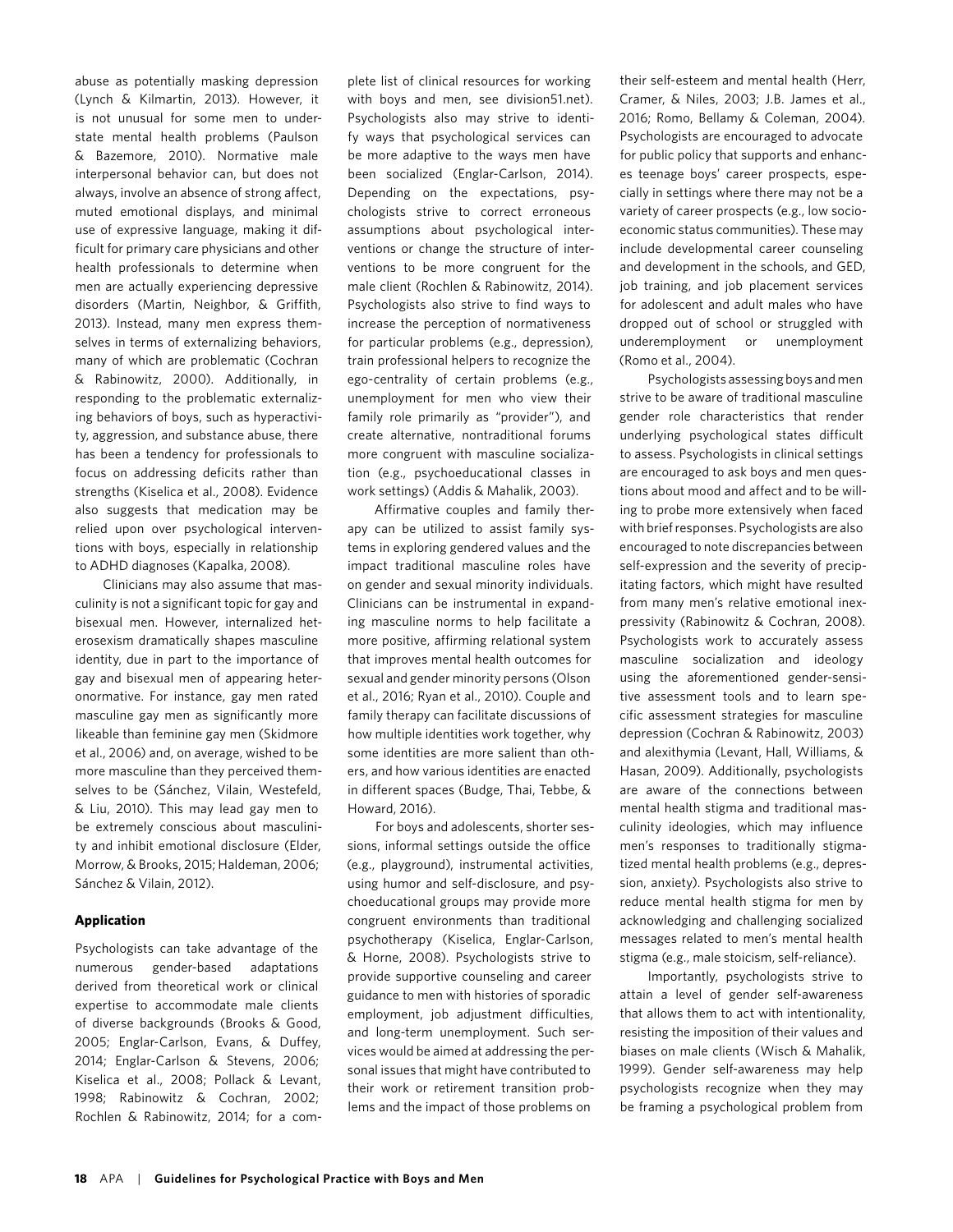abuse as potentially masking depression (Lynch & Kilmartin, 2013). However, it is not unusual for some men to understate mental health problems (Paulson & Bazemore, 2010). Normative male interpersonal behavior can, but does not always, involve an absence of strong affect, muted emotional displays, and minimal use of expressive language, making it difficult for primary care physicians and other health professionals to determine when men are actually experiencing depressive disorders (Martin, Neighbor, & Griffith, 2013). Instead, many men express themselves in terms of externalizing behaviors, many of which are problematic (Cochran & Rabinowitz, 2000). Additionally, in responding to the problematic externalizing behaviors of boys, such as hyperactivity, aggression, and substance abuse, there has been a tendency for professionals to focus on addressing deficits rather than strengths (Kiselica et al., 2008). Evidence also suggests that medication may be relied upon over psychological interventions with boys, especially in relationship to ADHD diagnoses (Kapalka, 2008).

Clinicians may also assume that masculinity is not a significant topic for gay and bisexual men. However, internalized heterosexism dramatically shapes masculine identity, due in part to the importance of gay and bisexual men of appearing heteronormative. For instance, gay men rated masculine gay men as significantly more likeable than feminine gay men (Skidmore et al., 2006) and, on average, wished to be more masculine than they perceived themselves to be (Sánchez, Vilain, Westefeld, & Liu, 2010). This may lead gay men to be extremely conscious about masculinity and inhibit emotional disclosure (Elder, Morrow, & Brooks, 2015; Haldeman, 2006; Sánchez & Vilain, 2012).

### Application

Psychologists can take advantage of the numerous gender-based adaptations derived from theoretical work or clinical expertise to accommodate male clients of diverse backgrounds (Brooks & Good, 2005; Englar-Carlson, Evans, & Duffey, 2014; Englar-Carlson & Stevens, 2006; Kiselica et al., 2008; Pollack & Levant, 1998; Rabinowitz & Cochran, 2002; Rochlen & Rabinowitz, 2014; for a complete list of clinical resources for working with boys and men, see division51.net). Psychologists also may strive to identify ways that psychological services can be more adaptive to the ways men have been socialized (Englar-Carlson, 2014). Depending on the expectations, psychologists strive to correct erroneous assumptions about psychological interventions or change the structure of interventions to be more congruent for the male client (Rochlen & Rabinowitz, 2014). Psychologists also strive to find ways to increase the perception of normativeness for particular problems (e.g., depression), train professional helpers to recognize the ego-centrality of certain problems (e.g., unemployment for men who view their family role primarily as "provider"), and create alternative, nontraditional forums more congruent with masculine socialization (e.g., psychoeducational classes in work settings) (Addis & Mahalik, 2003).

Affirmative couples and family therapy can be utilized to assist family systems in exploring gendered values and the impact traditional masculine roles have on gender and sexual minority individuals. Clinicians can be instrumental in expanding masculine norms to help facilitate a more positive, affirming relational system that improves mental health outcomes for sexual and gender minority persons (Olson et al., 2016; Ryan et al., 2010). Couple and family therapy can facilitate discussions of how multiple identities work together, why some identities are more salient than others, and how various identities are enacted in different spaces (Budge, Thai, Tebbe, & Howard, 2016).

For boys and adolescents, shorter sessions, informal settings outside the office (e.g., playground), instrumental activities, using humor and self-disclosure, and psychoeducational groups may provide more congruent environments than traditional psychotherapy (Kiselica, Englar-Carlson, & Horne, 2008). Psychologists strive to provide supportive counseling and career guidance to men with histories of sporadic employment, job adjustment difficulties, and long-term unemployment. Such services would be aimed at addressing the personal issues that might have contributed to their work or retirement transition problems and the impact of those problems on their self-esteem and mental health (Herr, Cramer, & Niles, 2003; J.B. James et al., 2016; Romo, Bellamy & Coleman, 2004). Psychologists are encouraged to advocate for public policy that supports and enhances teenage boys' career prospects, especially in settings where there may not be a variety of career prospects (e.g., low socioeconomic status communities). These may include developmental career counseling and development in the schools, and GED, job training, and job placement services for adolescent and adult males who have dropped out of school or struggled with underemployment or unemployment (Romo et al., 2004).

Psychologists assessing boys and men strive to be aware of traditional masculine gender role characteristics that render underlying psychological states difficult to assess. Psychologists in clinical settings are encouraged to ask boys and men questions about mood and affect and to be willing to probe more extensively when faced with brief responses. Psychologists are also encouraged to note discrepancies between self-expression and the severity of precipitating factors, which might have resulted from many men's relative emotional inexpressivity (Rabinowitz & Cochran, 2008). Psychologists work to accurately assess masculine socialization and ideology using the aforementioned gender-sensitive assessment tools and to learn specific assessment strategies for masculine depression (Cochran & Rabinowitz, 2003) and alexithymia (Levant, Hall, Williams, & Hasan, 2009). Additionally, psychologists are aware of the connections between mental health stigma and traditional masculinity ideologies, which may influence men's responses to traditionally stigmatized mental health problems (e.g., depression, anxiety). Psychologists also strive to reduce mental health stigma for men by acknowledging and challenging socialized messages related to men's mental health stigma (e.g., male stoicism, self-reliance).

Importantly, psychologists strive to attain a level of gender self-awareness that allows them to act with intentionality, resisting the imposition of their values and biases on male clients (Wisch & Mahalik, 1999). Gender self-awareness may help psychologists recognize when they may be framing a psychological problem from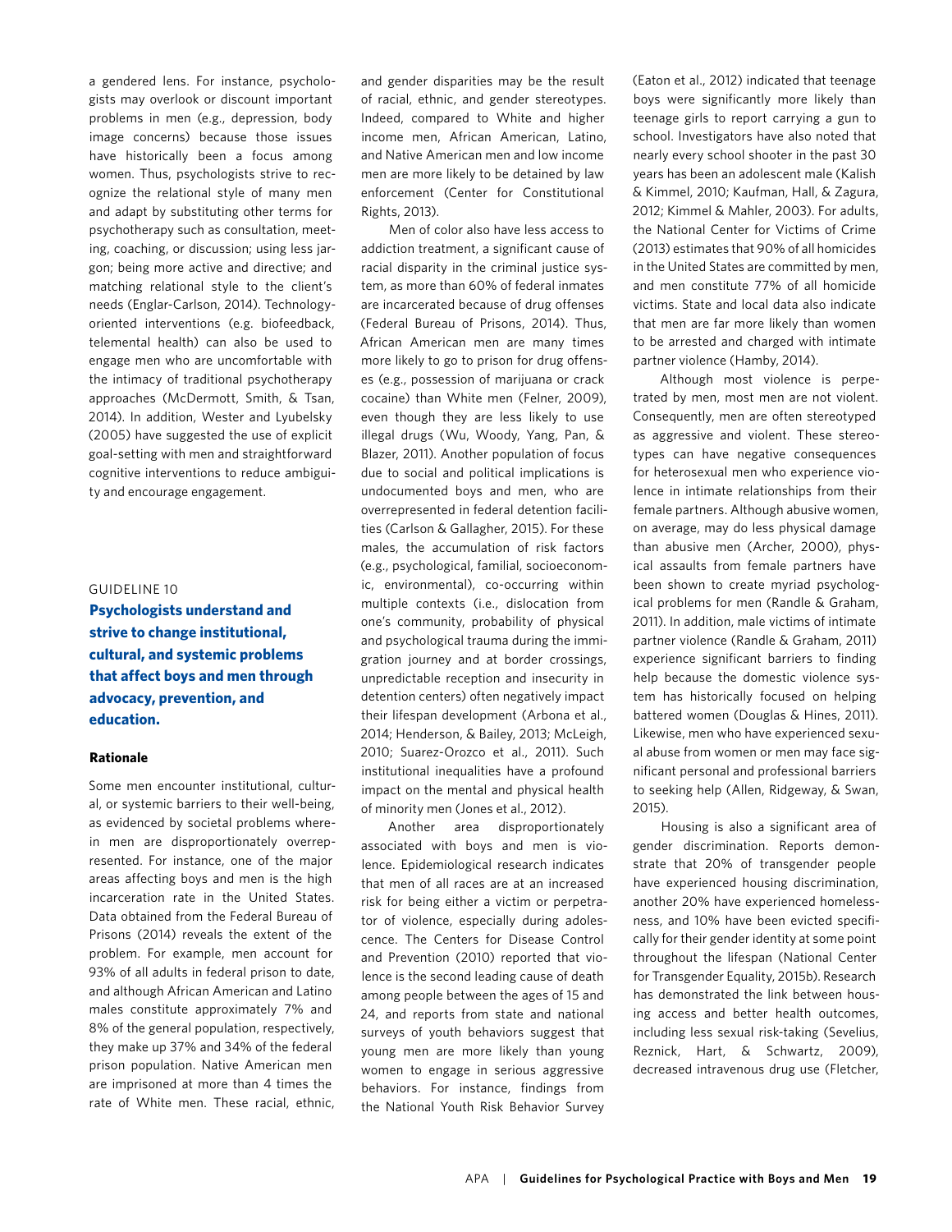a gendered lens. For instance, psychologists may overlook or discount important problems in men (e.g., depression, body image concerns) because those issues have historically been a focus among women. Thus, psychologists strive to recognize the relational style of many men and adapt by substituting other terms for psychotherapy such as consultation, meeting, coaching, or discussion; using less jargon; being more active and directive; and matching relational style to the client's needs (Englar-Carlson, 2014). Technology-oriented interventions (e.g. biofeedback, telemental health) can also be used to engage men who are uncomfortable with the intimacy of traditional psychotherapy approaches (McDermott, Smith, & Tsan, 2014). In addition, Wester and Lyubelsky (2005) have suggested the use of explicit goal-setting with men and straightforward cognitive interventions to reduce ambiguity and encourage engagement.

GUIDELINE 10

## Psychologists understand and strive to change institutional, cultural, and systemic problems that affect boys and men through advocacy, prevention, and education.

### Rationale

Some men encounter institutional, cultural, or systemic barriers to their well-being, as evidenced by societal problems wherein men are disproportionately overrepresented. For instance, one of the major areas affecting boys and men is the high incarceration rate in the United States. Data obtained from the Federal Bureau of Prisons (2014) reveals the extent of the problem. For example, men account for 93% of all adults in federal prison to date, and although African American and Latino males constitute approximately 7% and 8% of the general population, respectively, they make up 37% and 34% of the federal prison population. Native American men are imprisoned at more than 4 times the rate of White men. These racial, ethnic, and gender disparities may be the result of racial, ethnic, and gender stereotypes. Indeed, compared to White and higher income men, African American, Latino, and Native American men and low income men are more likely to be detained by law enforcement (Center for Constitutional Rights, 2013).

Men of color also have less access to addiction treatment, a significant cause of racial disparity in the criminal justice system, as more than 60% of federal inmates are incarcerated because of drug offenses (Federal Bureau of Prisons, 2014). Thus, African American men are many times more likely to go to prison for drug offenses (e.g., possession of marijuana or crack cocaine) than White men (Felner, 2009), even though they are less likely to use illegal drugs (Wu, Woody, Yang, Pan, & Blazer, 2011). Another population of focus due to social and political implications is undocumented boys and men, who are overrepresented in federal detention facilities (Carlson & Gallagher, 2015). For these males, the accumulation of risk factors (e.g., psychological, familial, socioeconomic, environmental), co-occurring within multiple contexts (i.e., dislocation from one's community, probability of physical and psychological trauma during the immigration journey and at border crossings, unpredictable reception and insecurity in detention centers) often negatively impact their lifespan development (Arbona et al., 2014; Henderson, & Bailey, 2013; McLeigh, 2010; Suarez-Orozco et al., 2011). Such institutional inequalities have a profound impact on the mental and physical health of minority men (Jones et al., 2012).

Another area disproportionately associated with boys and men is violence. Epidemiological research indicates that men of all races are at an increased risk for being either a victim or perpetrator of violence, especially during adolescence. The Centers for Disease Control and Prevention (2010) reported that violence is the second leading cause of death among people between the ages of 15 and 24, and reports from state and national surveys of youth behaviors suggest that young men are more likely than young women to engage in serious aggressive behaviors. For instance, findings from the National Youth Risk Behavior Survey (Eaton et al., 2012) indicated that teenage boys were significantly more likely than teenage girls to report carrying a gun to school. Investigators have also noted that nearly every school shooter in the past 30 years has been an adolescent male (Kalish & Kimmel, 2010; Kaufman, Hall, & Zagura, 2012; Kimmel & Mahler, 2003). For adults, the National Center for Victims of Crime (2013) estimates that 90% of all homicides in the United States are committed by men, and men constitute 77% of all homicide victims. State and local data also indicate that men are far more likely than women to be arrested and charged with intimate partner violence (Hamby, 2014).

Although most violence is perpetrated by men, most men are not violent. Consequently, men are often stereotyped as aggressive and violent. These stereotypes can have negative consequences for heterosexual men who experience violence in intimate relationships from their female partners. Although abusive women, on average, may do less physical damage than abusive men (Archer, 2000), physical assaults from female partners have been shown to create myriad psychological problems for men (Randle & Graham, 2011). In addition, male victims of intimate partner violence (Randle & Graham, 2011) experience significant barriers to finding help because the domestic violence system has historically focused on helping battered women (Douglas & Hines, 2011). Likewise, men who have experienced sexual abuse from women or men may face significant personal and professional barriers to seeking help (Allen, Ridgeway, & Swan, 2015).

Housing is also a significant area of gender discrimination. Reports demonstrate that 20% of transgender people have experienced housing discrimination, another 20% have experienced homelessness, and 10% have been evicted specifically for their gender identity at some point throughout the lifespan (National Center for Transgender Equality, 2015b). Research has demonstrated the link between housing access and better health outcomes, including less sexual risk-taking (Sevelius, Reznick, Hart, & Schwartz, 2009), decreased intravenous drug use (Fletcher,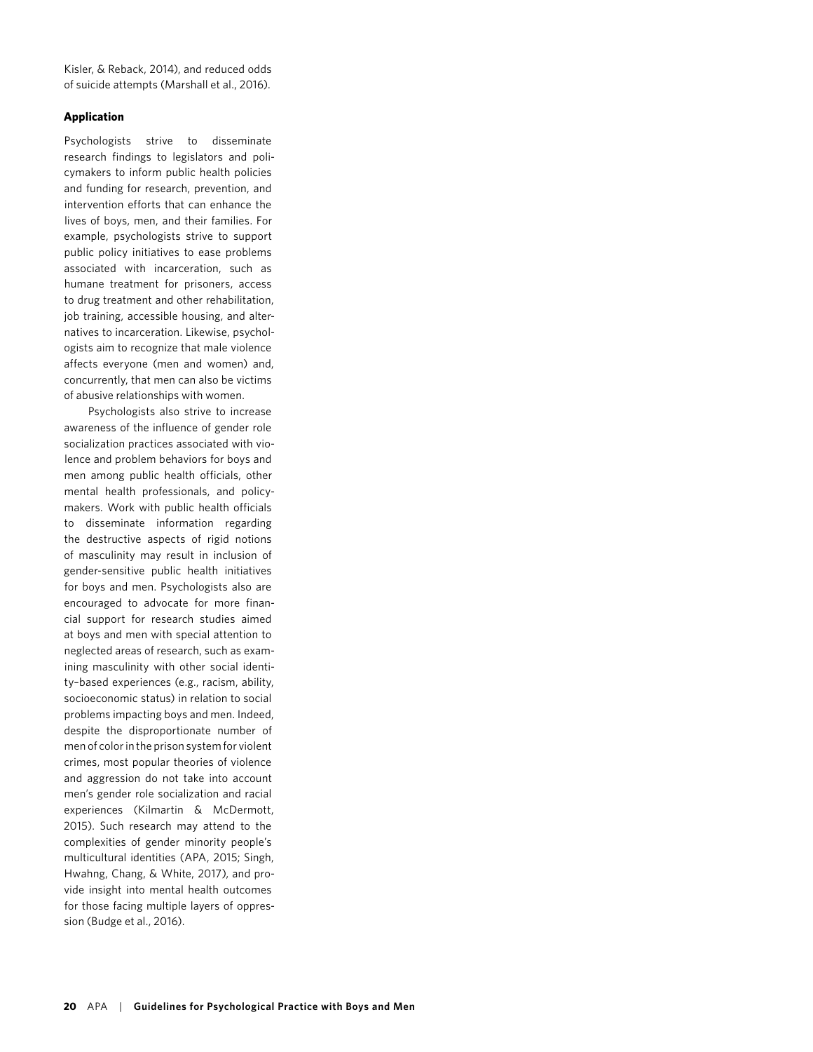Kisler, & Reback, 2014), and reduced odds of suicide attempts (Marshall et al., 2016).

**Application**

Psychologists strive to disseminate research findings to legislators and policymakers to inform public health policies and funding for research, prevention, and intervention efforts that can enhance the lives of boys, men, and their families. For example, psychologists strive to support public policy initiatives to ease problems associated with incarceration, such as humane treatment for prisoners, access to drug treatment and other rehabilitation, job training, accessible housing, and alternatives to incarceration. Likewise, psychologists aim to recognize that male violence affects everyone (men and women) and, concurrently, that men can also be victims of abusive relationships with women.

Psychologists also strive to increase awareness of the influence of gender role socialization practices associated with violence and problem behaviors for boys and men among public health officials, other mental health professionals, and policymakers. Work with public health officials to disseminate information regarding the destructive aspects of rigid notions of masculinity may result in inclusion of gender-sensitive public health initiatives for boys and men. Psychologists also are encouraged to advocate for more financial support for research studies aimed at boys and men with special attention to neglected areas of research, such as examining masculinity with other social identity–based experiences (e.g., racism, ability, socioeconomic status) in relation to social problems impacting boys and men. Indeed, despite the disproportionate number of men of color in the prison system for violent crimes, most popular theories of violence and aggression do not take into account men's gender role socialization and racial experiences (Kilmartin & McDermott, 2015). Such research may attend to the complexities of gender minority people's multicultural identities (APA, 2015; Singh, Hwahng, Chang, & White, 2017), and provide insight into mental health outcomes for those facing multiple layers of oppression (Budge et al., 2016).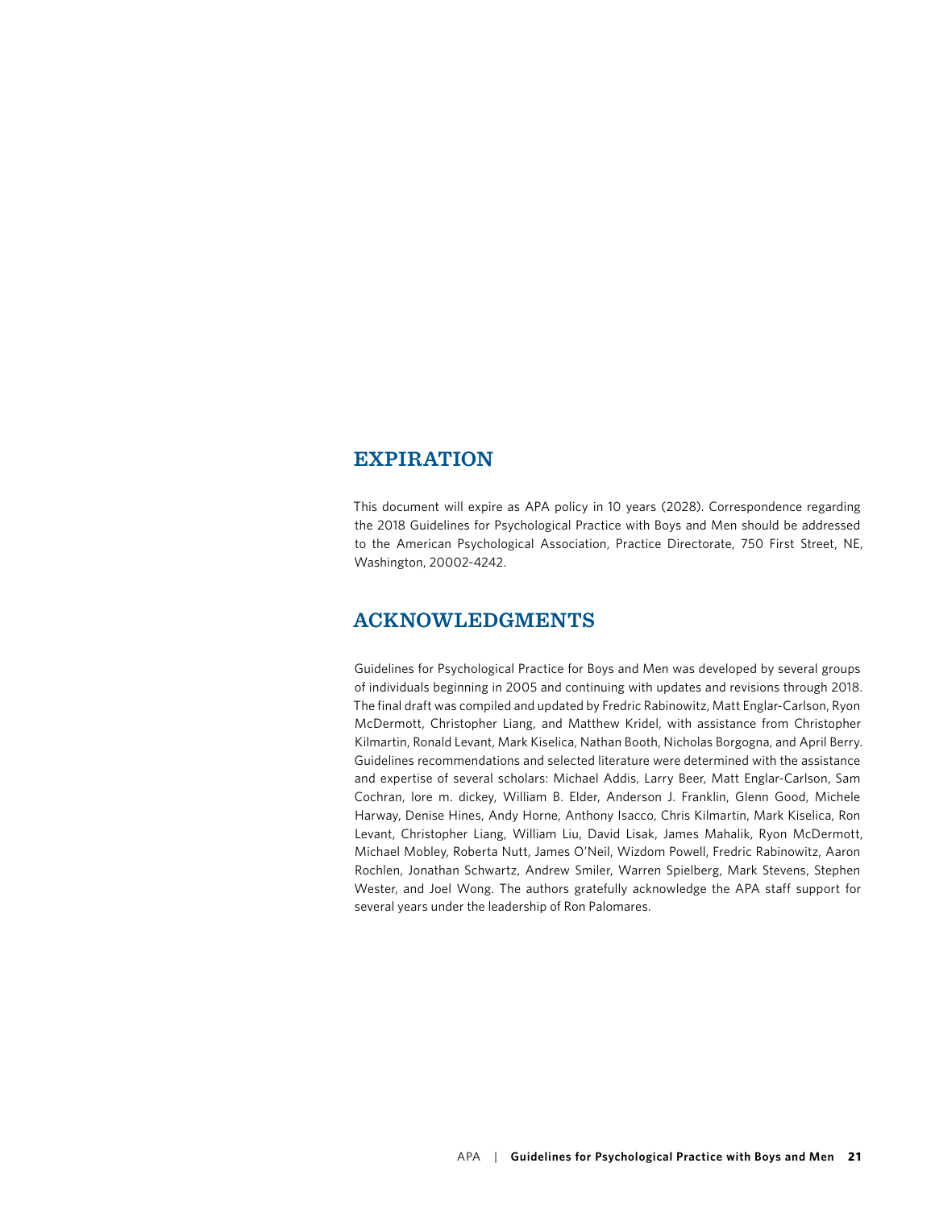## EXPIRATION

This document will expire as APA policy in 10 years (2028). Correspondence regarding the 2018 Guidelines for Psychological Practice with Boys and Men should be addressed to the American Psychological Association, Practice Directorate, 750 First Street, NE, Washington, 20002-4242.

## ACKNOWLEDGMENTS

Guidelines for Psychological Practice for Boys and Men was developed by several groups of individuals beginning in 2005 and continuing with updates and revisions through 2018. The final draft was compiled and updated by Fredric Rabinowitz, Matt Englar-Carlson, Ryon McDermott, Christopher Liang, and Matthew Kridel, with assistance from Christopher Kilmartin, Ronald Levant, Mark Kiselica, Nathan Booth, Nicholas Borgogna, and April Berry. Guidelines recommendations and selected literature were determined with the assistance and expertise of several scholars: Michael Addis, Larry Beer, Matt Englar-Carlson, Sam Cochran, lore m. dickey, William B. Elder, Anderson J. Franklin, Glenn Good, Michele Harway, Denise Hines, Andy Horne, Anthony Isacco, Chris Kilmartin, Mark Kiselica, Ron Levant, Christopher Liang, William Liu, David Lisak, James Mahalik, Ryon McDermott, Michael Mobley, Roberta Nutt, James O'Neil, Wizdom Powell, Fredric Rabinowitz, Aaron Rochlen, Jonathan Schwartz, Andrew Smiler, Warren Spielberg, Mark Stevens, Stephen Wester, and Joel Wong. The authors gratefully acknowledge the APA staff support for several years under the leadership of Ron Palomares.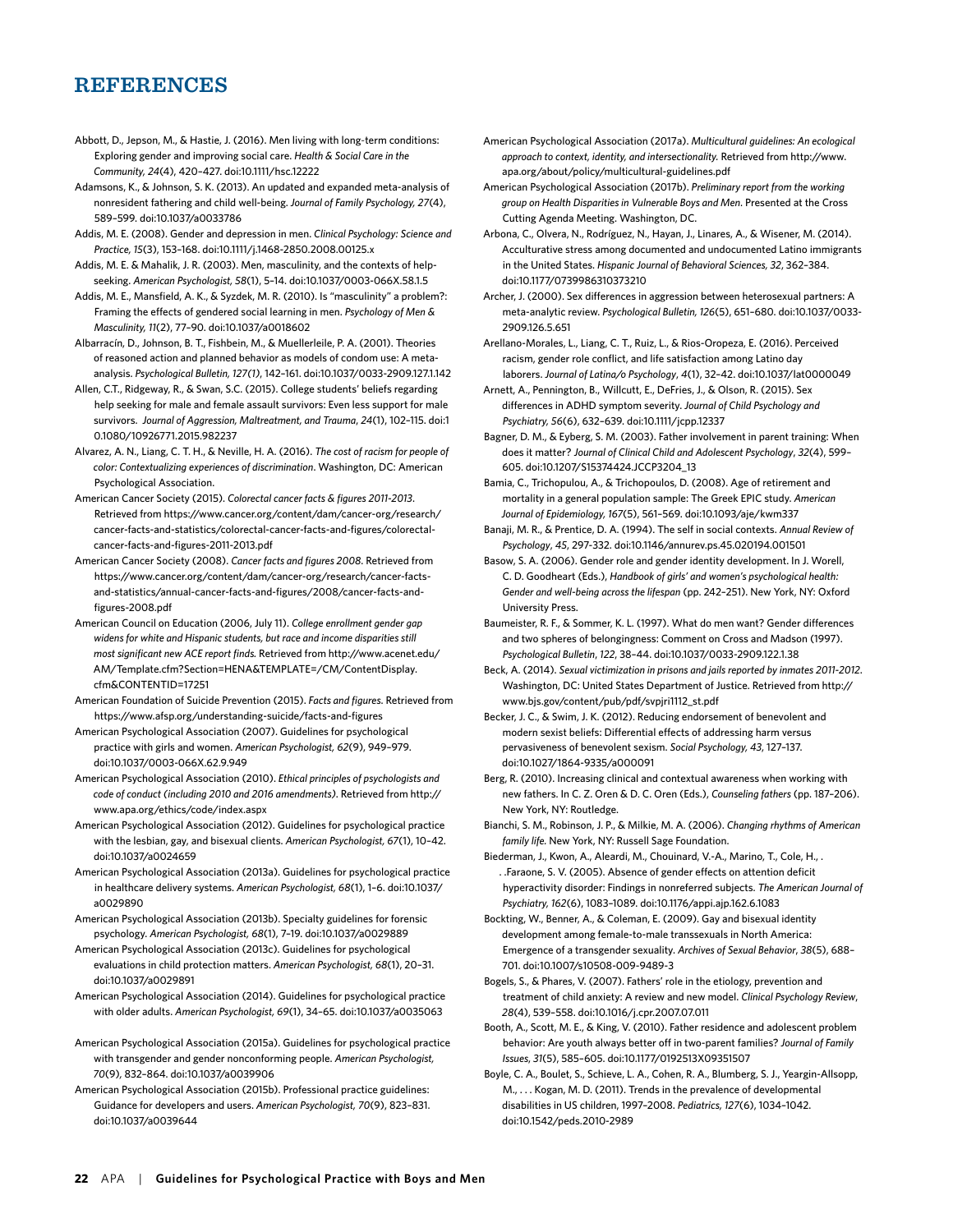# REFERENCES

Abbott, D., Jepson, M., & Hastie, J. (2016). Men living with long-term conditions: Exploring gender and improving social care. *Health & Social Care in the Community, 24*(4), 420–427. doi:10.1111/hsc.12222

Adamsons, K., & Johnson, S. K. (2013). An updated and expanded meta-analysis of nonresident fathering and child well-being. *Journal of Family Psychology, 27*(4), 589–599. doi:10.1037/a0033786

Addis, M. E. (2008). Gender and depression in men. *Clinical Psychology: Science and Practice, 15*(3), 153–168. doi:10.1111/j.1468-2850.2008.00125.x

Addis, M. E. & Mahalik, J. R. (2003). Men, masculinity, and the contexts of help-seeking. *American Psychologist, 58*(1), 5–14. doi:10.1037/0003-066X.58.1.5

Addis, M. E., Mansfield, A. K., & Syzdek, M. R. (2010). Is "masculinity" a problem?: Framing the effects of gendered social learning in men. *Psychology of Men & Masculinity, 11*(2), 77–90. doi:10.1037/a0018602

Albarracín, D., Johnson, B. T., Fishbein, M., & Muellerleile, P. A. (2001). Theories of reasoned action and planned behavior as models of condom use: A meta-analysis. *Psychological Bulletin, 127(1)*, 142–161. doi:10.1037/0033-2909.127.1.142

Allen, C.T., Ridgeway, R., & Swan, S.C. (2015). College students' beliefs regarding help seeking for male and female assault survivors: Even less support for male survivors. *Journal of Aggression, Maltreatment, and Trauma*, *24*(1), 102–115. doi:10.1080/10926771.2015.982237

Alvarez, A. N., Liang, C. T. H., & Neville, H. A. (2016). *The cost of racism for people of color: Contextualizing experiences of discrimination*. Washington, DC: American Psychological Association.

American Cancer Society (2015). *Colorectal cancer facts & figures 2011-2013*. Retrieved from https://www.cancer.org/content/dam/cancer-org/research/cancer-facts-and-statistics/colorectal-cancer-facts-and-figures/colorectal-cancer-facts-and-figures-2011-2013.pdf

American Cancer Society (2008). *Cancer facts and figures 2008*. Retrieved from https://www.cancer.org/content/dam/cancer-org/research/cancer-facts-and-statistics/annual-cancer-facts-and-figures/2008/cancer-facts-and-figures-2008.pdf

American Council on Education (2006, July 11). *College enrollment gender gap widens for white and Hispanic students, but race and income disparities still most significant new ACE report finds.* Retrieved from http://www.acenet.edu/AM/Template.cfm?Section=HENA&TEMPLATE=/CM/ContentDisplay.cfm&CONTENTID=17251

American Foundation of Suicide Prevention (2015). *Facts and figures*. Retrieved from https://www.afsp.org/understanding-suicide/facts-and-figures

American Psychological Association (2007). Guidelines for psychological practice with girls and women. *American Psychologist, 62*(9), 949–979. doi:10.1037/0003-066X.62.9.949

American Psychological Association (2010). *Ethical principles of psychologists and code of conduct (including 2010 and 2016 amendments)*. Retrieved from http://www.apa.org/ethics/code/index.aspx

American Psychological Association (2012). Guidelines for psychological practice with the lesbian, gay, and bisexual clients. *American Psychologist, 67*(1), 10–42. doi:10.1037/a0024659

American Psychological Association (2013a). Guidelines for psychological practice in healthcare delivery systems. *American Psychologist, 68*(1), 1–6. doi:10.1037/a0029890

American Psychological Association (2013b). Specialty guidelines for forensic psychology. *American Psychologist, 68*(1), 7–19. doi:10.1037/a0029889

American Psychological Association (2013c). Guidelines for psychological evaluations in child protection matters. *American Psychologist, 68*(1), 20–31. doi:10.1037/a0029891

American Psychological Association (2014). Guidelines for psychological practice with older adults. *American Psychologist, 69*(1), 34–65. doi:10.1037/a0035063

American Psychological Association (2015a). Guidelines for psychological practice with transgender and gender nonconforming people. *American Psychologist, 70*(9), 832–864. doi:10.1037/a0039906

American Psychological Association (2015b). Professional practice guidelines: Guidance for developers and users. *American Psychologist*, *70*(9), 823–831. doi:10.1037/a0039644

American Psychological Association (2017a). *Multicultural guidelines: An ecological approach to context, identity, and intersectionality.* Retrieved from http://www.apa.org/about/policy/multicultural-guidelines.pdf

American Psychological Association (2017b). *Preliminary report from the working group on Health Disparities in Vulnerable Boys and Men.* Presented at the Cross Cutting Agenda Meeting. Washington, DC.

Arbona, C., Olvera, N., Rodriguez, N., Hayan, J., Linares, A., & Wisener, M. (2014). Acculturative stress among documented and undocumented Latino immigrants in the United States. *Hispanic Journal of Behavioral Sciences, 32*, 362–384. doi:10.1177/0739986310373210

Archer, J. (2000). Sex differences in aggression between heterosexual partners: A meta-analytic review. *Psychological Bulletin, 126*(5), 651–680. doi:10.1037/0033-2909.126.5.651

Arellano-Morales, L., Liang, C. T., Ruiz, L., & Rios-Oropeza, E. (2016). Perceived racism, gender role conflict, and life satisfaction among Latino day laborers. *Journal of Latina/o Psychology*, *4*(1), 32–42. doi:10.1037/lat0000049

Arnett, A., Pennington, B., Willcutt, E., DeFries, J., & Olson, R. (2015). Sex differences in ADHD symptom severity. *Journal of Child Psychology and Psychiatry, 56*(6), 632–639. doi:10.1111/jcpp.12337

Bagner, D. M., & Eyberg, S. M. (2003). Father involvement in parent training: When does it matter? *Journal of Clinical Child and Adolescent Psychology*, *32*(4), 599–605. doi:10.1207/S15374424.JCCP3204_13

Bamia, C., Trichopulou, A., & Trichopoulos, D. (2008). Age of retirement and mortality in a general population sample: The Greek EPIC study. *American Journal of Epidemiology, 167*(5), 561–569. doi:10.1093/aje/kwm337

Banaji, M. R., & Prentice, D. A. (1994). The self in social contexts. *Annual Review of Psychology*, *45*, 297-332. doi:10.1146/annurev.ps.45.020194.001501

Basow, S. A. (2006). Gender role and gender identity development. In J. Worell, C. D. Goodheart (Eds.), *Handbook of girls' and women's psychological health: Gender and well-being across the lifespan* (pp. 242–251). New York, NY: Oxford University Press.

Baumeister, R. F., & Sommer, K. L. (1997). What do men want? Gender differences and two spheres of belongingness: Comment on Cross and Madson (1997). *Psychological Bulletin*, *122*, 38–44. doi:10.1037/0033-2909.122.1.38

Beck, A. (2014). *Sexual victimization in prisons and jails reported by inmates 2011-2012*. Washington, DC: United States Department of Justice. Retrieved from http://www.bjs.gov/content/pub/pdf/svpjri1112_st.pdf

Becker, J. C., & Swim, J. K. (2012). Reducing endorsement of benevolent and modern sexist beliefs: Differential effects of addressing harm versus pervasiveness of benevolent sexism. *Social Psychology, 43*, 127–137. doi:10.1027/1864-9335/a000091

Berg, R. (2010). Increasing clinical and contextual awareness when working with new fathers. In C. Z. Oren & D. C. Oren (Eds.), *Counseling fathers* (pp. 187–206). New York, NY: Routledge.

Bianchi, S. M., Robinson, J. P., & Milkie, M. A. (2006). *Changing rhythms of American family life.* New York, NY: Russell Sage Foundation.

Biederman, J., Kwon, A., Aleardi, M., Chouinard, V.-A., Marino, T., Cole, H., . . .Faraone, S. V. (2005). Absence of gender effects on attention deficit hyperactivity disorder: Findings in nonreferred subjects. *The American Journal of Psychiatry, 162*(6), 1083–1089. doi:10.1176/appi.ajp.162.6.1083

Bockting, W., Benner, A., & Coleman, E. (2009). Gay and bisexual identity development among female-to-male transsexuals in North America: Emergence of a transgender sexuality. *Archives of Sexual Behavior*, *38*(5), 688–701. doi:10.1007/s10508-009-9489-3

Bogels, S., & Phares, V. (2007). Fathers' role in the etiology, prevention and treatment of child anxiety: A review and new model. *Clinical Psychology Review*, *28*(4), 539–558. doi:10.1016/j.cpr.2007.07.011

Booth, A., Scott, M. E., & King, V. (2010). Father residence and adolescent problem behavior: Are youth always better off in two-parent families? *Journal of Family Issues, 31*(5), 585–605. doi:10.1177/0192513X09351507

Boyle, C. A., Boulet, S., Schieve, L. A., Cohen, R. A., Blumberg, S. J., Yeargin-Allsopp, M., . . . Kogan, M. D. (2011). Trends in the prevalence of developmental disabilities in US children, 1997–2008. *Pediatrics, 127*(6), 1034–1042. doi:10.1542/peds.2010-2989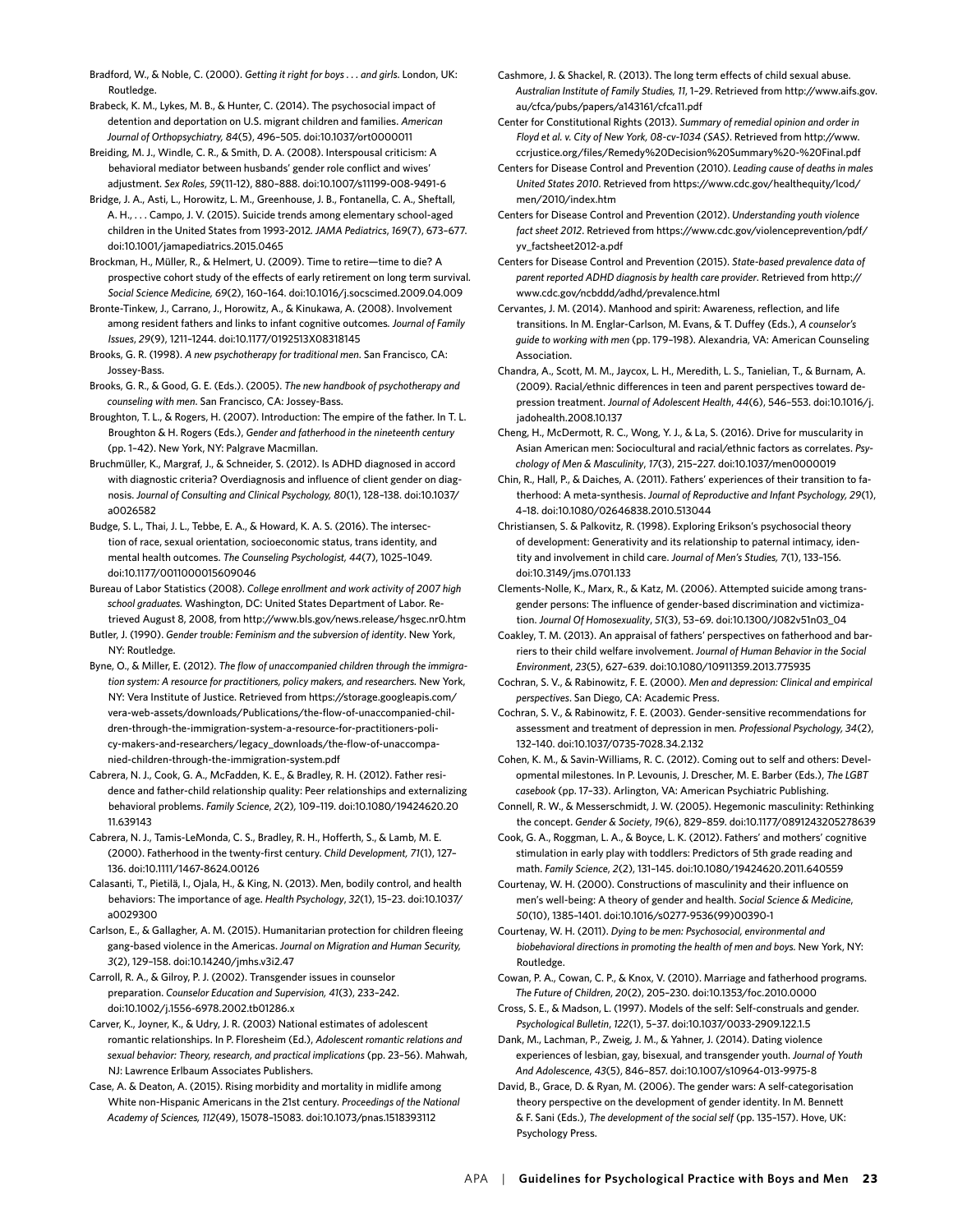Bradford, W., & Noble, C. (2000). *Getting it right for boys . . . and girls*. London, UK: Routledge.

Brabeck, K. M., Lykes, M. B., & Hunter, C. (2014). The psychosocial impact of detention and deportation on U.S. migrant children and families. *American Journal of Orthopsychiatry, 84*(5), 496–505. doi:10.1037/ort0000011

Breiding, M. J., Windle, C. R., & Smith, D. A. (2008). Interspousal criticism: A behavioral mediator between husbands' gender role conflict and wives' adjustment. *Sex Roles, 59*(11-12), 880–888. doi:10.1007/s11199-008-9491-6

Bridge, J. A., Asti, L., Horowitz, L. M., Greenhouse, J. B., Fontanella, C. A., Sheftall, A. H., . . . Campo, J. V. (2015). Suicide trends among elementary school-aged children in the United States from 1993-2012. *JAMA Pediatrics, 169*(7), 673–677. doi:10.1001/jamapediatrics.2015.0465

Brockman, H., Müller, R., & Helmert, U. (2009). Time to retire—time to die? A prospective cohort study of the effects of early retirement on long term survival. *Social Science Medicine, 69*(2), 160–164. doi:10.1016/j.socscimed.2009.04.009

Bronte-Tinkew, J., Carrano, J., Horowitz, A., & Kinukawa, A. (2008). Involvement among resident fathers and links to infant cognitive outcomes. *Journal of Family Issues, 29*(9), 1211–1244. doi:10.1177/0192513X08318145

Brooks, G. R. (1998). *A new psychotherapy for traditional men*. San Francisco, CA: Jossey-Bass.

Brooks, G. R., & Good, G. E. (Eds.). (2005). *The new handbook of psychotherapy and counseling with men*. San Francisco, CA: Jossey-Bass.

Broughton, T. L., & Rogers, H. (2007). Introduction: The empire of the father. In T. L. Broughton & H. Rogers (Eds.), *Gender and fatherhood in the nineteenth century* (pp. 1–42). New York, NY: Palgrave Macmillan.

Bruchmüller, K., Margraf, J., & Schneider, S. (2012). Is ADHD diagnosed in accord with diagnostic criteria? Overdiagnosis and influence of client gender on diagnosis. *Journal of Consulting and Clinical Psychology, 80*(1), 128–138. doi:10.1037/a0026582

Budge, S. L., Thai, J. L., Tebbe, E. A., & Howard, K. A. S. (2016). The intersection of race, sexual orientation, socioeconomic status, trans identity, and mental health outcomes. *The Counseling Psychologist, 44*(7), 1025–1049. doi:10.1177/0011000015609046

Bureau of Labor Statistics (2008). *College enrollment and work activity of 2007 high school graduates*. Washington, DC: United States Department of Labor. Retrieved August 8, 2008, from http://www.bls.gov/news.release/hsgec.nr0.htm

Butler, J. (1990). *Gender trouble: Feminism and the subversion of identity*. New York, NY: Routledge.

Byne, O., & Miller, E. (2012). *The flow of unaccompanied children through the immigration system: A resource for practitioners, policy makers, and researchers.* New York, NY: Vera Institute of Justice. Retrieved from https://storage.googleapis.com/vera-web-assets/downloads/Publications/the-flow-of-unaccompanied-children-through-the-immigration-system-a-resource-for-practitioners-policy-makers-and-researchers/legacy_downloads/the-flow-of-unaccompanied-children-through-the-immigration-system.pdf

Cabrera, N. J., Cook, G. A., McFadden, K. E., & Bradley, R. H. (2012). Father residence and father-child relationship quality: Peer relationships and externalizing behavioral problems. *Family Science, 2*(2), 109–119. doi:10.1080/19424620.2011.639143

Cabrera, N. J., Tamis-LeMonda, C. S., Bradley, R. H., Hofferth, S., & Lamb, M. E. (2000). Fatherhood in the twenty-first century. *Child Development, 71*(1), 127–136. doi:10.1111/1467-8624.00126

Calasanti, T., Pietilä, I., Ojala, H., & King, N. (2013). Men, bodily control, and health behaviors: The importance of age. *Health Psychology, 32*(1), 15–23. doi:10.1037/a0029300

Carlson, E., & Gallagher, A. M. (2015). Humanitarian protection for children fleeing gang-based violence in the Americas. *Journal on Migration and Human Security, 3*(2), 129–158. doi:10.14240/jmhs.v3i2.47

Carroll, R. A., & Gilroy, P. J. (2002). Transgender issues in counselor preparation. *Counselor Education and Supervision, 41*(3), 233–242. doi:10.1002/j.1556-6978.2002.tb01286.x

Carver, K., Joyner, K., & Udry, J. R. (2003) National estimates of adolescent romantic relationships. In P. Floresheim (Ed.), *Adolescent romantic relations and sexual behavior: Theory, research, and practical implications* (pp. 23–56). Mahwah, NJ: Lawrence Erlbaum Associates Publishers.

Case, A. & Deaton, A. (2015). Rising morbidity and mortality in midlife among White non-Hispanic Americans in the 21st century. *Proceedings of the National Academy of Sciences, 112*(49), 15078–15083. doi:10.1073/pnas.1518393112

Cashmore, J. & Shackel, R. (2013). The long term effects of child sexual abuse. *Australian Institute of Family Studies, 11*, 1–29. Retrieved from http://www.aifs.gov.au/cfca/pubs/papers/a143161/cfca11.pdf

Center for Constitutional Rights (2013). *Summary of remedial opinion and order in Floyd et al. v. City of New York, 08-cv-1034 (SAS)*. Retrieved from http://www.ccrjustice.org/files/Remedy%20Decision%20Summary%20-%20Final.pdf

Centers for Disease Control and Prevention (2010). *Leading cause of deaths in males United States 2010*. Retrieved from https://www.cdc.gov/healthequity/lcod/men/2010/index.htm

Centers for Disease Control and Prevention (2012). *Understanding youth violence fact sheet 2012*. Retrieved from https://www.cdc.gov/violenceprevention/pdf/yv_factsheet2012-a.pdf

Centers for Disease Control and Prevention (2015). *State-based prevalence data of parent reported ADHD diagnosis by health care provider*. Retrieved from http://www.cdc.gov/ncbddd/adhd/prevalence.html

Cervantes, J. M. (2014). Manhood and spirit: Awareness, reflection, and life transitions. In M. Englar-Carlson, M. Evans, & T. Duffey (Eds.), *A counselor's guide to working with men* (pp. 179–198). Alexandria, VA: American Counseling Association.

Chandra, A., Scott, M. M., Jaycox, L. H., Meredith, L. S., Tanielian, T., & Burnam, A. (2009). Racial/ethnic differences in teen and parent perspectives toward depression treatment. *Journal of Adolescent Health, 44*(6), 546–553. doi:10.1016/j.jadohealth.2008.10.137

Cheng, H., McDermott, R. C., Wong, Y. J., & La, S. (2016). Drive for muscularity in Asian American men: Sociocultural and racial/ethnic factors as correlates. *Psychology of Men & Masculinity, 17*(3), 215–227. doi:10.1037/men0000019

Chin, R., Hall, P., & Daiches, A. (2011). Fathers' experiences of their transition to fatherhood: A meta-synthesis. *Journal of Reproductive and Infant Psychology, 29*(1), 4–18. doi:10.1080/02646838.2010.513044

Christiansen, S. & Palkovitz, R. (1998). Exploring Erikson's psychosocial theory of development: Generativity and its relationship to paternal intimacy, identity and involvement in child care. *Journal of Men's Studies, 7*(1), 133–156. doi:10.3149/jms.0701.133

Clements-Nolle, K., Marx, R., & Katz, M. (2006). Attempted suicide among transgender persons: The influence of gender-based discrimination and victimization. *Journal Of Homosexuality, 51*(3), 53–69. doi:10.1300/J082v51n03_04

Coakley, T. M. (2013). An appraisal of fathers' perspectives on fatherhood and barriers to their child welfare involvement. *Journal of Human Behavior in the Social Environment, 23*(5), 627–639. doi:10.1080/10911359.2013.775935

Cochran, S. V., & Rabinowitz, F. E. (2000). *Men and depression: Clinical and empirical perspectives*. San Diego, CA: Academic Press.

Cochran, S. V., & Rabinowitz, F. E. (2003). Gender-sensitive recommendations for assessment and treatment of depression in men. *Professional Psychology, 34*(2), 132–140. doi:10.1037/0735-7028.34.2.132

Cohen, K. M., & Savin-Williams, R. C. (2012). Coming out to self and others: Developmental milestones. In P. Levounis, J. Drescher, M. E. Barber (Eds.), *The LGBT casebook* (pp. 17–33). Arlington, VA: American Psychiatric Publishing.

Connell, R. W., & Messerschmidt, J. W. (2005). Hegemonic masculinity: Rethinking the concept. *Gender & Society, 19*(6), 829–859. doi:10.1177/0891243205278639

Cook, G. A., Roggman, L. A., & Boyce, L. K. (2012). Fathers' and mothers' cognitive stimulation in early play with toddlers: Predictors of 5th grade reading and math. *Family Science, 2*(2), 131–145. doi:10.1080/19424620.2011.640559

Courtenay, W. H. (2000). Constructions of masculinity and their influence on men's well-being: A theory of gender and health. *Social Science & Medicine, 50*(10), 1385–1401. doi:10.1016/s0277-9536(99)00390-1

Courtenay, W. H. (2011). *Dying to be men: Psychosocial, environmental and biobehavioral directions in promoting the health of men and boys*. New York, NY: Routledge.

Cowan, P. A., Cowan, C. P., & Knox, V. (2010). Marriage and fatherhood programs. *The Future of Children, 20*(2), 205–230. doi:10.1353/foc.2010.0000

Cross, S. E., & Madson, L. (1997). Models of the self: Self-construals and gender. *Psychological Bulletin, 122*(1), 5–37. doi:10.1037/0033-2909.122.1.5

Dank, M., Lachman, P., Zweig, J. M., & Yahner, J. (2014). Dating violence experiences of lesbian, gay, bisexual, and transgender youth. *Journal of Youth And Adolescence, 43*(5), 846–857. doi:10.1007/s10964-013-9975-8

David, B., Grace, D. & Ryan, M. (2006). The gender wars: A self-categorisation theory perspective on the development of gender identity. In M. Bennett & F. Sani (Eds.), *The development of the social self* (pp. 135–157). Hove, UK: Psychology Press.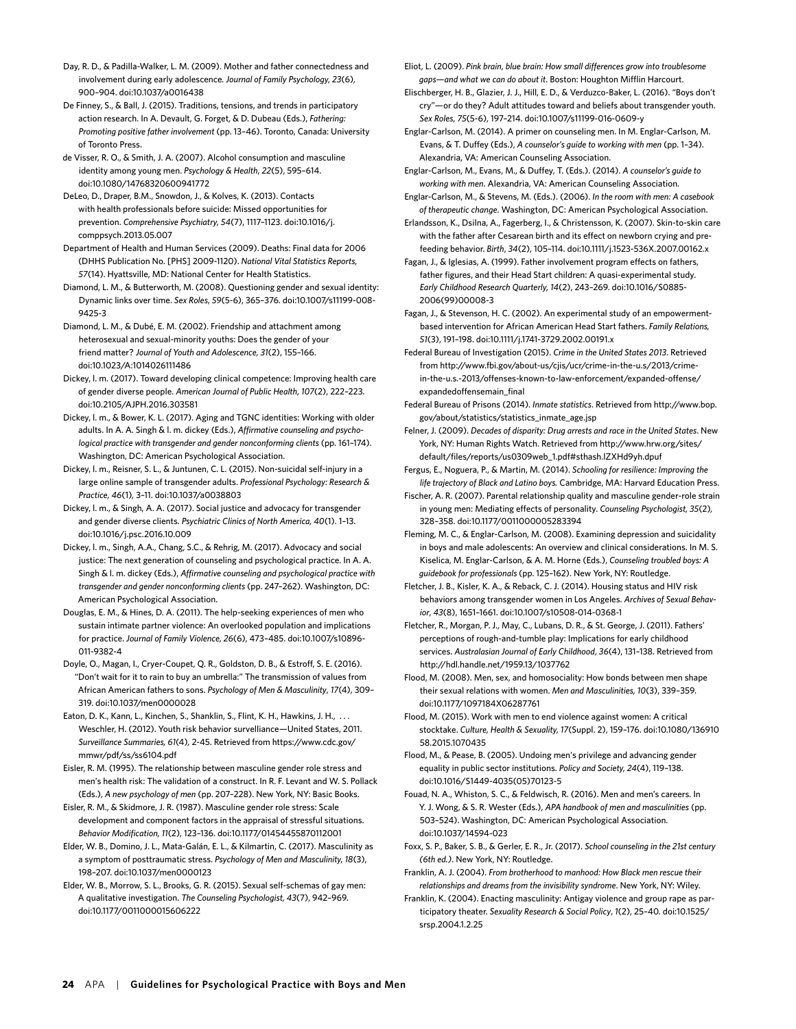Day, R. D., & Padilla-Walker, L. M. (2009). Mother and father connectedness and involvement during early adolescence. *Journal of Family Psychology, 23*(6), 900–904. doi:10.1037/a0016438

De Finney, S., & Ball, J. (2015). Traditions, tensions, and trends in participatory action research. In A. Devault, G. Forget, & D. Dubeau (Eds.), *Fathering: Promoting positive father involvement* (pp. 13–46). Toronto, Canada: University of Toronto Press.

de Visser, R. O., & Smith, J. A. (2007). Alcohol consumption and masculine identity among young men. *Psychology & Health*, *22*(5), 595–614. doi:10.1080/14768320600941772

DeLeo, D., Draper, B.M., Snowdon, J., & Kolves, K. (2013). Contacts with health professionals before suicide: Missed opportunities for prevention. *Comprehensive Psychiatry, 54*(7), 1117–1123. doi:10.1016/j.comppsych.2013.05.007

Department of Health and Human Services (2009). Deaths: Final data for 2006 (DHHS Publication No. [PHS] 2009-1120). *National Vital Statistics Reports, 57*(14). Hyattsville, MD: National Center for Health Statistics.

Diamond, L. M., & Butterworth, M. (2008). Questioning gender and sexual identity: Dynamic links over time. *Sex Roles, 59*(5-6), 365–376. doi:10.1007/s11199-008-9425-3

Diamond, L. M., & Dubé, E. M. (2002). Friendship and attachment among heterosexual and sexual-minority youths: Does the gender of your friend matter? *Journal of Youth and Adolescence, 31*(2), 155–166. doi:10.1023/A:1014026111486

Dickey, l. m. (2017). Toward developing clinical competence: Improving health care of gender diverse people. *American Journal of Public Health, 107*(2), 222–223. doi:10.2105/AJPH.2016.303581

Dickey, l. m., & Bower, K. L. (2017). Aging and TGNC identities: Working with older adults. In A. A. Singh & l. m. dickey (Eds.), *Affirmative counseling and psychological practice with transgender and gender nonconforming clients* (pp. 161–174). Washington, DC: American Psychological Association.

Dickey, l. m., Reisner, S. L., & Juntunen, C. L. (2015). Non-suicidal self-injury in a large online sample of transgender adults. *Professional Psychology: Research & Practice, 46*(1), 3–11. doi:10.1037/a0038803

Dickey, l. m., & Singh, A. A. (2017). Social justice and advocacy for transgender and gender diverse clients. *Psychiatric Clinics of North America, 40*(1). 1–13. doi:10.1016/j.psc.2016.10.009

Dickey, l. m., Singh, A.A., Chang, S.C., & Rehrig, M. (2017). Advocacy and social justice: The next generation of counseling and psychological practice. In A. A. Singh & l. m. dickey (Eds.), *Affirmative counseling and psychological practice with transgender and gender nonconforming clients* (pp. 247–262). Washington, DC: American Psychological Association.

Douglas, E. M., & Hines, D. A. (2011). The help-seeking experiences of men who sustain intimate partner violence: An overlooked population and implications for practice. *Journal of Family Violence, 26*(6), 473–485. doi:10.1007/s10896-011-9382-4

Doyle, O., Magan, I., Cryer-Coupet, Q. R., Goldston, D. B., & Estroff, S. E. (2016). "Don't wait for it to rain to buy an umbrella:" The transmission of values from African American fathers to sons. *Psychology of Men & Masculinity*, *17*(4), 309–319. doi:10.1037/men0000028

Eaton, D. K., Kann, L., Kinchen, S., Shanklin, S., Flint, K. H., Hawkins, J. H., . . . Weschler, H. (2012). Youth risk behavior surveillance—United States, 2011. *Surveillance Summaries, 61*(4), 2-45. Retrieved from https://www.cdc.gov/mmwr/pdf/ss/ss6104.pdf

Eisler, R. M. (1995). The relationship between masculine gender role stress and men's health risk: The validation of a construct. In R. F. Levant and W. S. Pollack (Eds.), *A new psychology of men* (pp. 207–228). New York, NY: Basic Books.

Eisler, R. M., & Skidmore, J. R. (1987). Masculine gender role stress: Scale development and component factors in the appraisal of stressful situations. *Behavior Modification, 11*(2), 123–136. doi:10.1177/01454455870112001

Elder, W. B., Domino, J. L., Mata-Galán, E. L., & Kilmartin, C. (2017). Masculinity as a symptom of posttraumatic stress. *Psychology of Men and Masculinity, 18*(3), 198–207. doi:10.1037/men0000123

Elder, W. B., Morrow, S. L., Brooks, G. R. (2015). Sexual self-schemas of gay men: A qualitative investigation. *The Counseling Psychologist, 43*(7), 942–969. doi:10.1177/0011000015606222

Eliot, L. (2009). *Pink brain, blue brain: How small differences grow into troublesome gaps—and what we can do about it*. Boston: Houghton Mifflin Harcourt.

Elischberger, H. B., Glazier, J. J., Hill, E. D., & Verduzco-Baker, L. (2016). "Boys don't cry"—or do they? Adult attitudes toward and beliefs about transgender youth. *Sex Roles*, *75*(5-6), 197–214. doi:10.1007/s11199-016-0609-y

Englar-Carlson, M. (2014). A primer on counseling men. In M. Englar-Carlson, M. Evans, & T. Duffey (Eds.), *A counselor's guide to working with men* (pp. 1–34). Alexandria, VA: American Counseling Association.

Englar-Carlson, M., Evans, M., & Duffey, T. (Eds.). (2014). *A counselor's guide to working with men*. Alexandria, VA: American Counseling Association.

Englar-Carlson, M., & Stevens, M. (Eds.). (2006). *In the room with men: A casebook of therapeutic change.* Washington, DC: American Psychological Association.

Erlandsson, K., Dsilna, A., Fagerberg, I., & Christensson, K. (2007). Skin-to-skin care with the father after Cesarean birth and its effect on newborn crying and prefeeding behavior. *Birth*, *34*(2), 105–114. doi:10.1111/j.1523-536X.2007.00162.x

Fagan, J., & Iglesias, A. (1999). Father involvement program effects on fathers, father figures, and their Head Start children: A quasi-experimental study. *Early Childhood Research Quarterly, 14*(2), 243–269. doi:10.1016/S0885-2006(99)00008-3

Fagan, J., & Stevenson, H. C. (2002). An experimental study of an empowerment-based intervention for African American Head Start fathers. *Family Relations, 51*(3), 191–198. doi:10.1111/j.1741-3729.2002.00191.x

Federal Bureau of Investigation (2015). *Crime in the United States 2013*. Retrieved from http://www.fbi.gov/about-us/cjis/ucr/crime-in-the-u.s/2013/crime-in-the-u.s.-2013/offenses-known-to-law-enforcement/expanded-offense/expandedoffensemain_final

Federal Bureau of Prisons (2014). *Inmate statistics*. Retrieved from http://www.bop.gov/about/statistics/statistics_inmate_age.jsp

Felner, J. (2009). *Decades of disparity: Drug arrests and race in the United States*. New York, NY: Human Rights Watch. Retrieved from http://www.hrw.org/sites/default/files/reports/us0309web_1.pdf#sthash.lZXHd9yh.dpuf

Fergus, E., Noguera, P., & Martin, M. (2014). *Schooling for resilience: Improving the life trajectory of Black and Latino boys.* Cambridge, MA: Harvard Education Press.

Fischer, A. R. (2007). Parental relationship quality and masculine gender-role strain in young men: Mediating effects of personality. *Counseling Psychologist, 35*(2), 328–358. doi:10.1177/0011000005283394

Fleming, M. C., & Englar-Carlson, M. (2008). Examining depression and suicidality in boys and male adolescents: An overview and clinical considerations. In M. S. Kiselica, M. Englar-Carlson, & A. M. Horne (Eds.), *Counseling troubled boys: A guidebook for professionals* (pp. 125–162). New York, NY: Routledge.

Fletcher, J. B., Kisler, K. A., & Reback, C. J. (2014). Housing status and HIV risk behaviors among transgender women in Los Angeles. *Archives of Sexual Behavior*, *43*(8), 1651–1661. doi:10.1007/s10508-014-0368-1

Fletcher, R., Morgan, P. J., May, C., Lubans, D. R., & St. George, J. (2011). Fathers' perceptions of rough-and-tumble play: Implications for early childhood services. *Australasian Journal of Early Childhood*, *36*(4), 131–138. Retrieved from http://hdl.handle.net/1959.13/1037762

Flood, M. (2008). Men, sex, and homosociality: How bonds between men shape their sexual relations with women. *Men and Masculinities, 10*(3), 339–359. doi:10.1177/1097184X06287761

Flood, M. (2015). Work with men to end violence against women: A critical stocktake. *Culture, Health & Sexuality, 17*(Suppl. 2), 159–176. doi:10.1080/13691058.2015.1070435

Flood, M., & Pease, B. (2005). Undoing men's privilege and advancing gender equality in public sector institutions. *Policy and Society, 24*(4), 119–138. doi:10.1016/S1449-4035(05)70123-5

Fouad, N. A., Whiston, S. C., & Feldwisch, R. (2016). Men and men's careers. In Y. J. Wong, & S. R. Wester (Eds.), *APA handbook of men and masculinities* (pp. 503–524). Washington, DC: American Psychological Association. doi:10.1037/14594-023

Foxx, S. P., Baker, S. B., & Gerler, E. R., Jr. (2017). *School counseling in the 21st century (6th ed.)*. New York, NY: Routledge.

Franklin, A. J. (2004). *From brotherhood to manhood: How Black men rescue their relationships and dreams from the invisibility syndrome*. New York, NY: Wiley.

Franklin, K. (2004). Enacting masculinity: Antigay violence and group rape as participatory theater. *Sexuality Research & Social Policy*, *1*(2), 25–40. doi:10.1525/srsp.2004.1.2.25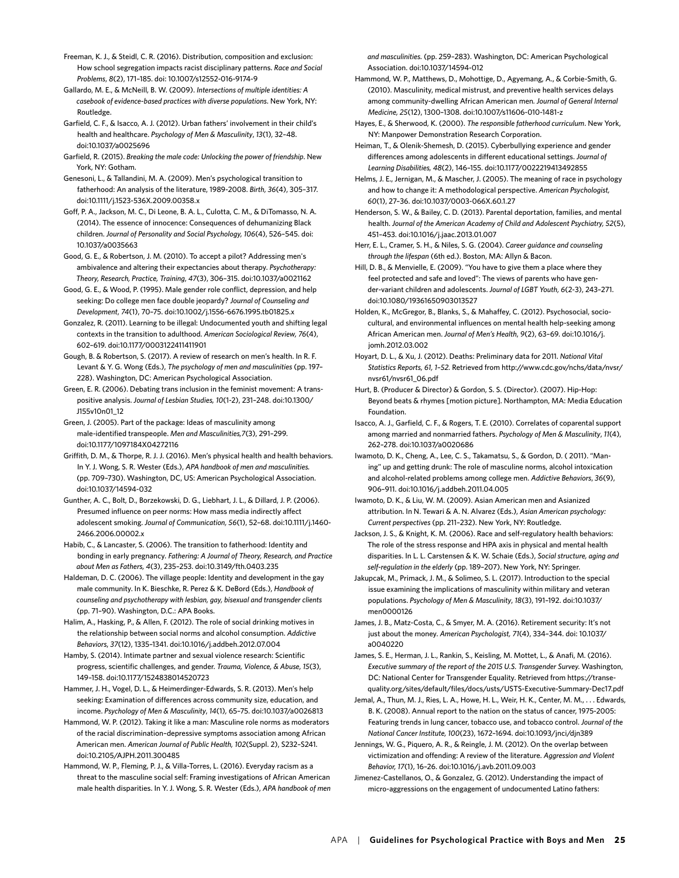Freeman, K. J., & Steidl, C. R. (2016). Distribution, composition and exclusion: How school segregation impacts racist disciplinary patterns. *Race and Social Problems, 8*(2), 171–185. doi: 10.1007/s12552-016-9174-9

Gallardo, M. E., & McNeill, B. W. (2009). *Intersections of multiple identities: A casebook of evidence-based practices with diverse populations*. New York, NY: Routledge.

Garfield, C. F., & Isacco, A. J. (2012). Urban fathers' involvement in their child's health and healthcare. *Psychology of Men & Masculinity*, *13*(1), 32–48. doi:10.1037/a0025696

Garfield, R. (2015). *Breaking the male code: Unlocking the power of friendship*. New York, NY: Gotham.

Genesoni, L., & Tallandini, M. A. (2009). Men's psychological transition to fatherhood: An analysis of the literature, 1989-2008. *Birth, 36*(4), 305–317. doi:10.1111/j.1523-536X.2009.00358.x

Goff, P. A., Jackson, M. C., Di Leone, B. A. L., Culotta, C. M., & DiTomasso, N. A. (2014). The essence of innocence: Consequences of dehumanizing Black children. *Journal of Personality and Social Psychology, 106*(4), 526–545. doi: 10.1037/a0035663

Good, G. E., & Robertson, J. M. (2010). To accept a pilot? Addressing men's ambivalence and altering their expectancies about therapy. *Psychotherapy: Theory, Research, Practice, Training, 47*(3), 306–315. doi:10.1037/a0021162

Good, G. E., & Wood, P. (1995). Male gender role conflict, depression, and help seeking: Do college men face double jeopardy? *Journal of Counseling and Development, 74*(1), 70–75. doi:10.1002/j.1556-6676.1995.tb01825.x

Gonzalez, R. (2011). Learning to be illegal: Undocumented youth and shifting legal contexts in the transition to adulthood. *American Sociological Review, 76*(4), 602–619. doi:10.1177/0003122411411901

Gough, B. & Robertson, S. (2017). A review of research on men's health. In R. F. Levant & Y. G. Wong (Eds.), *The psychology of men and masculinities* (pp. 197–228). Washington, DC: American Psychological Association.

Green, E. R. (2006). Debating trans inclusion in the feminist movement: A trans-positive analysis. *Journal of Lesbian Studies, 10*(1-2), 231–248. doi:10.1300/J155v10n01_12

Green, J. (2005). Part of the package: Ideas of masculinity among male-identified transpeople. *Men and Masculinities,7*(3), 291–299. doi:10.1177/1097184X04272116

Griffith, D. M., & Thorpe, R. J. J. (2016). Men's physical health and health behaviors. In Y. J. Wong, S. R. Wester (Eds.), *APA handbook of men and masculinities.* (pp. 709–730). Washington, DC, US: American Psychological Association. doi:10.1037/14594-032

Gunther, A. C., Bolt, D., Borzekowski, D. G., Liebhart, J. L., & Dillard, J. P. (2006). Presumed influence on peer norms: How mass media indirectly affect adolescent smoking. *Journal of Communication, 56*(1), 52–68. doi:10.1111/j.1460-2466.2006.00002.x

Habib, C., & Lancaster, S. (2006). The transition to fatherhood: Identity and bonding in early pregnancy. *Fathering: A Journal of Theory, Research, and Practice about Men as Fathers, 4*(3), 235–253. doi:10.3149/fth.0403.235

Haldeman, D. C. (2006). The village people: Identity and development in the gay male community. In K. Bieschke, R. Perez & K. DeBord (Eds.), *Handbook of counseling and psychotherapy with lesbian, gay, bisexual and transgender clients* (pp. 71–90). Washington, D.C.: APA Books.

Halim, A., Hasking, P., & Allen, F. (2012). The role of social drinking motives in the relationship between social norms and alcohol consumption. *Addictive Behaviors, 37*(12), 1335–1341. doi:10.1016/j.addbeh.2012.07.004

Hamby, S. (2014). Intimate partner and sexual violence research: Scientific progress, scientific challenges, and gender. *Trauma, Violence, & Abuse, 15*(3), 149–158. doi:10.1177/1524838014520723

Hammer, J. H., Vogel, D. L., & Heimerdinger-Edwards, S. R. (2013). Men's help seeking: Examination of differences across community size, education, and income. *Psychology of Men & Masculinity*, *14*(1), 65–75. doi:10.1037/a0026813

Hammond, W. P. (2012). Taking it like a man: Masculine role norms as moderators of the racial discrimination–depressive symptoms association among African American men. *American Journal of Public Health, 102*(Suppl. 2), S232–S241. doi:10.2105/AJPH.2011.300485

Hammond, W. P., Fleming, P. J., & Villa-Torres, L. (2016). Everyday racism as a threat to the masculine social self: Framing investigations of African American male health disparities. In Y. J. Wong, S. R. Wester (Eds.), *APA handbook of men and masculinities.* (pp. 259–283). Washington, DC: American Psychological Association. doi:10.1037/14594-012

Hammond, W. P., Matthews, D., Mohottige, D., Agyemang, A., & Corbie-Smith, G. (2010). Masculinity, medical mistrust, and preventive health services delays among community-dwelling African American men. *Journal of General Internal Medicine, 25*(12), 1300–1308. doi:10.1007/s11606-010-1481-z

Hayes, E., & Sherwood, K. (2000). *The responsible fatherhood curriculum*. New York, NY: Manpower Demonstration Research Corporation.

Heiman, T., & Olenik-Shemesh, D. (2015). Cyberbullying experience and gender differences among adolescents in different educational settings. *Journal of Learning Disabilities, 48*(2), 146–155. doi:10.1177/0022219413492855

Helms, J. E., Jernigan, M., & Mascher, J. (2005). The meaning of race in psychology and how to change it: A methodological perspective. *American Psychologist, 60*(1), 27–36. doi:10.1037/0003-066X.60.1.27

Henderson, S. W., & Bailey, C. D. (2013). Parental deportation, families, and mental health. *Journal of the American Academy of Child and Adolescent Psychiatry, 52*(5), 451–453. doi:10.1016/j.jaac.2013.01.007

Herr, E. L., Cramer, S. H., & Niles, S. G. (2004). *Career guidance and counseling through the lifespan* (6th ed.). Boston, MA: Allyn & Bacon.

Hill, D. B., & Menvielle, E. (2009). "You have to give them a place where they feel protected and safe and loved": The views of parents who have gender-variant children and adolescents. *Journal of LGBT Youth, 6*(2-3), 243–271. doi:10.1080/19361650903013527

Holden, K., McGregor, B., Blanks, S., & Mahaffey, C. (2012). Psychosocial, socio-cultural, and environmental influences on mental health help-seeking among African American men. *Journal of Men's Health, 9*(2), 63–69. doi:10.1016/j.jomh.2012.03.002

Hoyart, D. L., & Xu, J. (2012). Deaths: Preliminary data for 2011. *National Vital Statistics Reports, 61, 1–52.* Retrieved from http://www.cdc.gov/nchs/data/nvsr/nvsr61/nvsr61_06.pdf

Hurt, B. (Producer & Director) & Gordon, S. S. (Director). (2007). Hip-Hop: Beyond beats & rhymes [motion picture]. Northampton, MA: Media Education Foundation.

Isacco, A. J., Garfield, C. F., & Rogers, T. E. (2010). Correlates of coparental support among married and nonmarried fathers. *Psychology of Men & Masculinity*, *11*(4), 262–278. doi:10.1037/a0020686

Iwamoto, D. K., Cheng, A., Lee, C. S., Takamatsu, S., & Gordon, D. ( 2011). "Man-ing" up and getting drunk: The role of masculine norms, alcohol intoxication and alcohol-related problems among college men. *Addictive Behaviors*, *36*(9), 906–911. doi:10.1016/j.addbeh.2011.04.005

Iwamoto, D. K., & Liu, W. M. (2009). Asian American men and Asianized attribution. In N. Tewari & A. N. Alvarez (Eds.), *Asian American psychology: Current perspectives* (pp. 211–232). New York, NY: Routledge.

Jackson, J. S., & Knight, K. M. (2006). Race and self-regulatory health behaviors: The role of the stress response and HPA axis in physical and mental health disparities. In L. L. Carstensen & K. W. Schaie (Eds.), *Social structure, aging and self-regulation in the elderly* (pp. 189–207). New York, NY: Springer.

Jakupcak, M., Primack, J. M., & Solimeo, S. L. (2017). Introduction to the special issue examining the implications of masculinity within military and veteran populations. *Psychology of Men & Masculinity*, *18*(3), 191–192. doi:10.1037/men0000126

James, J. B., Matz-Costa, C., & Smyer, M. A. (2016). Retirement security: It's not just about the money. *American Psychologist, 71*(4), 334–344. doi: 10.1037/a0040220

James, S. E., Herman, J. L., Rankin, S., Keisling, M. Mottet, L., & Anafi, M. (2016). *Executive summary of the report of the 2015 U.S. Transgender Survey.* Washington, DC: National Center for Transgender Equality. Retrieved from https://transequality.org/sites/default/files/docs/usts/USTS-Executive-Summary-Dec17.pdf

Jemal, A., Thun, M. J., Ries, L. A., Howe, H. L., Weir, H. K., Center, M. M., . . . Edwards, B. K. (2008). Annual report to the nation on the status of cancer, 1975-2005: Featuring trends in lung cancer, tobacco use, and tobacco control. *Journal of the National Cancer Institute, 100*(23), 1672–1694. doi:10.1093/jnci/djn389

Jennings, W. G., Piquero, A. R., & Reingle, J. M. (2012). On the overlap between victimization and offending: A review of the literature. *Aggression and Violent Behavior, 17*(1), 16–26. doi:10.1016/j.avb.2011.09.003

Jimenez-Castellanos, O., & Gonzalez, G. (2012). Understanding the impact of micro-aggressions on the engagement of undocumented Latino fathers: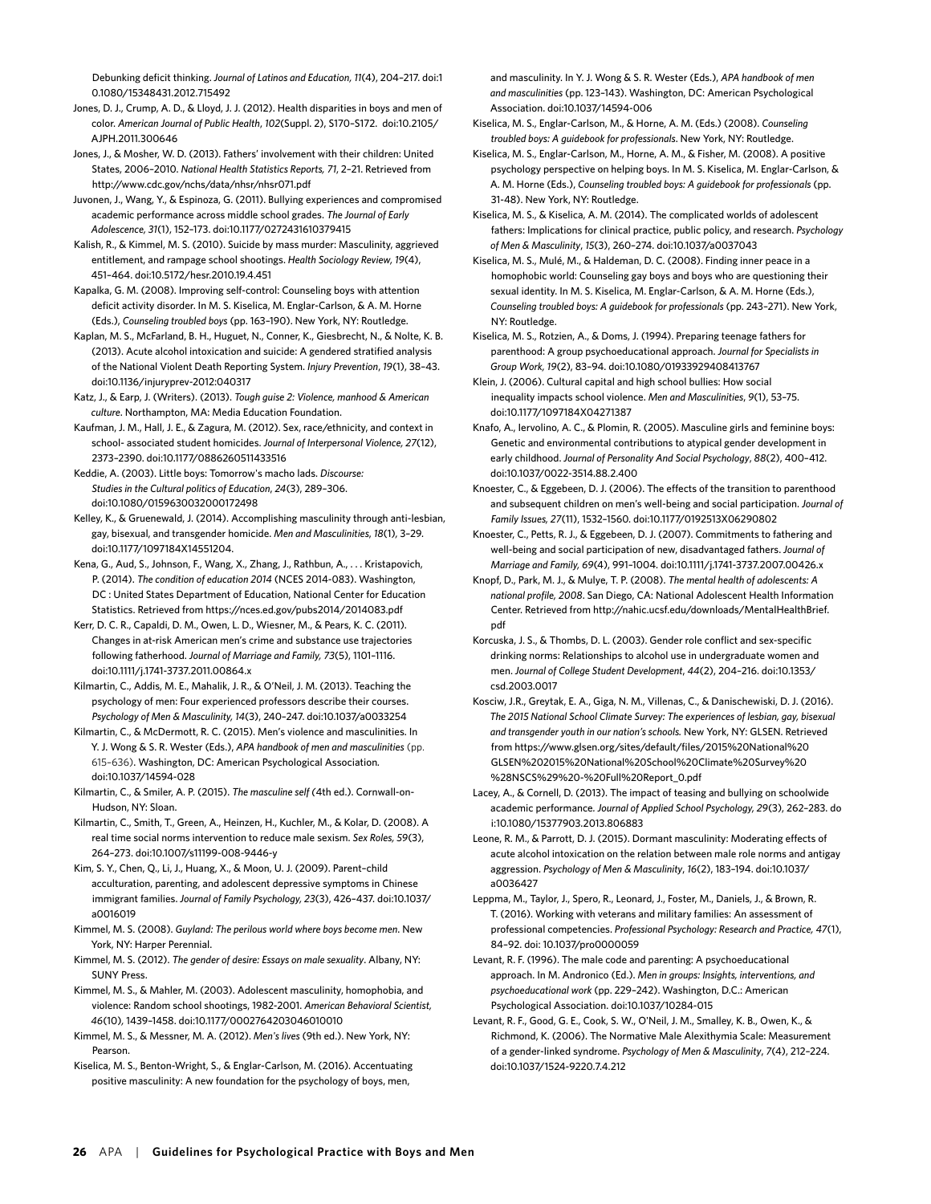Debunking deficit thinking. *Journal of Latinos and Education, 11*(4), 204–217. doi:10.1080/15348431.2012.715492

Jones, D. J., Crump, A. D., & Lloyd, J. J. (2012). Health disparities in boys and men of color. *American Journal of Public Health*, *102*(Suppl. 2), S170–S172. doi:10.2105/AJPH.2011.300646

Jones, J., & Mosher, W. D. (2013). Fathers' involvement with their children: United States, 2006–2010. *National Health Statistics Reports, 71*, 2–21. Retrieved from http://www.cdc.gov/nchs/data/nhsr/nhsr071.pdf

Juvonen, J., Wang, Y., & Espinoza, G. (2011). Bullying experiences and compromised academic performance across middle school grades. *The Journal of Early Adolescence, 31*(1), 152–173. doi:10.1177/0272431610379415

Kalish, R., & Kimmel, M. S. (2010). Suicide by mass murder: Masculinity, aggrieved entitlement, and rampage school shootings. *Health Sociology Review, 19*(4), 451–464. doi:10.5172/hesr.2010.19.4.451

Kapalka, G. M. (2008). Improving self-control: Counseling boys with attention deficit activity disorder. In M. S. Kiselica, M. Englar-Carlson, & A. M. Horne (Eds.), *Counseling troubled boys* (pp. 163–190). New York, NY: Routledge.

Kaplan, M. S., McFarland, B. H., Huguet, N., Conner, K., Giesbrecht, N., & Nolte, K. B. (2013). Acute alcohol intoxication and suicide: A gendered stratified analysis of the National Violent Death Reporting System. *Injury Prevention*, *19*(1), 38–43. doi:10.1136/injuryprev-2012:040317

Katz, J., & Earp, J. (Writers). (2013). *Tough guise 2: Violence, manhood & American culture*. Northampton, MA: Media Education Foundation.

Kaufman, J. M., Hall, J. E., & Zagura, M. (2012). Sex, race/ethnicity, and context in school- associated student homicides. *Journal of Interpersonal Violence, 27*(12), 2373–2390. doi:10.1177/0886260511433516

Keddie, A. (2003). Little boys: Tomorrow's macho lads. *Discourse: Studies in the Cultural politics of Education*, *24*(3), 289–306. doi:10.1080/0159630032000172498

Kelley, K., & Gruenewald, J. (2014). Accomplishing masculinity through anti-lesbian, gay, bisexual, and transgender homicide. *Men and Masculinities, 18*(1), 3–29. doi:10.1177/1097184X14551204.

Kena, G., Aud, S., Johnson, F., Wang, X., Zhang, J., Rathbun, A., . . . Kristapovich, P. (2014). *The condition of education 2014* (NCES 2014-083). Washington, DC : United States Department of Education, National Center for Education Statistics. Retrieved from https://nces.ed.gov/pubs2014/2014083.pdf

Kerr, D. C. R., Capaldi, D. M., Owen, L. D., Wiesner, M., & Pears, K. C. (2011). Changes in at-risk American men's crime and substance use trajectories following fatherhood. *Journal of Marriage and Family, 73*(5), 1101–1116. doi:10.1111/j.1741-3737.2011.00864.x

Kilmartin, C., Addis, M. E., Mahalik, J. R., & O'Neil, J. M. (2013). Teaching the psychology of men: Four experienced professors describe their courses. *Psychology of Men & Masculinity, 14*(3), 240–247. doi:10.1037/a0033254

Kilmartin, C., & McDermott, R. C. (2015). Men's violence and masculinities. In Y. J. Wong & S. R. Wester (Eds.), *APA handbook of men and masculinities* (pp. 615–636). Washington, DC: American Psychological Association. doi:10.1037/14594-028

Kilmartin, C., & Smiler, A. P. (2015). *The masculine self* (4th ed.). Cornwall-on-Hudson, NY: Sloan.

Kilmartin, C., Smith, T., Green, A., Heinzen, H., Kuchler, M., & Kolar, D. (2008). A real time social norms intervention to reduce male sexism. *Sex Roles, 59*(3), 264–273. doi:10.1007/s11199-008-9446-y

Kim, S. Y., Chen, Q., Li, J., Huang, X., & Moon, U. J. (2009). Parent–child acculturation, parenting, and adolescent depressive symptoms in Chinese immigrant families. *Journal of Family Psychology, 23*(3), 426–437. doi:10.1037/a0016019

Kimmel, M. S. (2008). *Guyland: The perilous world where boys become men*. New York, NY: Harper Perennial.

Kimmel, M. S. (2012). *The gender of desire: Essays on male sexuality*. Albany, NY: SUNY Press.

Kimmel, M. S., & Mahler, M. (2003). Adolescent masculinity, homophobia, and violence: Random school shootings, 1982-2001. *American Behavioral Scientist, 46*(10), 1439–1458. doi:10.1177/0002764203046010010

Kimmel, M. S., & Messner, M. A. (2012). *Men's lives* (9th ed.). New York, NY: Pearson.

Kiselica, M. S., Benton-Wright, S., & Englar-Carlson, M. (2016). Accentuating positive masculinity: A new foundation for the psychology of boys, men, and masculinity. In Y. J. Wong & S. R. Wester (Eds.), *APA handbook of men and masculinities* (pp. 123–143). Washington, DC: American Psychological Association. doi:10.1037/14594-006

Kiselica, M. S., Englar-Carlson, M., & Horne, A. M. (Eds.) (2008). *Counseling troubled boys: A guidebook for professionals*. New York, NY: Routledge.

Kiselica, M. S., Englar-Carlson, M., Horne, A. M., & Fisher, M. (2008). A positive psychology perspective on helping boys. In M. S. Kiselica, M. Englar-Carlson, & A. M. Horne (Eds.), *Counseling troubled boys: A guidebook for professionals* (pp. 31-48). New York, NY: Routledge.

Kiselica, M. S., & Kiselica, A. M. (2014). The complicated worlds of adolescent fathers: Implications for clinical practice, public policy, and research. *Psychology of Men & Masculinity*, *15*(3), 260–274. doi:10.1037/a0037043

Kiselica, M. S., Mulé, M., & Haldeman, D. C. (2008). Finding inner peace in a homophobic world: Counseling gay boys and boys who are questioning their sexual identity. In M. S. Kiselica, M. Englar-Carlson, & A. M. Horne (Eds.), *Counseling troubled boys: A guidebook for professionals* (pp. 243–271). New York, NY: Routledge.

Kiselica, M. S., Rotzien, A., & Doms, J. (1994). Preparing teenage fathers for parenthood: A group psychoeducational approach. *Journal for Specialists in Group Work, 19*(2), 83–94. doi:10.1080/01933929408413767

Klein, J. (2006). Cultural capital and high school bullies: How social inequality impacts school violence. *Men and Masculinities*, *9*(1), 53–75. doi:10.1177/1097184X04271387

Knafo, A., Iervolino, A. C., & Plomin, R. (2005). Masculine girls and feminine boys: Genetic and environmental contributions to atypical gender development in early childhood. *Journal of Personality And Social Psychology*, *88*(2), 400–412. doi:10.1037/0022-3514.88.2.400

Knoester, C., & Eggebeen, D. J. (2006). The effects of the transition to parenthood and subsequent children on men's well-being and social participation. *Journal of Family Issues, 27*(11), 1532–1560. doi:10.1177/0192513X06290802

Knoester, C., Petts, R. J., & Eggebeen, D. J. (2007). Commitments to fathering and well-being and social participation of new, disadvantaged fathers. *Journal of Marriage and Family, 69*(4), 991–1004. doi:10.1111/j.1741-3737.2007.00426.x

Knopf, D., Park, M. J., & Mulye, T. P. (2008). *The mental health of adolescents: A national profile, 2008*. San Diego, CA: National Adolescent Health Information Center. Retrieved from http://nahic.ucsf.edu/downloads/MentalHealthBrief.pdf

Korcuska, J. S., & Thombs, D. L. (2003). Gender role conflict and sex-specific drinking norms: Relationships to alcohol use in undergraduate women and men. *Journal of College Student Development*, *44*(2), 204–216. doi:10.1353/csd.2003.0017

Kosciw, J.R., Greytak, E. A., Giga, N. M., Villenas, C., & Danischewiski, D. J. (2016). *The 2015 National School Climate Survey: The experiences of lesbian, gay, bisexual and transgender youth in our nation's schools.* New York, NY: GLSEN. Retrieved from https://www.glsen.org/sites/default/files/2015%20National%20GLSEN%202015%20National%20School%20Climate%20Survey%20%28NSCS%29%20-%20Full%20Report_0.pdf

Lacey, A., & Cornell, D. (2013). The impact of teasing and bullying on schoolwide academic performance. *Journal of Applied School Psychology, 29*(3), 262–283. doi:10.1080/15377903.2013.806883

Leone, R. M., & Parrott, D. J. (2015). Dormant masculinity: Moderating effects of acute alcohol intoxication on the relation between male role norms and antigay aggression. *Psychology of Men & Masculinity*, *16*(2), 183–194. doi:10.1037/a0036427

Leppma, M., Taylor, J., Spero, R., Leonard, J., Foster, M., Daniels, J., & Brown, R. T. (2016). Working with veterans and military families: An assessment of professional competencies. *Professional Psychology: Research and Practice, 47*(1), 84–92. doi: 10.1037/pro0000059

Levant, R. F. (1996). The male code and parenting: A psychoeducational approach. In M. Andronico (Ed.). *Men in groups: Insights, interventions, and psychoeducational work* (pp. 229–242). Washington, D.C.: American Psychological Association. doi:10.1037/10284-015

Levant, R. F., Good, G. E., Cook, S. W., O'Neil, J. M., Smalley, K. B., Owen, K., & Richmond, K. (2006). The Normative Male Alexithymia Scale: Measurement of a gender-linked syndrome. *Psychology of Men & Masculinity*, *7*(4), 212–224. doi:10.1037/1524-9220.7.4.212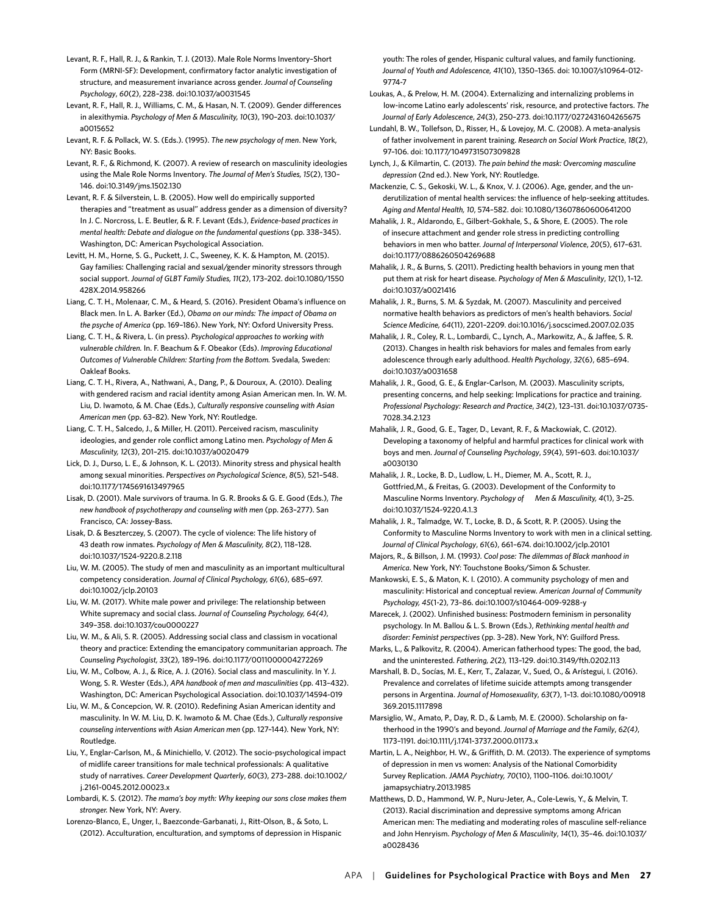Levant, R. F., Hall, R. J., & Rankin, T. J. (2013). Male Role Norms Inventory–Short Form (MRNI-SF): Development, confirmatory factor analytic investigation of structure, and measurement invariance across gender. *Journal of Counseling Psychology*, *60*(2), 228–238. doi:10.1037/a0031545

Levant, R. F., Hall, R. J., Williams, C. M., & Hasan, N. T. (2009). Gender differences in alexithymia. *Psychology of Men & Masculinity, 10*(3), 190–203. doi:10.1037/a0015652

Levant, R. F. & Pollack, W. S. (Eds.). (1995). *The new psychology of men*. New York, NY: Basic Books.

Levant, R. F., & Richmond, K. (2007). A review of research on masculinity ideologies using the Male Role Norms Inventory. *The Journal of Men's Studies, 15*(2), 130–146. doi:10.3149/jms.1502.130

Levant, R. F. & Silverstein, L. B. (2005). How well do empirically supported therapies and "treatment as usual" address gender as a dimension of diversity? In J. C. Norcross, L. E. Beutler, & R. F. Levant (Eds.), *Evidence-based practices in mental health: Debate and dialogue on the fundamental questions* (pp. 338–345). Washington, DC: American Psychological Association.

Levitt, H. M., Horne, S. G., Puckett, J. C., Sweeney, K. K. & Hampton, M. (2015). Gay families: Challenging racial and sexual/gender minority stressors through social support. *Journal of GLBT Family Studies, 11*(2), 173–202. doi:10.1080/1550428X.2014.958266

Liang, C. T. H., Molenaar, C. M., & Heard, S. (2016). President Obama's influence on Black men. In L. A. Barker (Ed.), *Obama on our minds: The impact of Obama on the psyche of America* (pp. 169–186). New York, NY: Oxford University Press.

Liang, C. T. H., & Rivera, L. (in press). *Psychological approaches to working with vulnerable children.* In. F. Beachum & F. Obeakor (Eds). *Improving Educational Outcomes of Vulnerable Children: Starting from the Bottom.* Svedala, Sweden: Oakleaf Books.

Liang, C. T. H., Rivera, A., Nathwani, A., Dang, P., & Douroux, A. (2010). Dealing with gendered racism and racial identity among Asian American men. In. W. M. Liu, D. Iwamoto, & M. Chae (Eds.), *Culturally responsive counseling with Asian American men* (pp. 63–82). New York, NY: Routledge.

Liang, C. T. H., Salcedo, J., & Miller, H. (2011). Perceived racism, masculinity ideologies, and gender role conflict among Latino men. *Psychology of Men & Masculinity, 12*(3), 201–215. doi:10.1037/a0020479

Lick, D. J., Durso, L. E., & Johnson, K. L. (2013). Minority stress and physical health among sexual minorities. *Perspectives on Psychological Science*, *8*(5), 521–548. doi:10.1177/1745691613497965

Lisak, D. (2001). Male survivors of trauma. In G. R. Brooks & G. E. Good (Eds.), *The new handbook of psychotherapy and counseling with men* (pp. 263–277). San Francisco, CA: Jossey-Bass.

Lisak, D. & Beszterczey, S. (2007). The cycle of violence: The life history of 43 death row inmates. *Psychology of Men & Masculinity, 8*(2), 118–128. doi:10.1037/1524-9220.8.2.118

Liu, W. M. (2005). The study of men and masculinity as an important multicultural competency consideration. *Journal of Clinical Psychology, 61*(6), 685–697. doi:10.1002/jclp.20103

Liu, W. M. (2017). White male power and privilege: The relationship between White supremacy and social class. *Journal of Counseling Psychology, 64(4)*, 349–358. doi:10.1037/cou0000227

Liu, W. M., & Ali, S. R. (2005). Addressing social class and classism in vocational theory and practice: Extending the emancipatory communitarian approach. *The Counseling Psychologist, 33*(2), 189–196. doi:10.1177/0011000004272269

Liu, W. M., Colbow, A. J., & Rice, A. J. (2016). Social class and masculinity. In Y. J. Wong, S. R. Wester (Eds.), *APA handbook of men and masculinities* (pp. 413–432). Washington, DC: American Psychological Association. doi:10.1037/14594-019

Liu, W. M., & Concepcion, W. R. (2010). Redefining Asian American identity and masculinity. In W. M. Liu, D. K. Iwamoto & M. Chae (Eds.), *Culturally responsive counseling interventions with Asian American men* (pp. 127–144). New York, NY: Routledge.

Liu, Y., Englar-Carlson, M., & Minichiello, V. (2012). The socio-psychological impact of midlife career transitions for male technical professionals: A qualitative study of narratives. *Career Development Quarterly*, *60*(3), 273–288. doi:10.1002/j.2161-0045.2012.00023.x

Lombardi, K. S. (2012). *The mama's boy myth: Why keeping our sons close makes them stronger.* New York, NY: Avery.

Lorenzo-Blanco, E., Unger, I., Baezconde-Garbanati, J., Ritt-Olson, B., & Soto, L. (2012). Acculturation, enculturation, and symptoms of depression in Hispanic youth: The roles of gender, Hispanic cultural values, and family functioning. *Journal of Youth and Adolescence, 41*(10), 1350–1365. doi: 10.1007/s10964-012-9774-7

Loukas, A., & Prelow, H. M. (2004). Externalizing and internalizing problems in low-income Latino early adolescents' risk, resource, and protective factors. *The Journal of Early Adolescence*, *24*(3), 250–273. doi:10.1177/0272431604265675

Lundahl, B. W., Tollefson, D., Risser, H., & Lovejoy, M. C. (2008). A meta-analysis of father involvement in parent training. *Research on Social Work Practice*, *18*(2), 97–106. doi: 10.1177/1049731507309828

Lynch, J., & Kilmartin, C. (2013). *The pain behind the mask: Overcoming masculine depression* (2nd ed.). New York, NY: Routledge.

Mackenzie, C. S., Gekoski, W. L., & Knox, V. J. (2006). Age, gender, and the underutilization of mental health services: the influence of help-seeking attitudes. *Aging and Mental Health, 10*, 574–582. doi: 10.1080/13607860600641200

Mahalik, J. R., Aldarondo, E., Gilbert-Gokhale, S., & Shore, E. (2005). The role of insecure attachment and gender role stress in predicting controlling behaviors in men who batter. *Journal of Interpersonal Violence*, *20*(5), 617–631. doi:10.1177/0886260504269688

Mahalik, J. R., & Burns, S. (2011). Predicting health behaviors in young men that put them at risk for heart disease. *Psychology of Men & Masculinity*, *12*(1), 1–12. doi:10.1037/a0021416

Mahalik, J. R., Burns, S. M. & Syzdak, M. (2007). Masculinity and perceived normative health behaviors as predictors of men's health behaviors. *Social Science Medicine, 64*(11), 2201–2209. doi:10.1016/j.socscimed.2007.02.035

Mahalik, J. R., Coley, R. L., Lombardi, C., Lynch, A., Markowitz, A., & Jaffee, S. R. (2013). Changes in health risk behaviors for males and females from early adolescence through early adulthood. *Health Psychology*, *32*(6), 685–694. doi:10.1037/a0031658

Mahalik, J. R., Good, G. E., & Englar-Carlson, M. (2003). Masculinity scripts, presenting concerns, and help seeking: Implications for practice and training. *Professional Psychology: Research and Practice*, *34*(2), 123–131. doi:10.1037/0735-7028.34.2.123

Mahalik, J. R., Good, G. E., Tager, D., Levant, R. F., & Mackowiak, C. (2012). Developing a taxonomy of helpful and harmful practices for clinical work with boys and men. *Journal of Counseling Psychology*, *59*(4), 591–603. doi:10.1037/a0030130

Mahalik, J. R., Locke, B. D., Ludlow, L. H., Diemer, M. A., Scott, R. J., Gottfried,M., & Freitas, G. (2003). Development of the Conformity to Masculine Norms Inventory. *Psychology of Men & Masculinity, 4*(1), 3–25. doi:10.1037/1524-9220.4.1.3

Mahalik, J. R., Talmadge, W. T., Locke, B. D., & Scott, R. P. (2005). Using the Conformity to Masculine Norms Inventory to work with men in a clinical setting. *Journal of Clinical Psychology*, *61*(6), 661–674. doi:10.1002/jclp.20101

Majors, R., & Billson, J. M. (1993*). Cool pose: The dilemmas of Black manhood in America*. New York, NY: Touchstone Books/Simon & Schuster.

Mankowski, E. S., & Maton, K. I. (2010). A community psychology of men and masculinity: Historical and conceptual review. *American Journal of Community Psychology, 45*(1-2), 73–86. doi:10.1007/s10464-009-9288-y

Marecek, J. (2002). Unfinished business: Postmodern feminism in personality psychology. In M. Ballou & L. S. Brown (Eds.), *Rethinking mental health and disorder: Feminist perspectives* (pp. 3–28). New York, NY: Guilford Press.

Marks, L., & Palkovitz, R. (2004). American fatherhood types: The good, the bad, and the uninterested. *Fathering, 2*(2), 113–129. doi:10.3149/fth.0202.113

Marshall, B. D., Socías, M. E., Kerr, T., Zalazar, V., Sued, O., & Arístegui, I. (2016). Prevalence and correlates of lifetime suicide attempts among transgender persons in Argentina. *Journal of Homosexuality*, *63*(7), 1–13. doi:10.1080/00918369.2015.1117898

Marsiglio, W., Amato, P., Day, R. D., & Lamb, M. E. (2000). Scholarship on fatherhood in the 1990's and beyond. *Journal of Marriage and the Family*, *62(4)*, 1173–1191. doi:10.1111/j.1741-3737.2000.01173.x

Martin, L. A., Neighbor, H. W., & Griffith, D. M. (2013). The experience of symptoms of depression in men vs women: Analysis of the National Comorbidity Survey Replication. *JAMA Psychiatry, 70*(10), 1100–1106. doi:10.1001/jamapsychiatry.2013.1985

Matthews, D. D., Hammond, W. P., Nuru-Jeter, A., Cole-Lewis, Y., & Melvin, T. (2013). Racial discrimination and depressive symptoms among African American men: The mediating and moderating roles of masculine self-reliance and John Henryism. *Psychology of Men & Masculinity*, *14*(1), 35–46. doi:10.1037/a0028436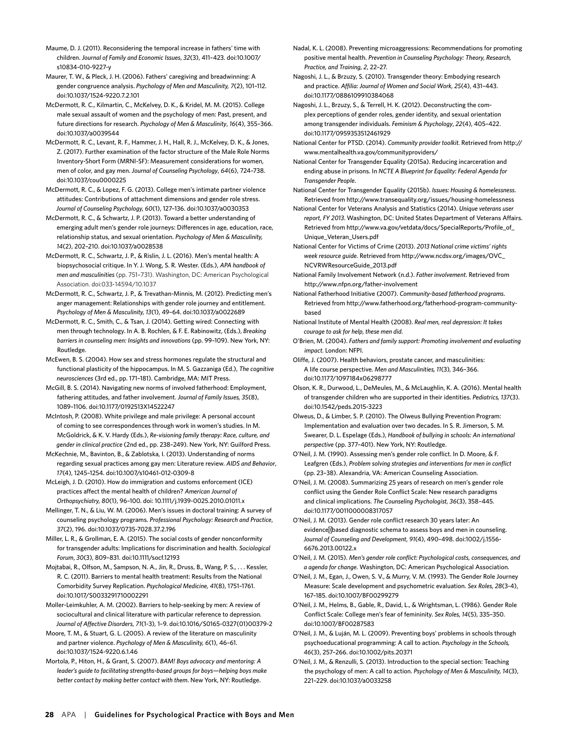Maume, D. J. (2011). Reconsidering the temporal increase in fathers' time with children. *Journal of Family and Economic Issues*, *32*(3), 411–423. doi:10.1007/s10834-010-9227-y

Maurer, T. W., & Pleck, J. H. (2006). Fathers' caregiving and breadwinning: A gender congruence analysis. *Psychology of Men and Masculinity, 7*(2), 101–112. doi:10.1037/1524-9220.7.2.101

McDermott, R. C., Kilmartin, C., McKelvey, D. K., & Kridel, M. M. (2015). College male sexual assault of women and the psychology of men: Past, present, and future directions for research. *Psychology of Men & Masculinity*, *16*(4), 355–366. doi:10.1037/a0039544

McDermott, R. C., Levant, R. F., Hammer, J. H., Hall, R. J., McKelvey, D. K., & Jones, Z. (2017). Further examination of the factor structure of the Male Role Norms Inventory-Short Form (MRNI-SF): Measurement considerations for women, men of color, and gay men. *Journal of Counseling Psychology*, *64*(6), 724–738. doi:10.1037/cou0000225

McDermott, R. C., & Lopez, F. G. (2013). College men's intimate partner violence attitudes: Contributions of attachment dimensions and gender role stress. *Journal of Counseling Psychology, 60*(1), 127–136. doi:10.1037/a0030353

McDermott, R. C., & Schwartz, J. P. (2013). Toward a better understanding of emerging adult men's gender role journeys: Differences in age, education, race, relationship status, and sexual orientation. *Psychology of Men & Masculinity, 14*(2), 202–210. doi:10.1037/a0028538

McDermott, R. C., Schwartz, J. P., & Rislin, J. L. (2016). Men's mental health: A biopsychosocial critique. In Y. J. Wong, S. R. Wester. (Eds.), *APA handbook of men and masculinities* (pp. 751–731). Washington, DC: American Psychological Association. doi:033-14594/10.1037

McDermott, R. C., Schwartz, J. P., & Trevathan-Minnis, M. (2012). Predicting men's anger management: Relationships with gender role journey and entitlement. *Psychology of Men & Masculinity, 13*(1), 49–64. doi:10.1037/a0022689

McDermott, R. C., Smith, C., & Tsan, J. (2014). Getting wired: Connecting with men through technology. In A. B. Rochlen, & F. E. Rabinowitz, (Eds.), *Breaking barriers in counseling men: Insights and innovations* (pp. 99–109). New York, NY: Routledge.

McEwen, B. S. (2004). How sex and stress hormones regulate the structural and functional plasticity of the hippocampus. In M. S. Gazzaniga (Ed.), *The cognitive neurosciences* (3rd ed., pp. 171–181). Cambridge, MA: MIT Press.

McGill, B. S. (2014). Navigating new norms of involved fatherhood: Employment, fathering attitudes, and father involvement. *Journal of Family Issues, 35*(8), 1089–1106. doi:10.1177/0192513X14522247

McIntosh, P. (2008). White privilege and male privilege: A personal account of coming to see correspondences through work in women's studies. In M. McGoldrick, & K. V. Hardy (Eds.), *Re-visioning family therapy: Race, culture, and gender in clinical practice* (2nd ed., pp. 238–249). New York, NY: Guilford Press.

McKechnie, M., Bavinton, B., & Zablotska, I. (2013). Understanding of norms regarding sexual practices among gay men: Literature review. *AIDS and Behavior*, *17*(4), 1245–1254. doi:10.1007/s10461-012-0309-8

McLeigh, J. D. (2010). How do immigration and customs enforcement (ICE) practices affect the mental health of children? *American Journal of Orthopsychiatry, 80*(1), 96–100. doi: 10.1111/j.1939-0025.2010.01011.x

Mellinger, T. N., & Liu, W. M. (2006). Men's issues in doctoral training: A survey of counseling psychology programs. *Professional Psychology: Research and Practice*, *37*(2), 196. doi:10.1037/0735-7028.37.2.196

Miller, L. R., & Grollman, E. A. (2015). The social costs of gender nonconformity for transgender adults: Implications for discrimination and health. *Sociological Forum*, *30*(3), 809–831. doi:10.1111/socf.12193

Mojtabai, R., Olfson, M., Sampson, N. A., Jin, R., Druss, B., Wang, P. S., . . . Kessler, R. C. (2011). Barriers to mental health treatment: Results from the National Comorbidity Survey Replication. *Psychological Medicine, 41*(8), 1751–1761. doi:10.1017/S0033291710002291

Moller-Leimkuhler, A. M. (2002). Barriers to help-seeking by men: A review of sociocultural and clinical literature with particular reference to depression. *Journal of Affective Disorders, 71*(1-3), 1–9. doi:10.1016/S0165-0327(01)00379-2

Moore, T. M., & Stuart, G. L. (2005). A review of the literature on masculinity and partner violence. *Psychology of Men & Masculinity, 6*(1), 46–61. doi:10.1037/1524-9220.6.1.46

Mortola, P., Hiton, H., & Grant, S. (2007). *BAM! Boys advocacy and mentoring: A leader's guide to facilitating strengths-based groups for boys—helping boys make better contact by making better contact with them*. New York, NY: Routledge.

Nadal, K. L. (2008). Preventing microaggressions: Recommendations for promoting positive mental health. *Prevention in Counseling Psychology: Theory, Research, Practice, and Training, 2*, 22–27.

Nagoshi, J. L., & Brzuzy, S. (2010). Transgender theory: Embodying research and practice. *Affilia: Journal of Women and Social Work, 25*(4), 431–443. doi:10.1177/0886109910384068

Nagoshi, J. L., Brzuzy, S., & Terrell, H. K. (2012). Deconstructing the complex perceptions of gender roles, gender identity, and sexual orientation among transgender individuals. *Feminism & Psychology*, *22*(4), 405–422. doi:10.1177/0959353512461929

National Center for PTSD. (2014). *Community provider toolkit*. Retrieved from http://www.mentalhealth.va.gov/communityproviders/

National Center for Transgender Equality (2015a). Reducing incarceration and ending abuse in prisons. In *NCTE A Blueprint for Equality: Federal Agenda for Transgender People*.

National Center for Transgender Equality (2015b). *Issues: Housing & homelessness*. Retrieved from http://www.transequality.org/issues/housing-homelessness

National Center for Veterans Analysis and Statistics (2014). *Unique veterans user report, FY 2013*. Washington, DC: United States Department of Veterans Affairs. Retrieved from http://www.va.gov/vetdata/docs/SpecialReports/Profile_of_Unique_Veteran_Users.pdf

National Center for Victims of Crime (2013). *2013 National crime victims' rights week resource guide*. Retrieved from http://www.ncdsv.org/images/OVC_NCVRWResourceGuide_2013.pdf

National Family Involvement Network (n.d.). *Father involvement*. Retrieved from http://www.nfpn.org/father-involvement

National Fatherhood Initiative (2007). *Community-based fatherhood programs*. Retrieved from http://www.fatherhood.org/fatherhood-program-community-based

National Institute of Mental Health (2008). *Real men, real depression: It takes courage to ask for help, these men did*.

O'Brien, M. (2004). *Fathers and family support: Promoting involvement and evaluating impact*. London: NFPI.

Oliffe, J. (2007). Health behaviors, prostate cancer, and masculinities: A life course perspective. *Men and Masculinities, 11*(3), 346–366. doi:10.1177/1097184x06298777

Olson, K. R., Durwood, L., DeMeules, M., & McLaughlin, K. A. (2016). Mental health of transgender children who are supported in their identities. *Pediatrics, 137*(3). doi:10.1542/peds.2015-3223

Olweus, D., & Limber, S. P. (2010). The Olweus Bullying Prevention Program: Implementation and evaluation over two decades. In S. R. Jimerson, S. M. Swearer, D. L. Espelage (Eds.), *Handbook of bullying in schools: An international perspective* (pp. 377–401). New York, NY: Routledge.

O'Neil, J. M. (1990). Assessing men's gender role conflict. In D. Moore, & F. Leafgren (Eds.), *Problem solving strategies and interventions for men in conflict* (pp. 23–38). Alexandria, VA: American Counseling Association.

O'Neil, J. M. (2008). Summarizing 25 years of research on men's gender role conflict using the Gender Role Conflict Scale: New research paradigms and clinical implications. *The Counseling Psychologist, 36*(3), 358–445. doi:10.1177/0011000008317057

O'Neil, J. M. (2013). Gender role conflict research 30 years later: An evidence‐based diagnostic schema to assess boys and men in counseling. *Journal of Counseling and Development*, *91*(4), 490–498. doi:1002/j.1556-6676.2013.00122.x

O'Neil, J. M. (2015). *Men's gender role conflict: Psychological costs, consequences, and a agenda for change.* Washington, DC: American Psychological Association.

O'Neil, J. M., Egan, J., Owen, S. V., & Murry, V. M. (1993). The Gender Role Journey Measure: Scale development and psychometric evaluation. *Sex Roles, 28*(3-4), 167–185. doi:10.1007/BF00299279

O'Neil, J. M., Helms, B., Gable, R., David, L., & Wrightsman, L. (1986). Gender Role Conflict Scale: College men's fear of femininity. *Sex Roles, 14*(5), 335–350. doi:10.1007/BF00287583

O'Neil, J. M., & Luján, M. L. (2009). Preventing boys' problems in schools through psychoeducational programming: A call to action. *Psychology in the Schools, 46*(3), 257–266. doi:10.1002/pits.20371

O'Neil, J. M., & Renzulli, S. (2013). Introduction to the special section: Teaching the psychology of men: A call to action. *Psychology of Men & Masculinity, 14*(3), 221–229. doi:10.1037/a0033258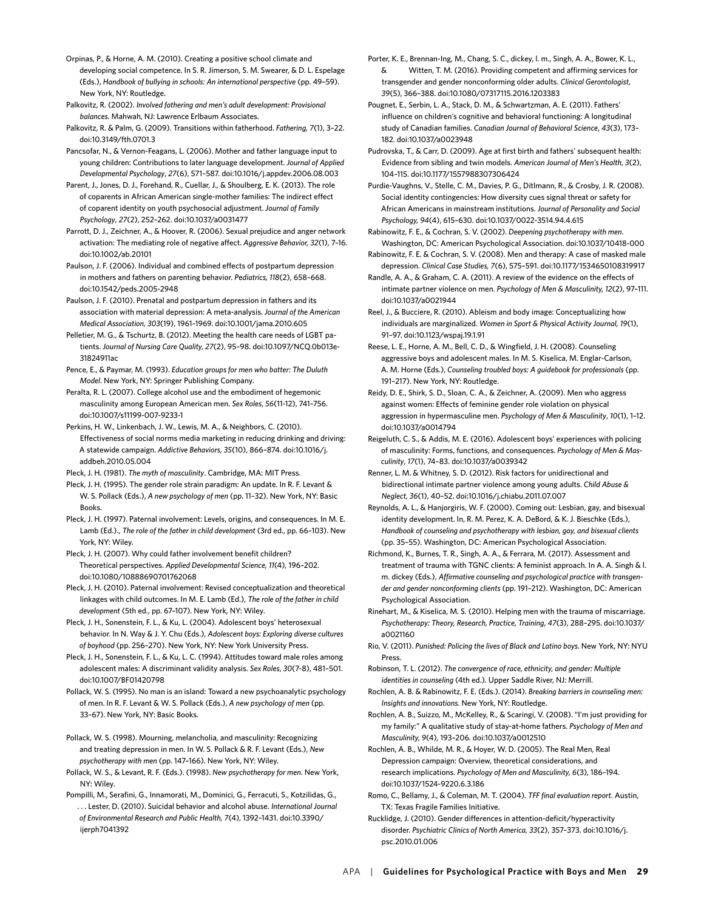Orpinas, P., & Horne, A. M. (2010). Creating a positive school climate and developing social competence. In S. R. Jimerson, S. M. Swearer, & D. L. Espelage (Eds.), *Handbook of bullying in schools: An international perspective* (pp. 49–59). New York, NY: Routledge.

Palkovitz, R. (2002). *Involved fathering and men's adult development: Provisional balances*. Mahwah, NJ: Lawrence Erlbaum Associates.

Palkovitz, R. & Palm, G. (2009). Transitions within fatherhood. *Fathering, 7*(1), 3–22. doi:10.3149/fth.0701.3

Pancsofar, N., & Vernon-Feagans, L. (2006). Mother and father language input to young children: Contributions to later language development. *Journal of Applied Developmental Psychology*, *27*(6), 571–587. doi:10.1016/j.appdev.2006.08.003

Parent, J., Jones, D. J., Forehand, R., Cuellar, J., & Shoulberg, E. K. (2013). The role of coparents in African American single-mother families: The indirect effect of coparent identity on youth psychosocial adjustment. *Journal of Family Psychology*, *27*(2), 252–262. doi:10.1037/a0031477

Parrott, D. J., Zeichner, A., & Hoover, R. (2006). Sexual prejudice and anger network activation: The mediating role of negative affect. *Aggressive Behavior, 32*(1), 7–16. doi:10.1002/ab.20101

Paulson, J. F. (2006). Individual and combined effects of postpartum depression in mothers and fathers on parenting behavior. *Pediatrics, 118*(2), 658–668. doi:10.1542/peds.2005-2948

Paulson, J. F. (2010). Prenatal and postpartum depression in fathers and its association with maternal depression: A meta-analysis. *Journal of the American Medical Association, 303*(19), 1961–1969. doi:10.1001/jama.2010.605

Pelletier, M. G., & Tschurtz, B. (2012). Meeting the health care needs of LGBT patients. *Journal of Nursing Care Quality, 27*(2), 95–98. doi:10.1097/NCQ.0b013e31824911ac

Pence, E., & Paymar, M. (1993). *Education groups for men who batter: The Duluth Model*. New York, NY: Springer Publishing Company.

Peralta, R. L. (2007). College alcohol use and the embodiment of hegemonic masculinity among European American men. *Sex Roles*, *56*(11-12), 741–756. doi:10.1007/s11199-007-9233-1

Perkins, H. W., Linkenbach, J. W., Lewis, M. A., & Neighbors, C. (2010). Effectiveness of social norms media marketing in reducing drinking and driving: A statewide campaign. *Addictive Behaviors, 35*(10), 866–874. doi:10.1016/j.addbeh.2010.05.004

Pleck, J. H. (1981). *The myth of masculinity*. Cambridge, MA: MIT Press.

Pleck, J. H. (1995). The gender role strain paradigm: An update. In R. F. Levant & W. S. Pollack (Eds.), *A new psychology of men* (pp. 11–32). New York, NY: Basic Books.

Pleck, J. H. (1997). Paternal involvement: Levels, origins, and consequences. In M. E. Lamb (Ed.)., *The role of the father in child development* (3rd ed., pp. 66–103). New York, NY: Wiley.

Pleck, J. H. (2007). Why could father involvement benefit children? Theoretical perspectives. *Applied Developmental Science, 11*(4), 196–202. doi:10.1080/10888690701762068

Pleck, J. H. (2010). Paternal involvement: Revised conceptualization and theoretical linkages with child outcomes. In M. E. Lamb (Ed.), *The role of the father in child development* (5th ed., pp. 67–107). New York, NY: Wiley.

Pleck, J. H., Sonenstein, F. L., & Ku, L. (2004). Adolescent boys' heterosexual behavior. In N. Way & J. Y. Chu (Eds.), *Adolescent boys: Exploring diverse cultures of boyhood* (pp. 256–270). New York, NY: New York University Press.

Pleck, J. H., Sonenstein, F. L., & Ku, L. C. (1994). Attitudes toward male roles among adolescent males: A discriminant validity analysis. *Sex Roles*, *30*(7-8), 481–501. doi:10.1007/BF01420798

Pollack, W. S. (1995). No man is an island: Toward a new psychoanalytic psychology of men. In R. F. Levant & W. S. Pollack (Eds.), *A new psychology of men* (pp. 33–67). New York, NY: Basic Books.

Pollack, W. S. (1998). Mourning, melancholia, and masculinity: Recognizing and treating depression in men. In W. S. Pollack & R. F. Levant (Eds.), *New psychotherapy with men* (pp. 147–166). New York, NY: Wiley.

Pollack, W. S., & Levant, R. F. (Eds.). (1998). *New psychotherapy for men*. New York, NY: Wiley.

Pompilli, M., Serafini, G., Innamorati, M., Dominici, G., Ferracuti, S., Kotzilidas, G., . . . Lester, D. (2010). Suicidal behavior and alcohol abuse. *International Journal of Environmental Research and Public Health, 7*(4), 1392–1431. doi:10.3390/ijerph7041392

Porter, K. E., Brennan-Ing, M., Chang, S. C., dickey, l. m., Singh, A. A., Bower, K. L., & Witten, T. M. (2016). Providing competent and affirming services for transgender and gender nonconforming older adults. *Clinical Gerontologist*, *39*(5), 366–388. doi:10.1080/07317115.2016.1203383

Pougnet, E., Serbin, L. A., Stack, D. M., & Schwartzman, A. E. (2011). Fathers' influence on children's cognitive and behavioral functioning: A longitudinal study of Canadian families. *Canadian Journal of Behavioral Science*, *43*(3), 173–182. doi:10.1037/a0023948

Pudrovska, T., & Carr, D. (2009). Age at first birth and fathers' subsequent health: Evidence from sibling and twin models. *American Journal of Men's Health*, *3*(2), 104–115. doi:10.1177/1557988307306424

Purdie-Vaughns, V., Stelle, C. M., Davies, P. G., Ditlmann, R., & Crosby, J. R. (2008). Social identity contingencies: How diversity cues signal threat or safety for African Americans in mainstream institutions. *Journal of Personality and Social Psychology, 94*(4), 615–630. doi:10.1037/0022-3514.94.4.615

Rabinowitz, F. E., & Cochran, S. V. (2002). *Deepening psychotherapy with men*. Washington, DC: American Psychological Association. doi:10.1037/10418-000

Rabinowitz, F. E. & Cochran, S. V. (2008). Men and therapy: A case of masked male depression. *Clinical Case Studies, 7*(6), 575–591. doi:10.1177/1534650108319917

Randle, A. A., & Graham, C. A. (2011). A review of the evidence on the effects of intimate partner violence on men. *Psychology of Men & Masculinity, 12*(2), 97–111. doi:10.1037/a0021944

Reel, J., & Bucciere, R. (2010). Ableism and body image: Conceptualizing how individuals are marginalized. *Women in Sport & Physical Activity Journal, 19*(1), 91–97. doi:10.1123/wspaj.19.1.91

Reese, L. E., Horne, A. M., Bell, C. D., & Wingfield, J. H. (2008). Counseling aggressive boys and adolescent males. In M. S. Kiselica, M. Englar-Carlson, A. M. Horne (Eds.), *Counseling troubled boys: A guidebook for professionals* (pp. 191–217). New York, NY: Routledge.

Reidy, D. E., Shirk, S. D., Sloan, C. A., & Zeichner, A. (2009). Men who aggress against women: Effects of feminine gender role violation on physical aggression in hypermasculine men. *Psychology of Men & Masculinity*, *10*(1), 1–12. doi:10.1037/a0014794

Reigeluth, C. S., & Addis, M. E. (2016). Adolescent boys' experiences with policing of masculinity: Forms, functions, and consequences. *Psychology of Men & Masculinity*, *17*(1), 74–83. doi:10.1037/a0039342

Renner, L. M. & Whitney, S. D. (2012). Risk factors for unidirectional and bidirectional intimate partner violence among young adults. *Child Abuse & Neglect, 36*(1), 40–52. doi:10.1016/j.chiabu.2011.07.007

Reynolds, A. L., & Hanjorgiris, W. F. (2000). Coming out: Lesbian, gay, and bisexual identity development. In, R. M. Perez, K. A. DeBord, & K. J. Bieschke (Eds.), *Handbook of counseling and psychotherapy with lesbian, gay, and bisexual clients* (pp. 35–55). Washington, DC: American Psychological Association.

Richmond, K., Burnes, T. R., Singh, A. A., & Ferrara, M. (2017). Assessment and treatment of trauma with TGNC clients: A feminist approach. In A. A. Singh & l. m. dickey (Eds.), *Affirmative counseling and psychological practice with transgender and gender nonconforming clients* (pp. 191–212). Washington, DC: American Psychological Association.

Rinehart, M., & Kiselica, M. S. (2010). Helping men with the trauma of miscarriage. *Psychotherapy: Theory, Research, Practice, Training*, *47*(3), 288–295. doi:10.1037/a0021160

Rio, V. (2011). *Punished: Policing the lives of Black and Latino boys*. New York, NY: NYU Press.

Robinson, T. L. (2012). *The convergence of race, ethnicity, and gender: Multiple identities in counseling* (4th ed.). Upper Saddle River, NJ: Merrill.

Rochlen, A. B. & Rabinowitz, F. E. (Eds.). (2014). *Breaking barriers in counseling men: Insights and innovations*. New York, NY: Routledge.

Rochlen, A. B., Suizzo, M., McKelley, R., & Scaringi, V. (2008). "I'm just providing for my family:" A qualitative study of stay-at-home fathers. *Psychology of Men and Masculinity, 9*(4), 193–206. doi:10.1037/a0012510

Rochlen, A. B., Whilde, M. R., & Hoyer, W. D. (2005). The Real Men, Real Depression campaign: Overview, theoretical considerations, and research implications. *Psychology of Men and Masculinity, 6*(3), 186–194. doi:10.1037/1524-9220.6.3.186

Romo, C., Bellamy, J., & Coleman, M. T. (2004). *TFF final evaluation report*. Austin, TX: Texas Fragile Families Initiative.

Rucklidge, J. (2010). Gender differences in attention-deficit/hyperactivity disorder. *Psychiatric Clinics of North America, 33*(2), 357–373. doi:10.1016/j.psc.2010.01.006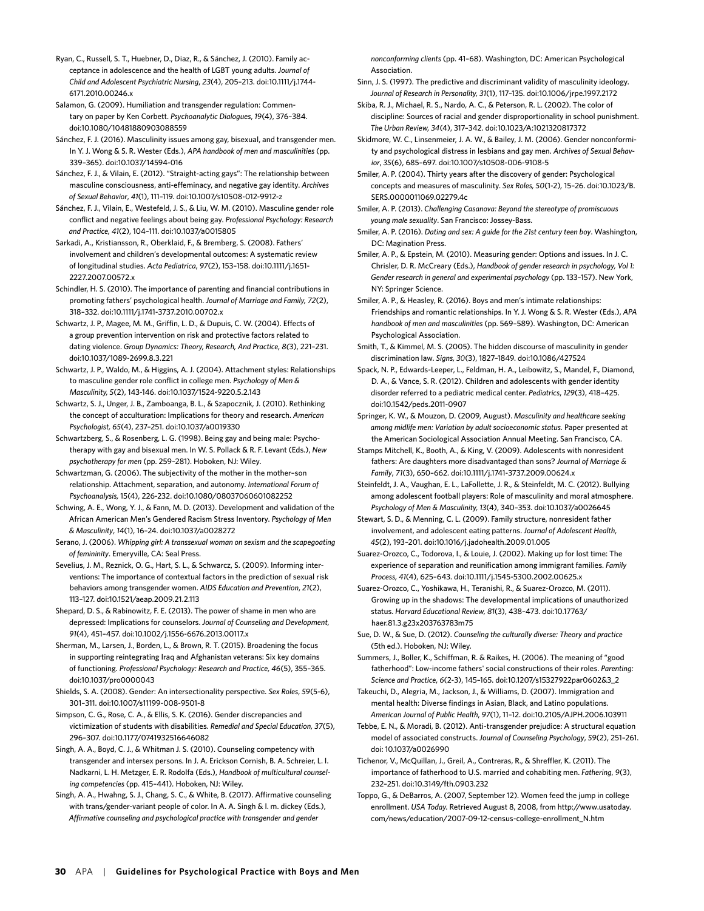Ryan, C., Russell, S. T., Huebner, D., Diaz, R., & Sánchez, J. (2010). Family acceptance in adolescence and the health of LGBT young adults. *Journal of Child and Adolescent Psychiatric Nursing*, *23*(4), 205–213. doi:10.1111/j.1744-6171.2010.00246.x

Salamon, G. (2009). Humiliation and transgender regulation: Commentary on paper by Ken Corbett. *Psychoanalytic Dialogues*, *19*(4), 376–384. doi:10.1080/10481880903088559

Sánchez, F. J. (2016). Masculinity issues among gay, bisexual, and transgender men. In Y. J. Wong & S. R. Wester (Eds.), *APA handbook of men and masculinities* (pp. 339–365). doi:10.1037/14594-016

Sánchez, F. J., & Vilain, E. (2012). "Straight-acting gays": The relationship between masculine consciousness, anti-effeminacy, and negative gay identity. *Archives of Sexual Behavior*, *41*(1), 111–119. doi:10.1007/s10508-012-9912-z

Sánchez, F. J., Vilain, E., Westefeld, J. S., & Liu, W. M. (2010). Masculine gender role conflict and negative feelings about being gay. *Professional Psychology: Research and Practice*, *41*(2), 104–111. doi:10.1037/a0015805

Sarkadi, A., Kristiansson, R., Oberklaid, F., & Bremberg, S. (2008). Fathers' involvement and children's developmental outcomes: A systematic review of longitudinal studies. *Acta Pediatrica*, *97*(2), 153–158. doi:10.1111/j.1651-2227.2007.00572.x

Schindler, H. S. (2010). The importance of parenting and financial contributions in promoting fathers' psychological health. *Journal of Marriage and Family, 72*(2), 318–332. doi:10.1111/j.1741-3737.2010.00702.x

Schwartz, J. P., Magee, M. M., Griffin, L. D., & Dupuis, C. W. (2004). Effects of a group prevention intervention on risk and protective factors related to dating violence. *Group Dynamics: Theory, Research, And Practice, 8*(3), 221–231. doi:10.1037/1089-2699.8.3.221

Schwartz, J. P., Waldo, M., & Higgins, A. J. (2004). Attachment styles: Relationships to masculine gender role conflict in college men. *Psychology of Men & Masculinity, 5*(2), 143-146. doi:10.1037/1524-9220.5.2.143

Schwartz, S. J., Unger, J. B., Zamboanga, B. L., & Szapocznik, J. (2010). Rethinking the concept of acculturation: Implications for theory and research. *American Psychologist, 65*(4), 237–251. doi:10.1037/a0019330

Schwartzberg, S., & Rosenberg, L. G. (1998). Being gay and being male: Psychotherapy with gay and bisexual men. In W. S. Pollack & R. F. Levant (Eds.), *New psychotherapy for men* (pp. 259–281). Hoboken, NJ: Wiley.

Schwartzman, G. (2006). The subjectivity of the mother in the mother–son relationship. Attachment, separation, and autonomy. *International Forum of Psychoanalysis,* 15(4), 226-232. doi:10.1080/08037060601082252

Schwing, A. E., Wong, Y. J., & Fann, M. D. (2013). Development and validation of the African American Men's Gendered Racism Stress Inventory. *Psychology of Men & Masculinity*, *14*(1), 16–24. doi:10.1037/a0028272

Serano, J. (2006). *Whipping girl: A transsexual woman on sexism and the scapegoating of femininity*. Emeryville, CA: Seal Press.

Sevelius, J. M., Reznick, O. G., Hart, S. L., & Schwarcz, S. (2009). Informing interventions: The importance of contextual factors in the prediction of sexual risk behaviors among transgender women. *AIDS Education and Prevention*, *21*(2), 113–127. doi:10.1521/aeap.2009.21.2.113

Shepard, D. S., & Rabinowitz, F. E. (2013). The power of shame in men who are depressed: Implications for counselors. *Journal of Counseling and Development, 91*(4), 451–457. doi:10.1002/j.1556-6676.2013.00117.x

Sherman, M., Larsen, J., Borden, L., & Brown, R. T. (2015). Broadening the focus in supporting reintegrating Iraq and Afghanistan veterans: Six key domains of functioning. *Professional Psychology: Research and Practice, 46*(5), 355–365. doi:10.1037/pro0000043

Shields, S. A. (2008). Gender: An intersectionality perspective. *Sex Roles*, *59*(5-6), 301–311. doi:10.1007/s11199-008-9501-8

Simpson, C. G., Rose, C. A., & Ellis, S. K. (2016). Gender discrepancies and victimization of students with disabilities. *Remedial and Special Education, 37*(5), 296–307. doi:10.1177/0741932516646082

Singh, A. A., Boyd, C. J., & Whitman J. S. (2010). Counseling competency with transgender and intersex persons. In J. A. Erickson Cornish, B. A. Schreier, L. I. Nadkarni, L. H. Metzger, E. R. Rodolfa (Eds.), *Handbook of multicultural counseling competencies* (pp. 415–441). Hoboken, NJ: Wiley.

Singh, A. A., Hwahng, S. J., Chang, S. C., & White, B. (2017). Affirmative counseling with trans/gender-variant people of color. In A. A. Singh & l. m. dickey (Eds.), *Affirmative counseling and psychological practice with transgender and gender nonconforming clients* (pp. 41–68). Washington, DC: American Psychological Association.

Sinn, J. S. (1997). The predictive and discriminant validity of masculinity ideology. *Journal of Research in Personality, 31*(1), 117–135. doi:10.1006/jrpe.1997.2172

Skiba, R. J., Michael, R. S., Nardo, A. C., & Peterson, R. L. (2002). The color of discipline: Sources of racial and gender disproportionality in school punishment. *The Urban Review, 34*(4), 317–342. doi:10.1023/A:1021320817372

Skidmore, W. C., Linsenmeier, J. A. W., & Bailey, J. M. (2006). Gender nonconformity and psychological distress in lesbians and gay men. *Archives of Sexual Behavior*, *35*(6), 685–697. doi:10.1007/s10508-006-9108-5

Smiler, A. P. (2004). Thirty years after the discovery of gender: Psychological concepts and measures of masculinity. *Sex Roles, 50*(1-2), 15–26. doi:10.1023/B.SERS.0000011069.02279.4c

Smiler, A. P. (2013). *Challenging Casanova: Beyond the stereotype of promiscuous young male sexuality*. San Francisco: Jossey-Bass.

Smiler, A. P. (2016). *Dating and sex: A guide for the 21st century teen boy*. Washington, DC: Magination Press.

Smiler, A. P., & Epstein, M. (2010). Measuring gender: Options and issues. In J. C. Chrisler, D. R. McCreary (Eds.), *Handbook of gender research in psychology, Vol 1: Gender research in general and experimental psychology* (pp. 133–157). New York, NY: Springer Science.

Smiler, A. P., & Heasley, R. (2016). Boys and men's intimate relationships: Friendships and romantic relationships. In Y. J. Wong & S. R. Wester (Eds.), *APA handbook of men and masculinities* (pp. 569–589). Washington, DC: American Psychological Association.

Smith, T., & Kimmel, M. S. (2005). The hidden discourse of masculinity in gender discrimination law. *Signs, 30*(3), 1827–1849. doi:10.1086/427524

Spack, N. P., Edwards-Leeper, L., Feldman, H. A., Leibowitz, S., Mandel, F., Diamond, D. A., & Vance, S. R. (2012). Children and adolescents with gender identity disorder referred to a pediatric medical center. *Pediatrics*, *129*(3), 418–425. doi:10.1542/peds.2011-0907

Springer, K. W., & Mouzon, D. (2009, August). *Masculinity and healthcare seeking among midlife men: Variation by adult socioeconomic status.* Paper presented at the American Sociological Association Annual Meeting. San Francisco, CA.

Stamps Mitchell, K., Booth, A., & King, V. (2009). Adolescents with nonresident fathers: Are daughters more disadvantaged than sons? *Journal of Marriage & Family*, *71*(3), 650–662. doi:10.1111/j.1741-3737.2009.00624.x

Steinfeldt, J. A., Vaughan, E. L., LaFollette, J. R., & Steinfeldt, M. C. (2012). Bullying among adolescent football players: Role of masculinity and moral atmosphere. *Psychology of Men & Masculinity, 13*(4), 340–353. doi:10.1037/a0026645

Stewart, S. D., & Menning, C. L. (2009). Family structure, nonresident father involvement, and adolescent eating patterns. *Journal of Adolescent Health*, *45*(2), 193–201. doi:10.1016/j.jadohealth.2009.01.005

Suarez-Orozco, C., Todorova, I., & Louie, J. (2002). Making up for lost time: The experience of separation and reunification among immigrant families. *Family Process, 41*(4), 625–643. doi:10.1111/j.1545-5300.2002.00625.x

Suarez-Orozco, C., Yoshikawa, H., Teranishi, R., & Suarez-Orozco, M. (2011). Growing up in the shadows: The developmental implications of unauthorized status. *Harvard Educational Review, 81*(3), 438–473. doi:10.17763/haer.81.3.g23x203763783m75

Sue, D. W., & Sue, D. (2012). *Counseling the culturally diverse: Theory and practice* (5th ed.). Hoboken, NJ: Wiley.

Summers, J., Boller, K., Schiffman, R. & Raikes, H. (2006). The meaning of "good fatherhood": Low-income fathers' social constructions of their roles. *Parenting: Science and Practice*, *6*(2-3), 145–165. doi:10.1207/s15327922par0602&3_2

Takeuchi, D., Alegria, M., Jackson, J., & Williams, D. (2007). Immigration and mental health: Diverse findings in Asian, Black, and Latino populations. *American Journal of Public Health*, *97*(1), 11–12. doi:10.2105/AJPH.2006.103911

Tebbe, E. N., & Moradi, B. (2012). Anti-transgender prejudice: A structural equation model of associated constructs. *Journal of Counseling Psychology*, *59*(2), 251–261. doi: 10.1037/a0026990

Tichenor, V., McQuillan, J., Greil, A., Contreras, R., & Shreffler, K. (2011). The importance of fatherhood to U.S. married and cohabiting men. *Fathering*, *9*(3), 232–251. doi:10.3149/fth.0903.232

Toppo, G., & DeBarros, A. (2007, September 12). Women feed the jump in college enrollment. *USA Today.* Retrieved August 8, 2008, from http://www.usatoday.com/news/education/2007-09-12-census-college-enrollment_N.htm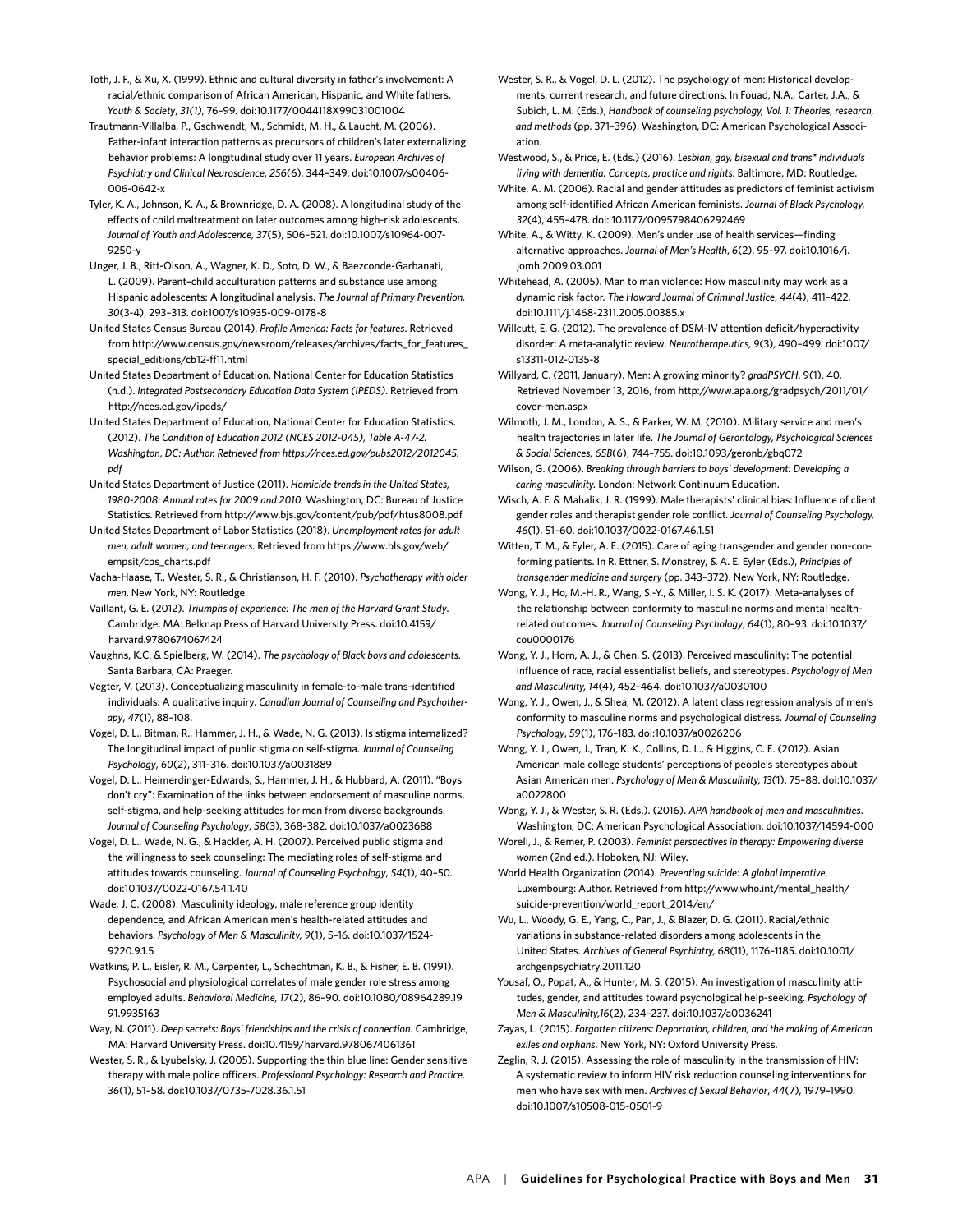Toth, J. F., & Xu, X. (1999). Ethnic and cultural diversity in father's involvement: A racial/ethnic comparison of African American, Hispanic, and White fathers. *Youth & Society*, *31(1)*, 76–99. doi:10.1177/0044118X99031001004

Trautmann-Villalba, P., Gschwendt, M., Schmidt, M. H., & Laucht, M. (2006). Father-infant interaction patterns as precursors of children's later externalizing behavior problems: A longitudinal study over 11 years. *European Archives of Psychiatry and Clinical Neuroscience*, *256*(6), 344–349. doi:10.1007/s00406-006-0642-x

Tyler, K. A., Johnson, K. A., & Brownridge, D. A. (2008). A longitudinal study of the effects of child maltreatment on later outcomes among high-risk adolescents. *Journal of Youth and Adolescence, 37*(5), 506–521. doi:10.1007/s10964-007-9250-y

Unger, J. B., Ritt-Olson, A., Wagner, K. D., Soto, D. W., & Baezconde-Garbanati, L. (2009). Parent–child acculturation patterns and substance use among Hispanic adolescents: A longitudinal analysis. *The Journal of Primary Prevention, 30*(3-4), 293–313. doi:1007/s10935-009-0178-8

United States Census Bureau (2014). *Profile America: Facts for features*. Retrieved from http://www.census.gov/newsroom/releases/archives/facts_for_features_special_editions/cb12-ff11.html

United States Department of Education, National Center for Education Statistics (n.d.). *Integrated Postsecondary Education Data System (IPEDS)*. Retrieved from http://nces.ed.gov/ipeds/

United States Department of Education, National Center for Education Statistics. (2012). *The Condition of Education 2012 (NCES 2012-045), Table A-47-2. Washington, DC: Author. Retrieved from https://nces.ed.gov/pubs2012/2012045.pdf*

United States Department of Justice (2011). *Homicide trends in the United States, 1980-2008: Annual rates for 2009 and 2010.* Washington, DC: Bureau of Justice Statistics. Retrieved from http://www.bjs.gov/content/pub/pdf/htus8008.pdf

United States Department of Labor Statistics (2018). *Unemployment rates for adult men, adult women, and teenagers*. Retrieved from https://www.bls.gov/web/empsit/cps_charts.pdf

Vacha-Haase, T., Wester, S. R., & Christianson, H. F. (2010). *Psychotherapy with older men*. New York, NY: Routledge.

Vaillant, G. E. (2012). *Triumphs of experience: The men of the Harvard Grant Study*. Cambridge, MA: Belknap Press of Harvard University Press. doi:10.4159/harvard.9780674067424

Vaughns, K.C. & Spielberg, W. (2014). *The psychology of Black boys and adolescents*. Santa Barbara, CA: Praeger.

Vegter, V. (2013). Conceptualizing masculinity in female-to-male trans-identified individuals: A qualitative inquiry. *Canadian Journal of Counselling and Psychotherapy*, *47*(1), 88–108.

Vogel, D. L., Bitman, R., Hammer, J. H., & Wade, N. G. (2013). Is stigma internalized? The longitudinal impact of public stigma on self-stigma. *Journal of Counseling Psychology*, *60*(2), 311–316. doi:10.1037/a0031889

Vogel, D. L., Heimerdinger-Edwards, S., Hammer, J. H., & Hubbard, A. (2011). "Boys don't cry": Examination of the links between endorsement of masculine norms, self-stigma, and help-seeking attitudes for men from diverse backgrounds. *Journal of Counseling Psychology*, *58*(3), 368–382. doi:10.1037/a0023688

Vogel, D. L., Wade, N. G., & Hackler, A. H. (2007). Perceived public stigma and the willingness to seek counseling: The mediating roles of self-stigma and attitudes towards counseling. *Journal of Counseling Psychology*, *54*(1), 40–50. doi:10.1037/0022-0167.54.1.40

Wade, J. C. (2008). Masculinity ideology, male reference group identity dependence, and African American men's health-related attitudes and behaviors. *Psychology of Men & Masculinity, 9*(1), 5–16. doi:10.1037/1524-9220.9.1.5

Watkins, P. L., Eisler, R. M., Carpenter, L., Schechtman, K. B., & Fisher, E. B. (1991). Psychosocial and physiological correlates of male gender role stress among employed adults. *Behavioral Medicine, 17*(2), 86–90. doi:10.1080/08964289.1991.9935163

Way, N. (2011). *Deep secrets: Boys' friendships and the crisis of connection*. Cambridge, MA: Harvard University Press. doi:10.4159/harvard.9780674061361

Wester, S. R., & Lyubelsky, J. (2005). Supporting the thin blue line: Gender sensitive therapy with male police officers. *Professional Psychology: Research and Practice, 36*(1), 51–58. doi:10.1037/0735-7028.36.1.51

Wester, S. R., & Vogel, D. L. (2012). The psychology of men: Historical developments, current research, and future directions. In Fouad, N.A., Carter, J.A., & Subich, L. M. (Eds.), *Handbook of counseling psychology, Vol. 1: Theories, research, and methods* (pp. 371–396). Washington, DC: American Psychological Association.

Westwood, S., & Price, E. (Eds.) (2016). *Lesbian, gay, bisexual and trans\* individuals living with dementia: Concepts, practice and rights*. Baltimore, MD: Routledge.

White, A. M. (2006). Racial and gender attitudes as predictors of feminist activism among self-identified African American feminists. *Journal of Black Psychology, 32*(4), 455–478. doi: 10.1177/0095798406292469

White, A., & Witty, K. (2009). Men's under use of health services—finding alternative approaches. *Journal of Men's Health*, *6*(2), 95–97. doi:10.1016/j.jomh.2009.03.001

Whitehead, A. (2005). Man to man violence: How masculinity may work as a dynamic risk factor. *The Howard Journal of Criminal Justice*, *44*(4), 411–422. doi:10.1111/j.1468-2311.2005.00385.x

Willcutt, E. G. (2012). The prevalence of DSM-IV attention deficit/hyperactivity disorder: A meta-analytic review. *Neurotherapeutics, 9*(3), 490–499. doi:1007/s13311-012-0135-8

Willyard, C. (2011, January). Men: A growing minority? *gradPSYCH*, 9(1), 40. Retrieved November 13, 2016, from http://www.apa.org/gradpsych/2011/01/cover-men.aspx

Wilmoth, J. M., London, A. S., & Parker, W. M. (2010). Military service and men's health trajectories in later life. *The Journal of Gerontology, Psychological Sciences & Social Sciences, 65B*(6), 744–755. doi:10.1093/geronb/gbq072

Wilson, G. (2006). *Breaking through barriers to boys' development: Developing a caring masculinity*. London: Network Continuum Education.

Wisch, A. F. & Mahalik, J. R. (1999). Male therapists' clinical bias: Influence of client gender roles and therapist gender role conflict. *Journal of Counseling Psychology, 46*(1), 51–60. doi:10.1037/0022-0167.46.1.51

Witten, T. M., & Eyler, A. E. (2015). Care of aging transgender and gender non-conforming patients. In R. Ettner, S. Monstrey, & A. E. Eyler (Eds.), *Principles of transgender medicine and surgery* (pp. 343–372). New York, NY: Routledge.

Wong, Y. J., Ho, M.-H. R., Wang, S.-Y., & Miller, I. S. K. (2017). Meta-analyses of the relationship between conformity to masculine norms and mental health-related outcomes. *Journal of Counseling Psychology*, *64*(1), 80–93. doi:10.1037/cou0000176

Wong, Y. J., Horn, A. J., & Chen, S. (2013). Perceived masculinity: The potential influence of race, racial essentialist beliefs, and stereotypes. *Psychology of Men and Masculinity, 14*(4), 452–464. doi:10.1037/a0030100

Wong, Y. J., Owen, J., & Shea, M. (2012). A latent class regression analysis of men's conformity to masculine norms and psychological distress. *Journal of Counseling Psychology*, *59*(1), 176–183. doi:10.1037/a0026206

Wong, Y. J., Owen, J., Tran, K. K., Collins, D. L., & Higgins, C. E. (2012). Asian American male college students' perceptions of people's stereotypes about Asian American men. *Psychology of Men & Masculinity, 13*(1), 75–88. doi:10.1037/a0022800

Wong, Y. J., & Wester, S. R. (Eds.). (2016). *APA handbook of men and masculinities*. Washington, DC: American Psychological Association. doi:10.1037/14594-000

Worell, J., & Remer, P. (2003). *Feminist perspectives in therapy: Empowering diverse women* (2nd ed.). Hoboken, NJ: Wiley.

World Health Organization (2014). *Preventing suicide: A global imperative.* Luxembourg: Author. Retrieved from http://www.who.int/mental_health/suicide-prevention/world_report_2014/en/

Wu, L., Woody, G. E., Yang, C., Pan, J., & Blazer, D. G. (2011). Racial/ethnic variations in substance-related disorders among adolescents in the United States. *Archives of General Psychiatry, 68*(11), 1176–1185. doi:10.1001/archgenpsychiatry.2011.120

Yousaf, O., Popat, A., & Hunter, M. S. (2015). An investigation of masculinity attitudes, gender, and attitudes toward psychological help-seeking. *Psychology of Men & Masculinity,16*(2), 234–237. doi:10.1037/a0036241

Zayas, L. (2015). *Forgotten citizens: Deportation, children, and the making of American exiles and orphans*. New York, NY: Oxford University Press.

Zeglin, R. J. (2015). Assessing the role of masculinity in the transmission of HIV: A systematic review to inform HIV risk reduction counseling interventions for men who have sex with men. *Archives of Sexual Behavior*, *44*(7), 1979–1990. doi:10.1007/s10508-015-0501-9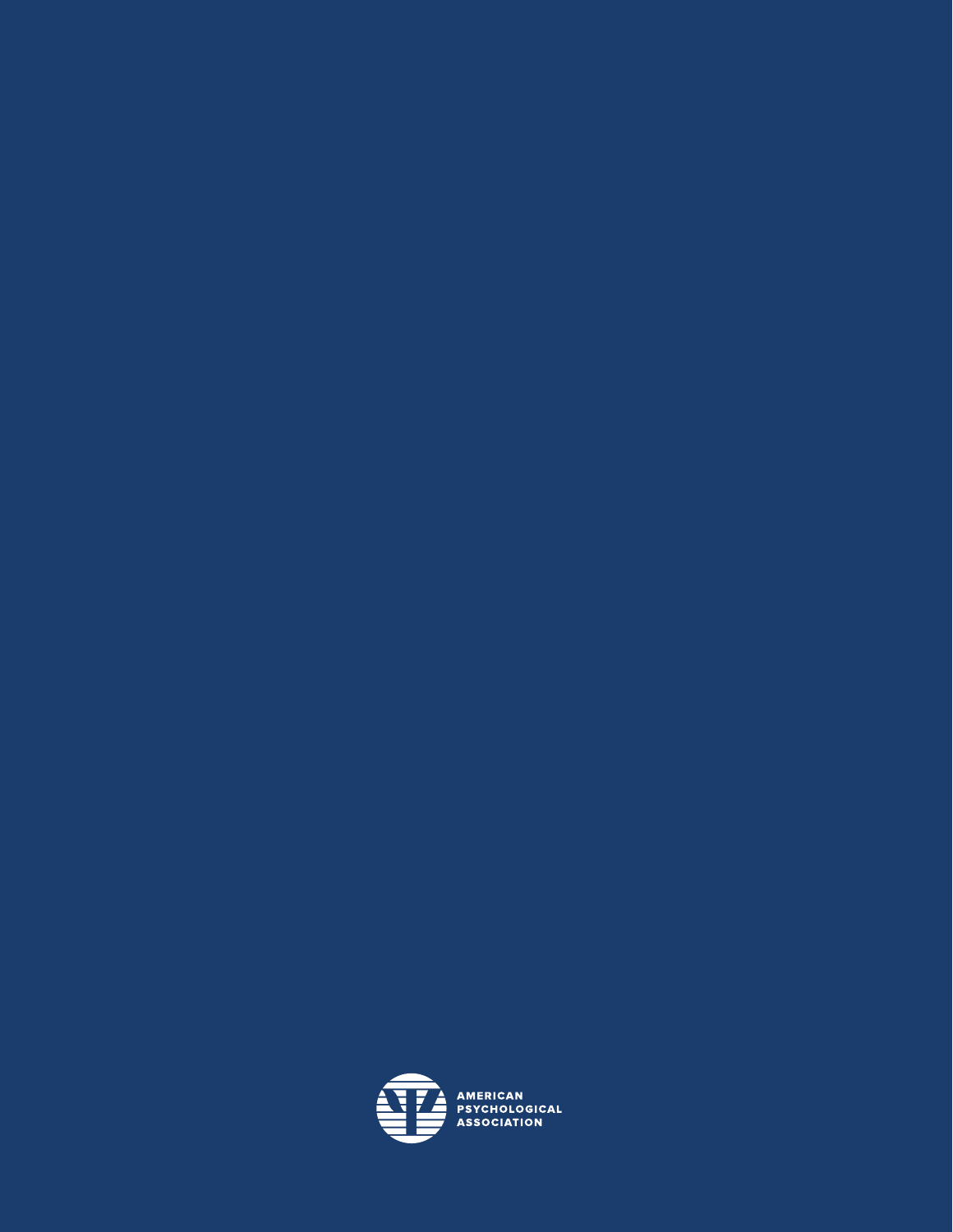AMERICAN
PSYCHOLOGICAL
ASSOCIATION